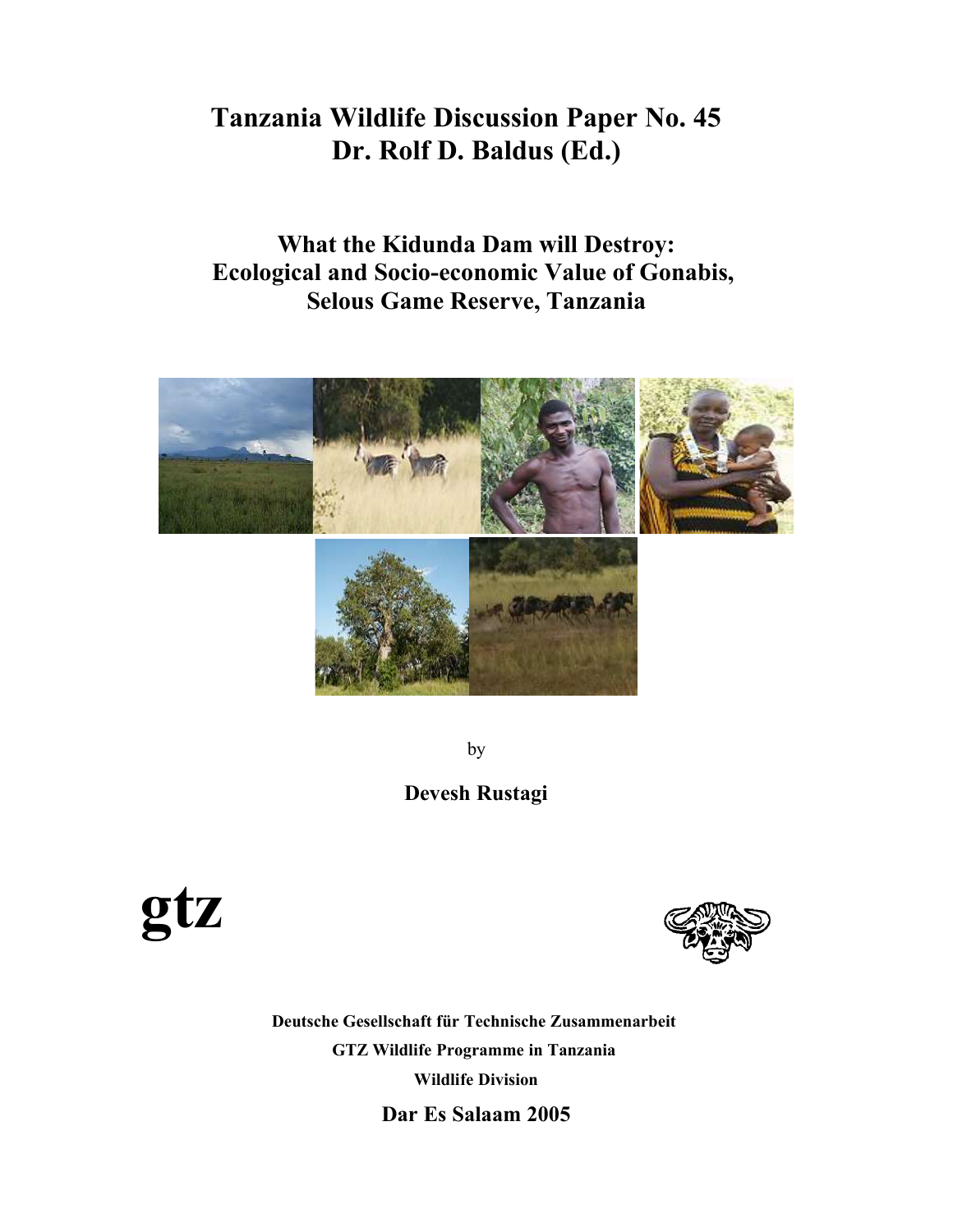# Tanzania Wildlife Discussion Paper No. 45
# Dr. Rolf D. Baldus (Ed.)

## What the Kidunda Dam will Destroy: Ecological and Socio-economic Value of Gonabis, Selous Game Reserve, Tanzania

by

**Devesh Rustagi**

**gtz**

**Deutsche Gesellschaft für Technische Zusammenarbeit**

**GTZ Wildlife Programme in Tanzania**

**Wildlife Division**

**Dar Es Salaam 2005**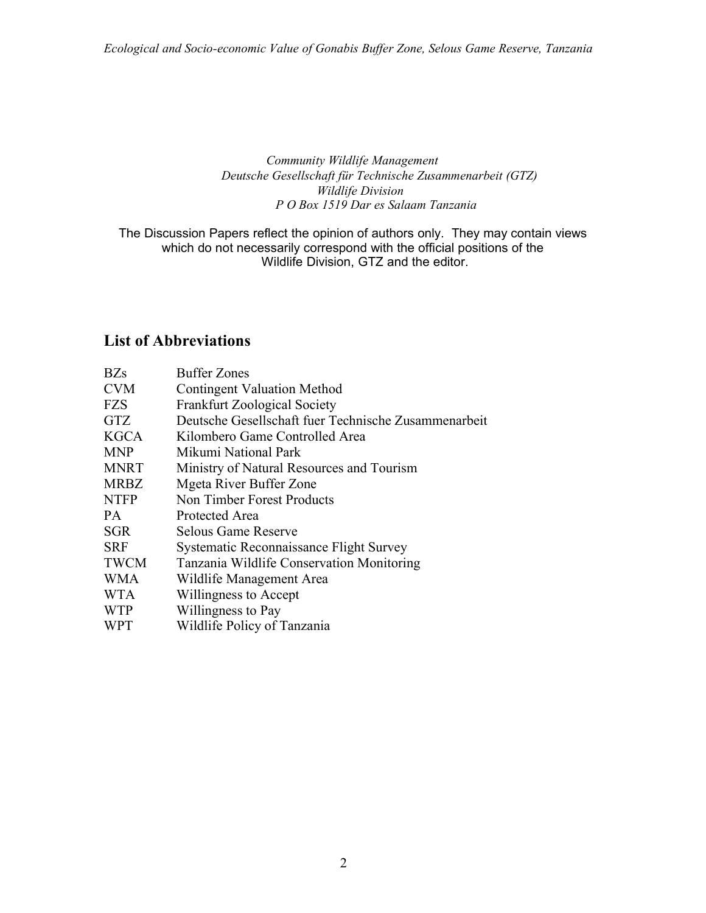*Community Wildlife Management*
*Deutsche Gesellschaft für Technische Zusammenarbeit (GTZ)*
*Wildlife Division*
*P O Box 1519 Dar es Salaam Tanzania*

The Discussion Papers reflect the opinion of authors only. They may contain views which do not necessarily correspond with the official positions of the Wildlife Division, GTZ and the editor.

## List of Abbreviations

| | |
|---|---|
| BZs | Buffer Zones |
| CVM | Contingent Valuation Method |
| FZS | Frankfurt Zoological Society |
| GTZ | Deutsche Gesellschaft fuer Technische Zusammenarbeit |
| KGCA | Kilombero Game Controlled Area |
| MNP | Mikumi National Park |
| MNRT | Ministry of Natural Resources and Tourism |
| MRBZ | Mgeta River Buffer Zone |
| NTFP | Non Timber Forest Products |
| PA | Protected Area |
| SGR | Selous Game Reserve |
| SRF | Systematic Reconnaissance Flight Survey |
| TWCM | Tanzania Wildlife Conservation Monitoring |
| WMA | Wildlife Management Area |
| WTA | Willingness to Accept |
| WTP | Willingness to Pay |
| WPT | Wildlife Policy of Tanzania |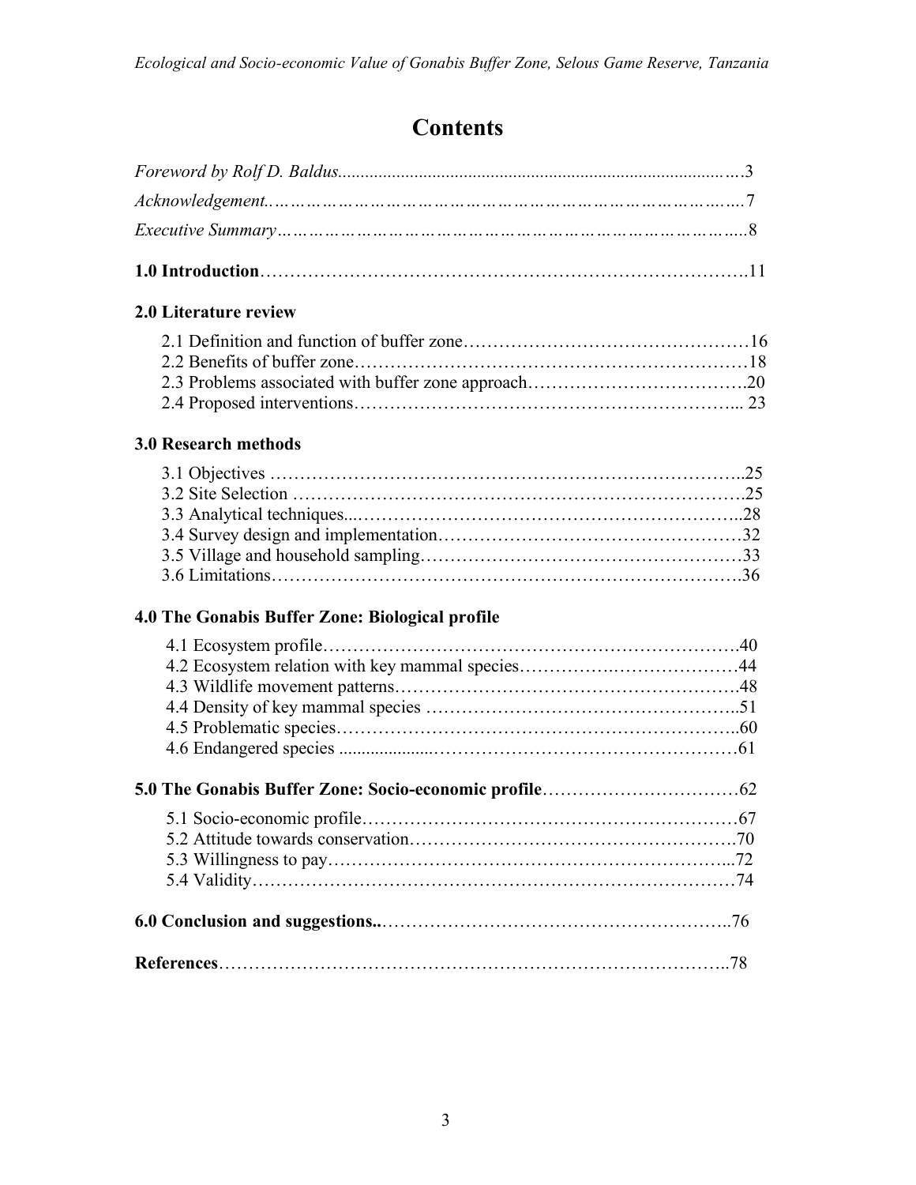# Contents

*Foreword by Rolf D. Baldus*......3

*Acknowledgement*......7

*Executive Summary*......8

**1.0 Introduction**......11

**2.0 Literature review**

2.1 Definition and function of buffer zone......16
2.2 Benefits of buffer zone......18
2.3 Problems associated with buffer zone approach......20
2.4 Proposed interventions......23

**3.0 Research methods**

3.1 Objectives......25
3.2 Site Selection......25
3.3 Analytical techniques......28
3.4 Survey design and implementation......32
3.5 Village and household sampling......33
3.6 Limitations......36

**4.0 The Gonabis Buffer Zone: Biological profile**

4.1 Ecosystem profile......40
4.2 Ecosystem relation with key mammal species......44
4.3 Wildlife movement patterns......48
4.4 Density of key mammal species......51
4.5 Problematic species......60
4.6 Endangered species......61

**5.0 The Gonabis Buffer Zone: Socio-economic profile**......62

5.1 Socio-economic profile......67
5.2 Attitude towards conservation......70
5.3 Willingness to pay......72
5.4 Validity......74

**6.0 Conclusion and suggestions.**......76

**References**......78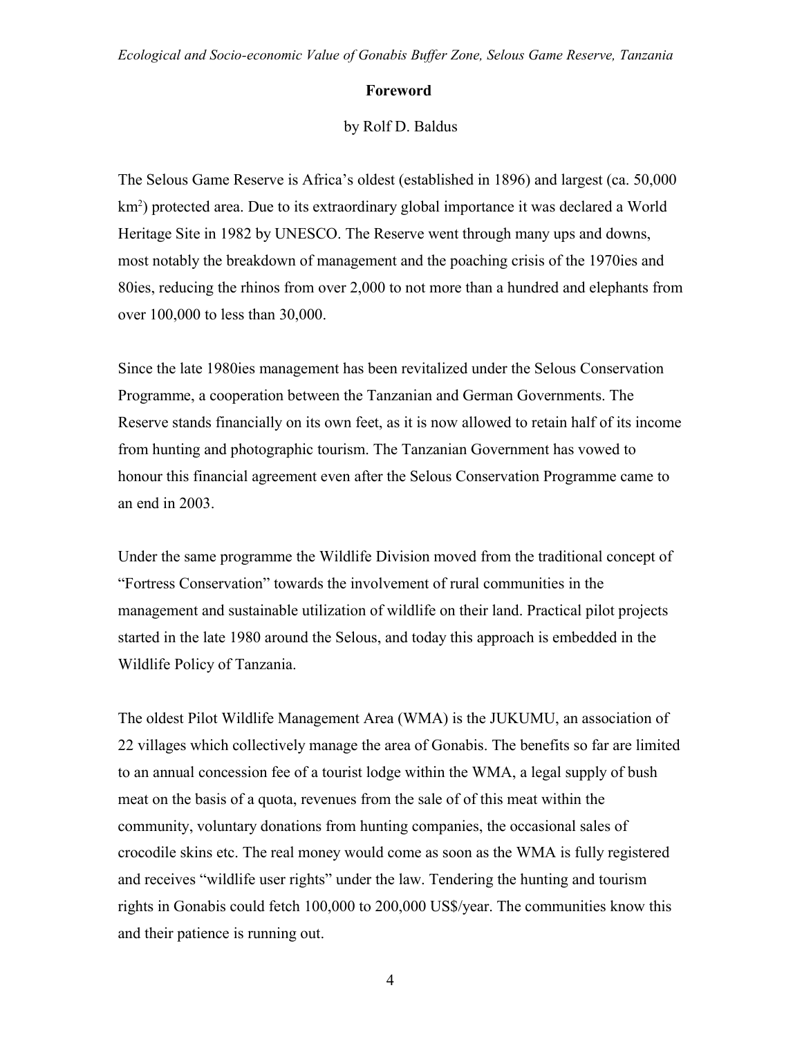## Foreword

by Rolf D. Baldus

The Selous Game Reserve is Africa's oldest (established in 1896) and largest (ca. 50,000 $km^2$) protected area. Due to its extraordinary global importance it was declared a World Heritage Site in 1982 by UNESCO. The Reserve went through many ups and downs, most notably the breakdown of management and the poaching crisis of the 1970ies and 80ies, reducing the rhinos from over 2,000 to not more than a hundred and elephants from over 100,000 to less than 30,000.

Since the late 1980ies management has been revitalized under the Selous Conservation Programme, a cooperation between the Tanzanian and German Governments. The Reserve stands financially on its own feet, as it is now allowed to retain half of its income from hunting and photographic tourism. The Tanzanian Government has vowed to honour this financial agreement even after the Selous Conservation Programme came to an end in 2003.

Under the same programme the Wildlife Division moved from the traditional concept of "Fortress Conservation" towards the involvement of rural communities in the management and sustainable utilization of wildlife on their land. Practical pilot projects started in the late 1980 around the Selous, and today this approach is embedded in the Wildlife Policy of Tanzania.

The oldest Pilot Wildlife Management Area (WMA) is the JUKUMU, an association of 22 villages which collectively manage the area of Gonabis. The benefits so far are limited to an annual concession fee of a tourist lodge within the WMA, a legal supply of bush meat on the basis of a quota, revenues from the sale of of this meat within the community, voluntary donations from hunting companies, the occasional sales of crocodile skins etc. The real money would come as soon as the WMA is fully registered and receives "wildlife user rights" under the law. Tendering the hunting and tourism rights in Gonabis could fetch 100,000 to 200,000 US$/year. The communities know this and their patience is running out.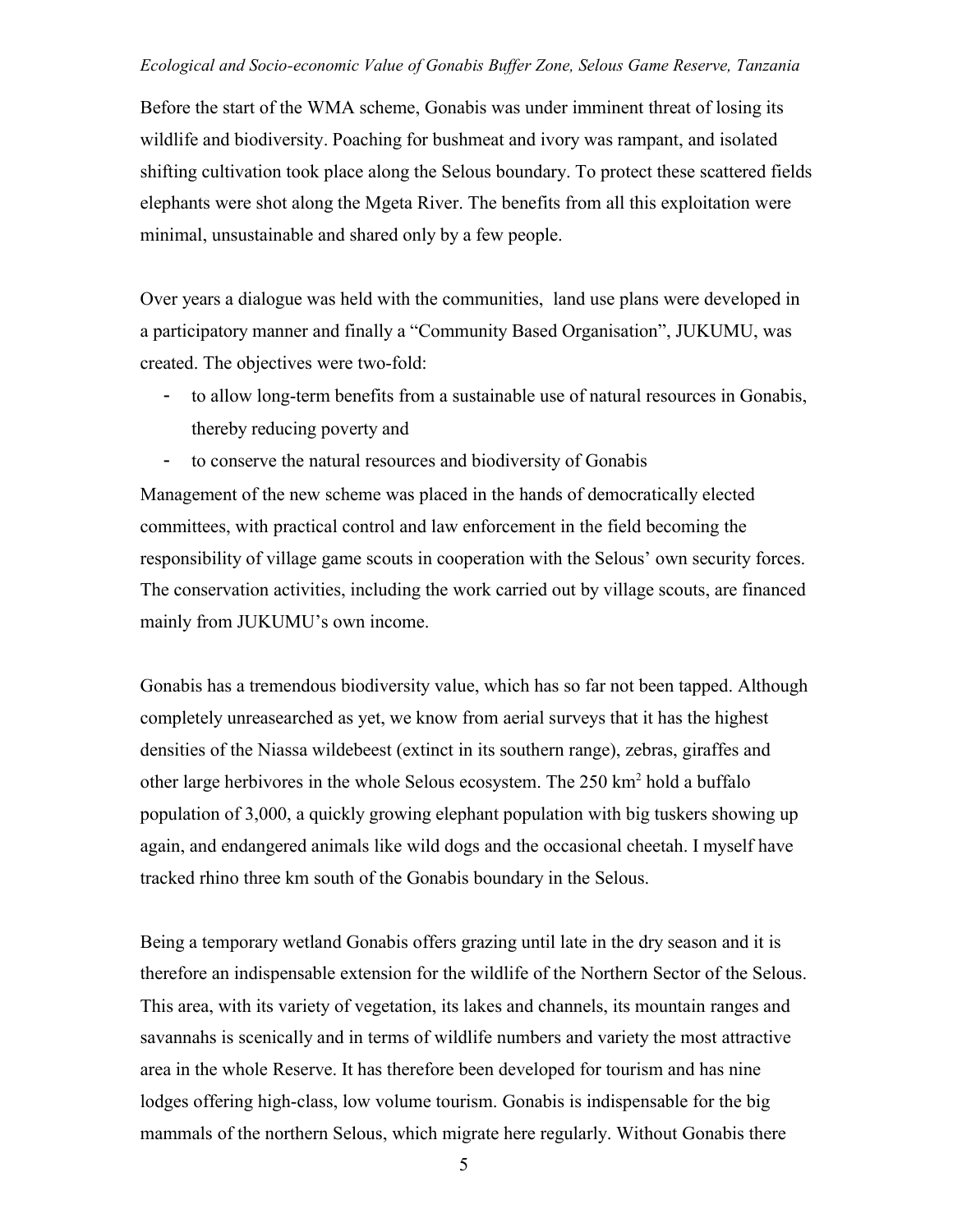Before the start of the WMA scheme, Gonabis was under imminent threat of losing its wildlife and biodiversity. Poaching for bushmeat and ivory was rampant, and isolated shifting cultivation took place along the Selous boundary. To protect these scattered fields elephants were shot along the Mgeta River. The benefits from all this exploitation were minimal, unsustainable and shared only by a few people.

Over years a dialogue was held with the communities,  land use plans were developed in a participatory manner and finally a "Community Based Organisation", JUKUMU, was created. The objectives were two-fold:

- to allow long-term benefits from a sustainable use of natural resources in Gonabis, thereby reducing poverty and
- to conserve the natural resources and biodiversity of Gonabis

Management of the new scheme was placed in the hands of democratically elected committees, with practical control and law enforcement in the field becoming the responsibility of village game scouts in cooperation with the Selous' own security forces. The conservation activities, including the work carried out by village scouts, are financed mainly from JUKUMU's own income.

Gonabis has a tremendous biodiversity value, which has so far not been tapped. Although completely unreasearched as yet, we know from aerial surveys that it has the highest densities of the Niassa wildebeest (extinct in its southern range), zebras, giraffes and other large herbivores in the whole Selous ecosystem. The 250 $km^2$ hold a buffalo population of 3,000, a quickly growing elephant population with big tuskers showing up again, and endangered animals like wild dogs and the occasional cheetah. I myself have tracked rhino three km south of the Gonabis boundary in the Selous.

Being a temporary wetland Gonabis offers grazing until late in the dry season and it is therefore an indispensable extension for the wildlife of the Northern Sector of the Selous. This area, with its variety of vegetation, its lakes and channels, its mountain ranges and savannahs is scenically and in terms of wildlife numbers and variety the most attractive area in the whole Reserve. It has therefore been developed for tourism and has nine lodges offering high-class, low volume tourism. Gonabis is indispensable for the big mammals of the northern Selous, which migrate here regularly. Without Gonabis there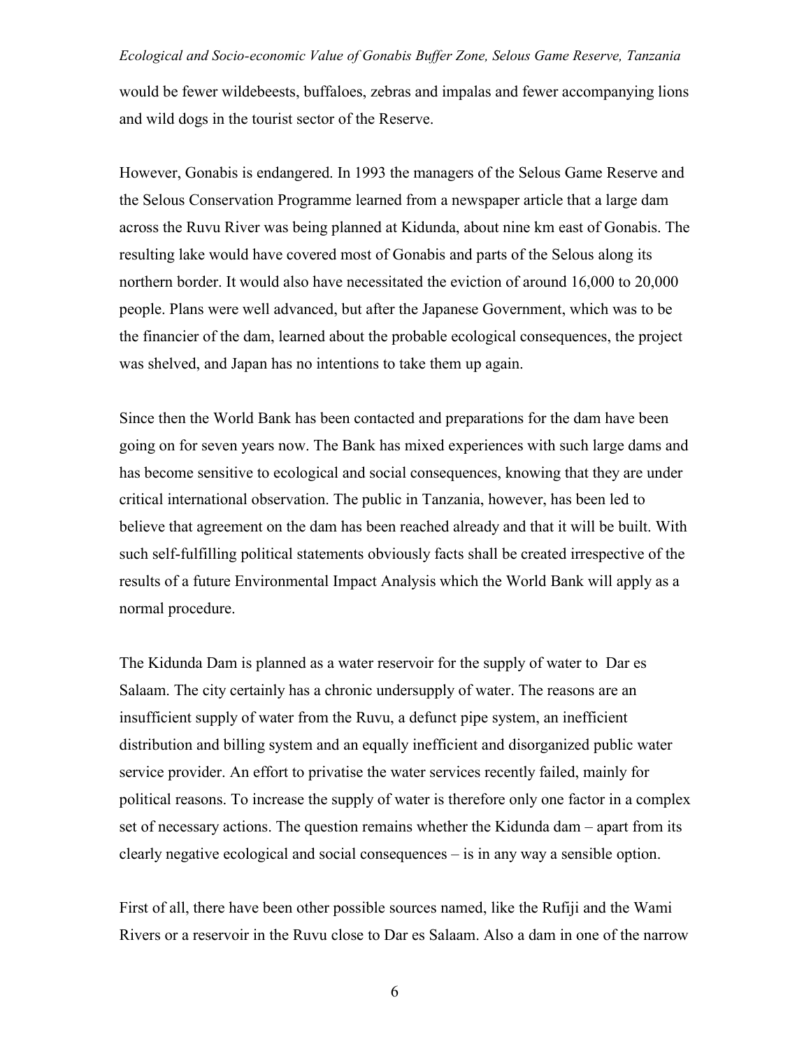would be fewer wildebeests, buffaloes, zebras and impalas and fewer accompanying lions and wild dogs in the tourist sector of the Reserve.

However, Gonabis is endangered. In 1993 the managers of the Selous Game Reserve and the Selous Conservation Programme learned from a newspaper article that a large dam across the Ruvu River was being planned at Kidunda, about nine km east of Gonabis. The resulting lake would have covered most of Gonabis and parts of the Selous along its northern border. It would also have necessitated the eviction of around 16,000 to 20,000 people. Plans were well advanced, but after the Japanese Government, which was to be the financier of the dam, learned about the probable ecological consequences, the project was shelved, and Japan has no intentions to take them up again.

Since then the World Bank has been contacted and preparations for the dam have been going on for seven years now. The Bank has mixed experiences with such large dams and has become sensitive to ecological and social consequences, knowing that they are under critical international observation. The public in Tanzania, however, has been led to believe that agreement on the dam has been reached already and that it will be built. With such self-fulfilling political statements obviously facts shall be created irrespective of the results of a future Environmental Impact Analysis which the World Bank will apply as a normal procedure.

The Kidunda Dam is planned as a water reservoir for the supply of water to Dar es Salaam. The city certainly has a chronic undersupply of water. The reasons are an insufficient supply of water from the Ruvu, a defunct pipe system, an inefficient distribution and billing system and an equally inefficient and disorganized public water service provider. An effort to privatise the water services recently failed, mainly for political reasons. To increase the supply of water is therefore only one factor in a complex set of necessary actions. The question remains whether the Kidunda dam – apart from its clearly negative ecological and social consequences – is in any way a sensible option.

First of all, there have been other possible sources named, like the Rufiji and the Wami Rivers or a reservoir in the Ruvu close to Dar es Salaam. Also a dam in one of the narrow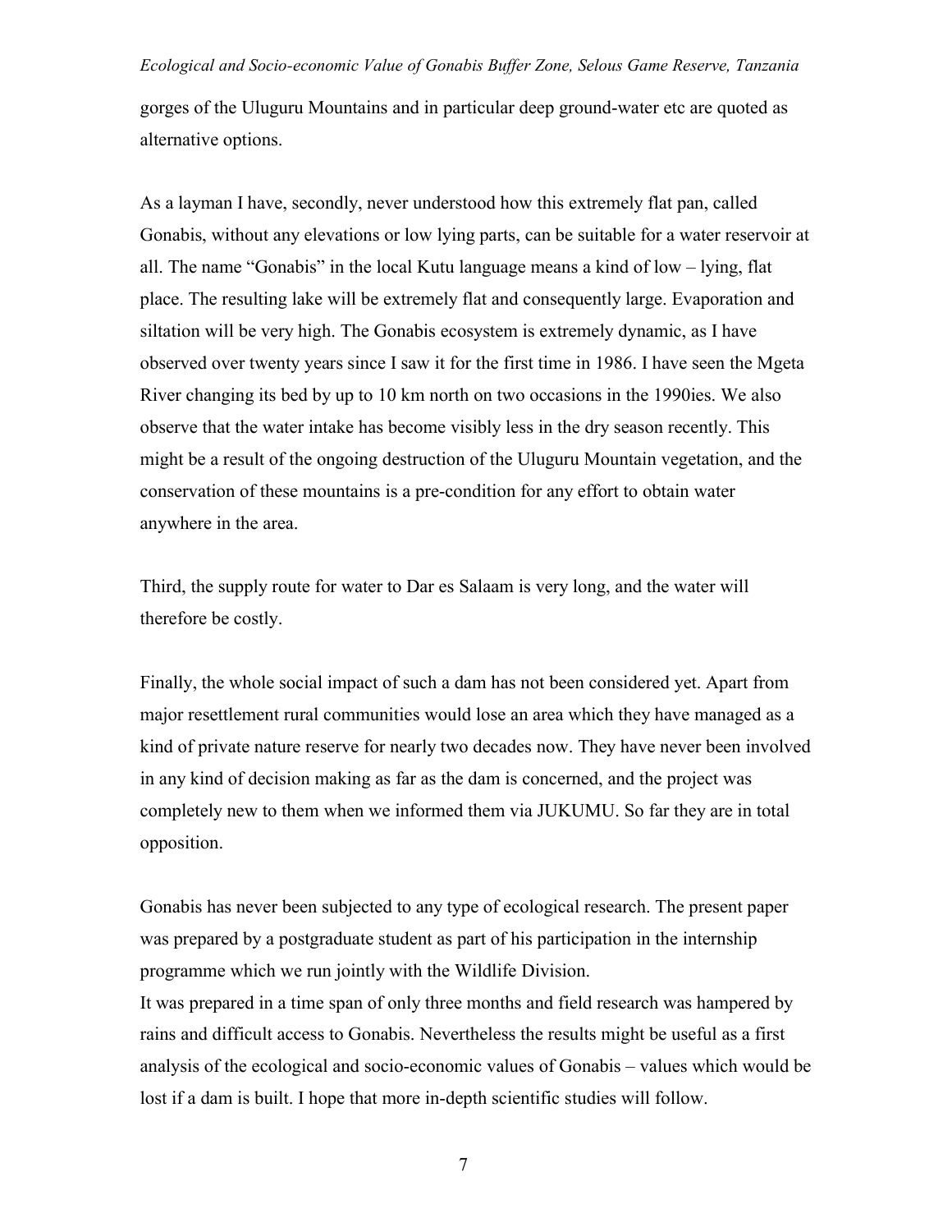gorges of the Uluguru Mountains and in particular deep ground-water etc are quoted as alternative options.

As a layman I have, secondly, never understood how this extremely flat pan, called Gonabis, without any elevations or low lying parts, can be suitable for a water reservoir at all. The name "Gonabis" in the local Kutu language means a kind of low – lying, flat place. The resulting lake will be extremely flat and consequently large. Evaporation and siltation will be very high. The Gonabis ecosystem is extremely dynamic, as I have observed over twenty years since I saw it for the first time in 1986. I have seen the Mgeta River changing its bed by up to 10 km north on two occasions in the 1990ies. We also observe that the water intake has become visibly less in the dry season recently. This might be a result of the ongoing destruction of the Uluguru Mountain vegetation, and the conservation of these mountains is a pre-condition for any effort to obtain water anywhere in the area.

Third, the supply route for water to Dar es Salaam is very long, and the water will therefore be costly.

Finally, the whole social impact of such a dam has not been considered yet. Apart from major resettlement rural communities would lose an area which they have managed as a kind of private nature reserve for nearly two decades now. They have never been involved in any kind of decision making as far as the dam is concerned, and the project was completely new to them when we informed them via JUKUMU. So far they are in total opposition.

Gonabis has never been subjected to any type of ecological research. The present paper was prepared by a postgraduate student as part of his participation in the internship programme which we run jointly with the Wildlife Division.
It was prepared in a time span of only three months and field research was hampered by rains and difficult access to Gonabis. Nevertheless the results might be useful as a first analysis of the ecological and socio-economic values of Gonabis – values which would be lost if a dam is built. I hope that more in-depth scientific studies will follow.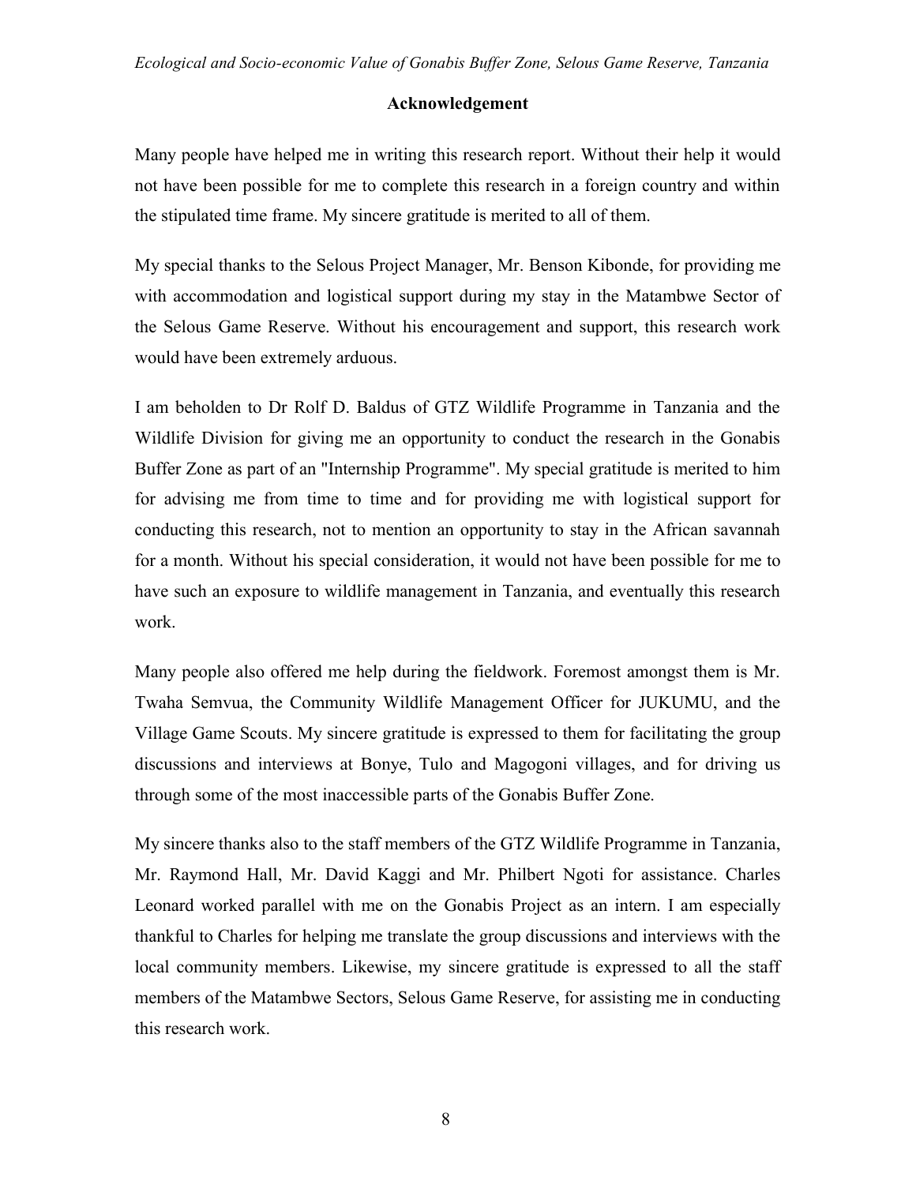## Acknowledgement

Many people have helped me in writing this research report. Without their help it would not have been possible for me to complete this research in a foreign country and within the stipulated time frame. My sincere gratitude is merited to all of them.

My special thanks to the Selous Project Manager, Mr. Benson Kibonde, for providing me with accommodation and logistical support during my stay in the Matambwe Sector of the Selous Game Reserve. Without his encouragement and support, this research work would have been extremely arduous.

I am beholden to Dr Rolf D. Baldus of GTZ Wildlife Programme in Tanzania and the Wildlife Division for giving me an opportunity to conduct the research in the Gonabis Buffer Zone as part of an "Internship Programme". My special gratitude is merited to him for advising me from time to time and for providing me with logistical support for conducting this research, not to mention an opportunity to stay in the African savannah for a month. Without his special consideration, it would not have been possible for me to have such an exposure to wildlife management in Tanzania, and eventually this research work.

Many people also offered me help during the fieldwork. Foremost amongst them is Mr. Twaha Semvua, the Community Wildlife Management Officer for JUKUMU, and the Village Game Scouts. My sincere gratitude is expressed to them for facilitating the group discussions and interviews at Bonye, Tulo and Magogoni villages, and for driving us through some of the most inaccessible parts of the Gonabis Buffer Zone.

My sincere thanks also to the staff members of the GTZ Wildlife Programme in Tanzania, Mr. Raymond Hall, Mr. David Kaggi and Mr. Philbert Ngoti for assistance. Charles Leonard worked parallel with me on the Gonabis Project as an intern. I am especially thankful to Charles for helping me translate the group discussions and interviews with the local community members. Likewise, my sincere gratitude is expressed to all the staff members of the Matambwe Sectors, Selous Game Reserve, for assisting me in conducting this research work.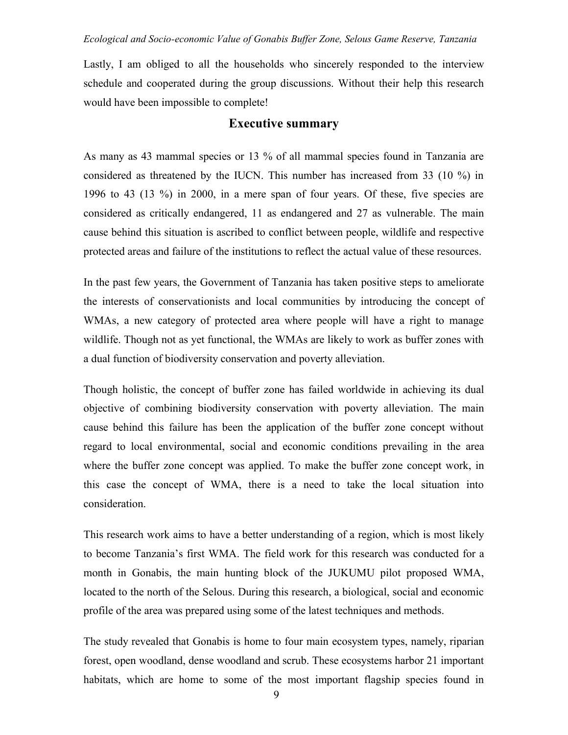Lastly, I am obliged to all the households who sincerely responded to the interview schedule and cooperated during the group discussions. Without their help this research would have been impossible to complete!

## Executive summary

As many as 43 mammal species or 13 % of all mammal species found in Tanzania are considered as threatened by the IUCN. This number has increased from 33 (10 %) in 1996 to 43 (13 %) in 2000, in a mere span of four years. Of these, five species are considered as critically endangered, 11 as endangered and 27 as vulnerable. The main cause behind this situation is ascribed to conflict between people, wildlife and respective protected areas and failure of the institutions to reflect the actual value of these resources.

In the past few years, the Government of Tanzania has taken positive steps to ameliorate the interests of conservationists and local communities by introducing the concept of WMAs, a new category of protected area where people will have a right to manage wildlife. Though not as yet functional, the WMAs are likely to work as buffer zones with a dual function of biodiversity conservation and poverty alleviation.

Though holistic, the concept of buffer zone has failed worldwide in achieving its dual objective of combining biodiversity conservation with poverty alleviation. The main cause behind this failure has been the application of the buffer zone concept without regard to local environmental, social and economic conditions prevailing in the area where the buffer zone concept was applied. To make the buffer zone concept work, in this case the concept of WMA, there is a need to take the local situation into consideration.

This research work aims to have a better understanding of a region, which is most likely to become Tanzania's first WMA. The field work for this research was conducted for a month in Gonabis, the main hunting block of the JUKUMU pilot proposed WMA, located to the north of the Selous. During this research, a biological, social and economic profile of the area was prepared using some of the latest techniques and methods.

The study revealed that Gonabis is home to four main ecosystem types, namely, riparian forest, open woodland, dense woodland and scrub. These ecosystems harbor 21 important habitats, which are home to some of the most important flagship species found in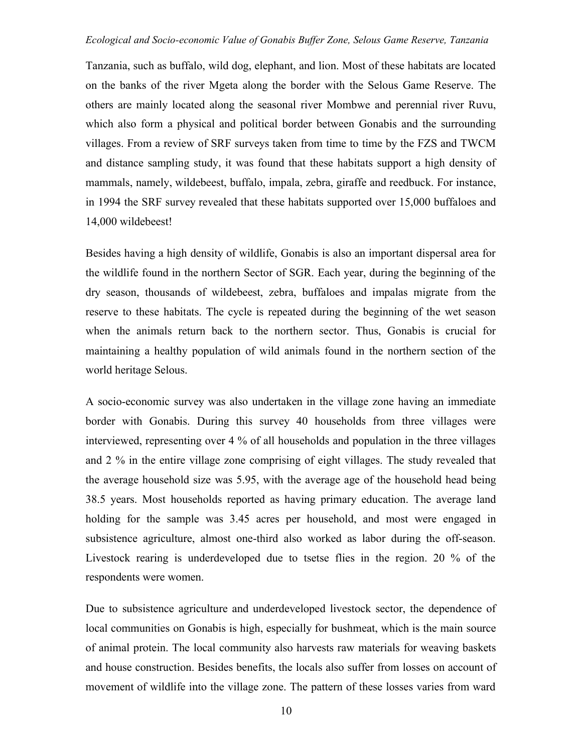Tanzania, such as buffalo, wild dog, elephant, and lion. Most of these habitats are located on the banks of the river Mgeta along the border with the Selous Game Reserve. The others are mainly located along the seasonal river Mombwe and perennial river Ruvu, which also form a physical and political border between Gonabis and the surrounding villages. From a review of SRF surveys taken from time to time by the FZS and TWCM and distance sampling study, it was found that these habitats support a high density of mammals, namely, wildebeest, buffalo, impala, zebra, giraffe and reedbuck. For instance, in 1994 the SRF survey revealed that these habitats supported over 15,000 buffaloes and 14,000 wildebeest!

Besides having a high density of wildlife, Gonabis is also an important dispersal area for the wildlife found in the northern Sector of SGR. Each year, during the beginning of the dry season, thousands of wildebeest, zebra, buffaloes and impalas migrate from the reserve to these habitats. The cycle is repeated during the beginning of the wet season when the animals return back to the northern sector. Thus, Gonabis is crucial for maintaining a healthy population of wild animals found in the northern section of the world heritage Selous.

A socio-economic survey was also undertaken in the village zone having an immediate border with Gonabis. During this survey 40 households from three villages were interviewed, representing over 4 % of all households and population in the three villages and 2 % in the entire village zone comprising of eight villages. The study revealed that the average household size was 5.95, with the average age of the household head being 38.5 years. Most households reported as having primary education. The average land holding for the sample was 3.45 acres per household, and most were engaged in subsistence agriculture, almost one-third also worked as labor during the off-season. Livestock rearing is underdeveloped due to tsetse flies in the region. 20 % of the respondents were women.

Due to subsistence agriculture and underdeveloped livestock sector, the dependence of local communities on Gonabis is high, especially for bushmeat, which is the main source of animal protein. The local community also harvests raw materials for weaving baskets and house construction. Besides benefits, the locals also suffer from losses on account of movement of wildlife into the village zone. The pattern of these losses varies from ward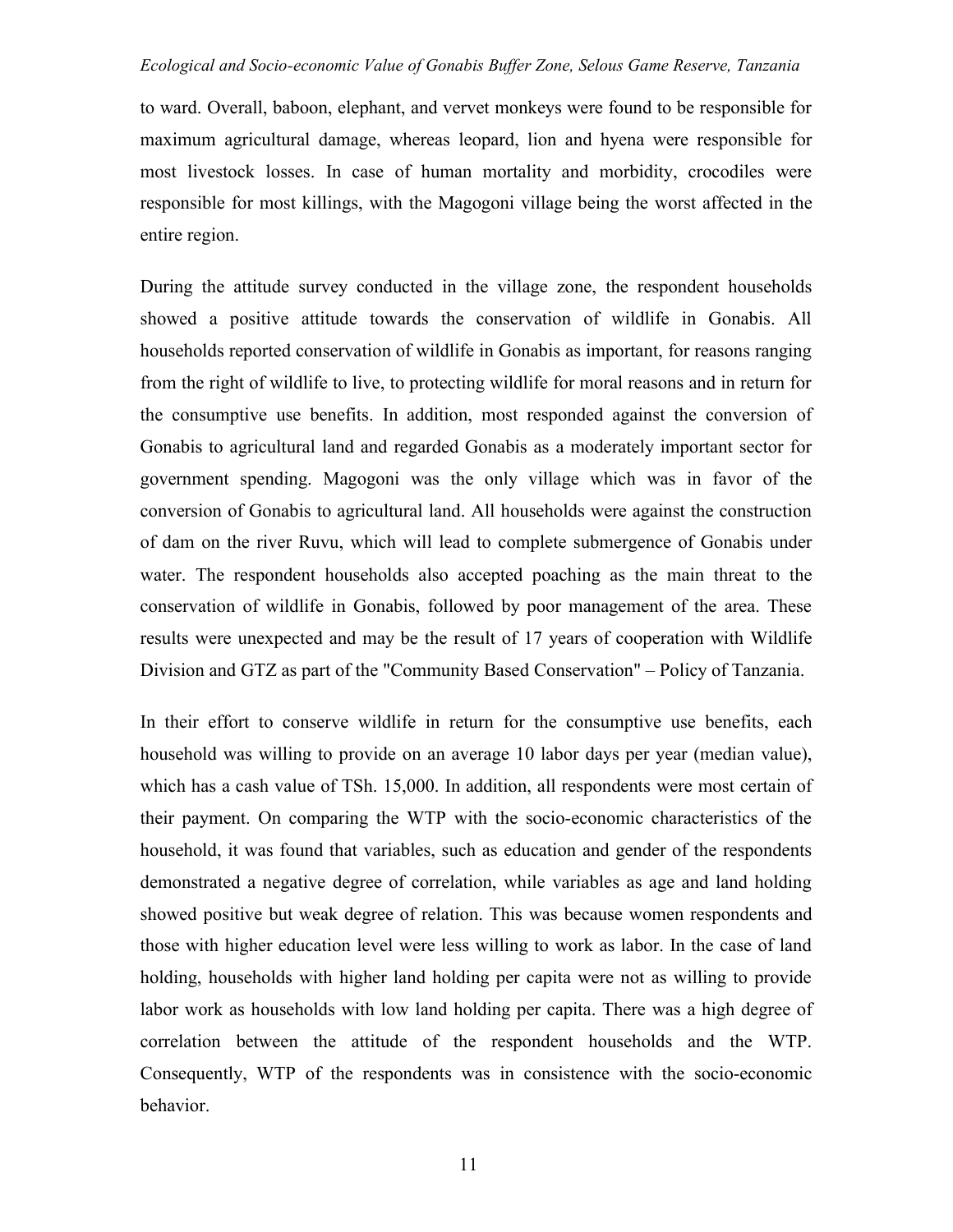to ward. Overall, baboon, elephant, and vervet monkeys were found to be responsible for maximum agricultural damage, whereas leopard, lion and hyena were responsible for most livestock losses. In case of human mortality and morbidity, crocodiles were responsible for most killings, with the Magogoni village being the worst affected in the entire region.

During the attitude survey conducted in the village zone, the respondent households showed a positive attitude towards the conservation of wildlife in Gonabis. All households reported conservation of wildlife in Gonabis as important, for reasons ranging from the right of wildlife to live, to protecting wildlife for moral reasons and in return for the consumptive use benefits. In addition, most responded against the conversion of Gonabis to agricultural land and regarded Gonabis as a moderately important sector for government spending. Magogoni was the only village which was in favor of the conversion of Gonabis to agricultural land. All households were against the construction of dam on the river Ruvu, which will lead to complete submergence of Gonabis under water. The respondent households also accepted poaching as the main threat to the conservation of wildlife in Gonabis, followed by poor management of the area. These results were unexpected and may be the result of 17 years of cooperation with Wildlife Division and GTZ as part of the "Community Based Conservation" – Policy of Tanzania.

In their effort to conserve wildlife in return for the consumptive use benefits, each household was willing to provide on an average 10 labor days per year (median value), which has a cash value of TSh. 15,000. In addition, all respondents were most certain of their payment. On comparing the WTP with the socio-economic characteristics of the household, it was found that variables, such as education and gender of the respondents demonstrated a negative degree of correlation, while variables as age and land holding showed positive but weak degree of relation. This was because women respondents and those with higher education level were less willing to work as labor. In the case of land holding, households with higher land holding per capita were not as willing to provide labor work as households with low land holding per capita. There was a high degree of correlation between the attitude of the respondent households and the WTP. Consequently, WTP of the respondents was in consistence with the socio-economic behavior.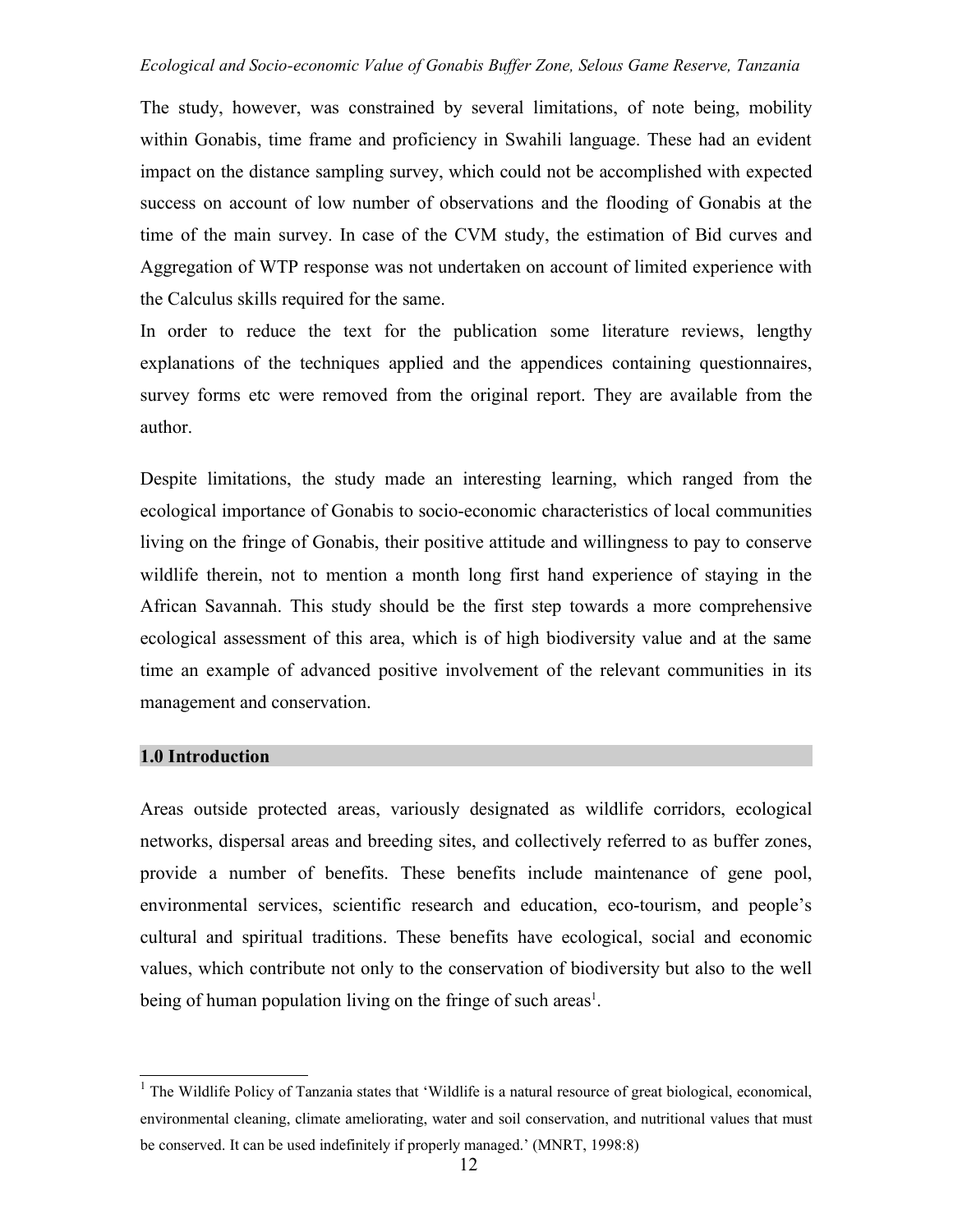The study, however, was constrained by several limitations, of note being, mobility within Gonabis, time frame and proficiency in Swahili language. These had an evident impact on the distance sampling survey, which could not be accomplished with expected success on account of low number of observations and the flooding of Gonabis at the time of the main survey. In case of the CVM study, the estimation of Bid curves and Aggregation of WTP response was not undertaken on account of limited experience with the Calculus skills required for the same.

In order to reduce the text for the publication some literature reviews, lengthy explanations of the techniques applied and the appendices containing questionnaires, survey forms etc were removed from the original report. They are available from the author.

Despite limitations, the study made an interesting learning, which ranged from the ecological importance of Gonabis to socio-economic characteristics of local communities living on the fringe of Gonabis, their positive attitude and willingness to pay to conserve wildlife therein, not to mention a month long first hand experience of staying in the African Savannah. This study should be the first step towards a more comprehensive ecological assessment of this area, which is of high biodiversity value and at the same time an example of advanced positive involvement of the relevant communities in its management and conservation.

## 1.0 Introduction

Areas outside protected areas, variously designated as wildlife corridors, ecological networks, dispersal areas and breeding sites, and collectively referred to as buffer zones, provide a number of benefits. These benefits include maintenance of gene pool, environmental services, scientific research and education, eco-tourism, and people's cultural and spiritual traditions. These benefits have ecological, social and economic values, which contribute not only to the conservation of biodiversity but also to the well being of human population living on the fringe of such areas[1].

---

[1] The Wildlife Policy of Tanzania states that 'Wildlife is a natural resource of great biological, economical, environmental cleaning, climate ameliorating, water and soil conservation, and nutritional values that must be conserved. It can be used indefinitely if properly managed.' (MNRT, 1998:8)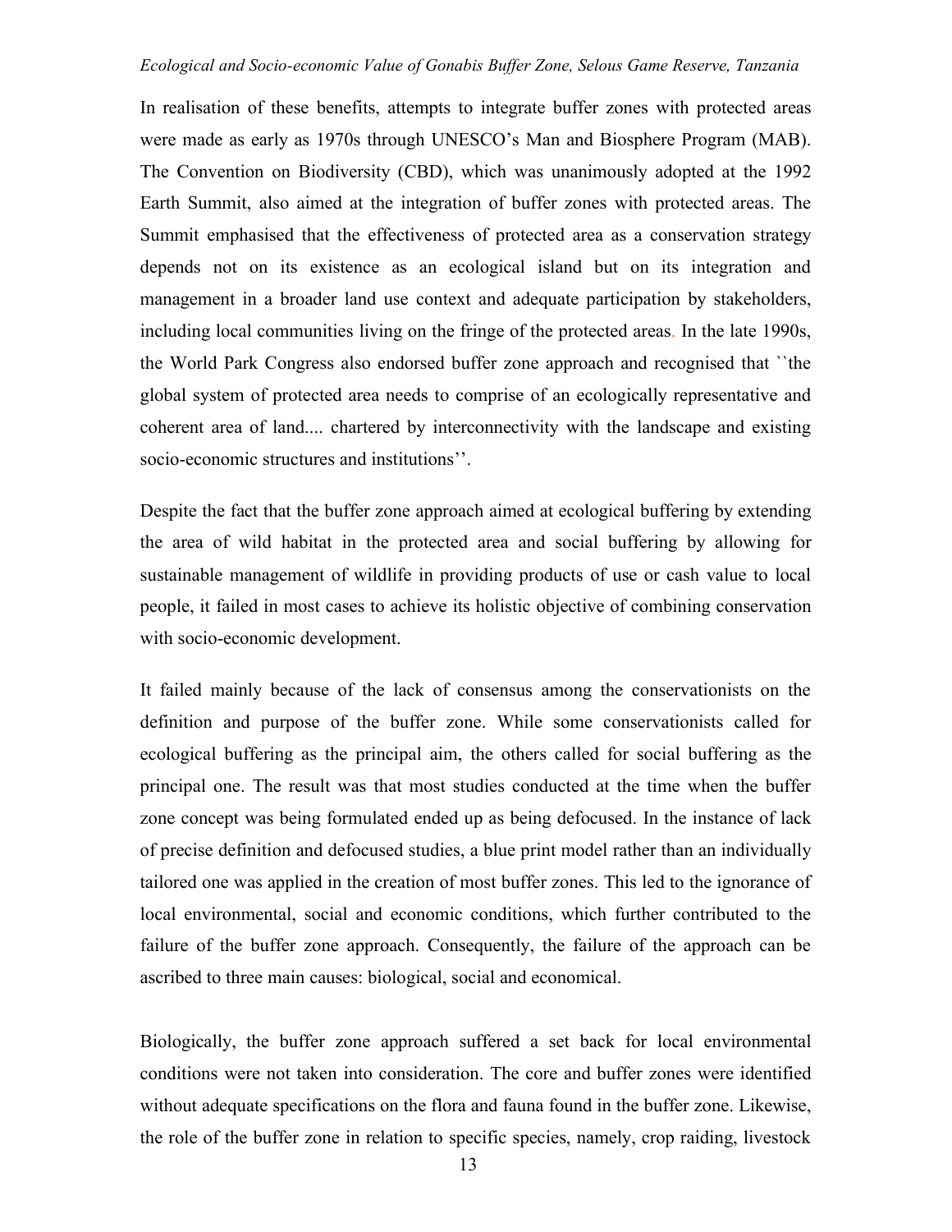In realisation of these benefits, attempts to integrate buffer zones with protected areas were made as early as 1970s through UNESCO's Man and Biosphere Program (MAB). The Convention on Biodiversity (CBD), which was unanimously adopted at the 1992 Earth Summit, also aimed at the integration of buffer zones with protected areas. The Summit emphasised that the effectiveness of protected area as a conservation strategy depends not on its existence as an ecological island but on its integration and management in a broader land use context and adequate participation by stakeholders, including local communities living on the fringe of the protected areas. In the late 1990s, the World Park Congress also endorsed buffer zone approach and recognised that ``the global system of protected area needs to comprise of an ecologically representative and coherent area of land.... chartered by interconnectivity with the landscape and existing socio-economic structures and institutions''.

Despite the fact that the buffer zone approach aimed at ecological buffering by extending the area of wild habitat in the protected area and social buffering by allowing for sustainable management of wildlife in providing products of use or cash value to local people, it failed in most cases to achieve its holistic objective of combining conservation with socio-economic development.

It failed mainly because of the lack of consensus among the conservationists on the definition and purpose of the buffer zone. While some conservationists called for ecological buffering as the principal aim, the others called for social buffering as the principal one. The result was that most studies conducted at the time when the buffer zone concept was being formulated ended up as being defocused. In the instance of lack of precise definition and defocused studies, a blue print model rather than an individually tailored one was applied in the creation of most buffer zones. This led to the ignorance of local environmental, social and economic conditions, which further contributed to the failure of the buffer zone approach. Consequently, the failure of the approach can be ascribed to three main causes: biological, social and economical.

Biologically, the buffer zone approach suffered a set back for local environmental conditions were not taken into consideration. The core and buffer zones were identified without adequate specifications on the flora and fauna found in the buffer zone. Likewise, the role of the buffer zone in relation to specific species, namely, crop raiding, livestock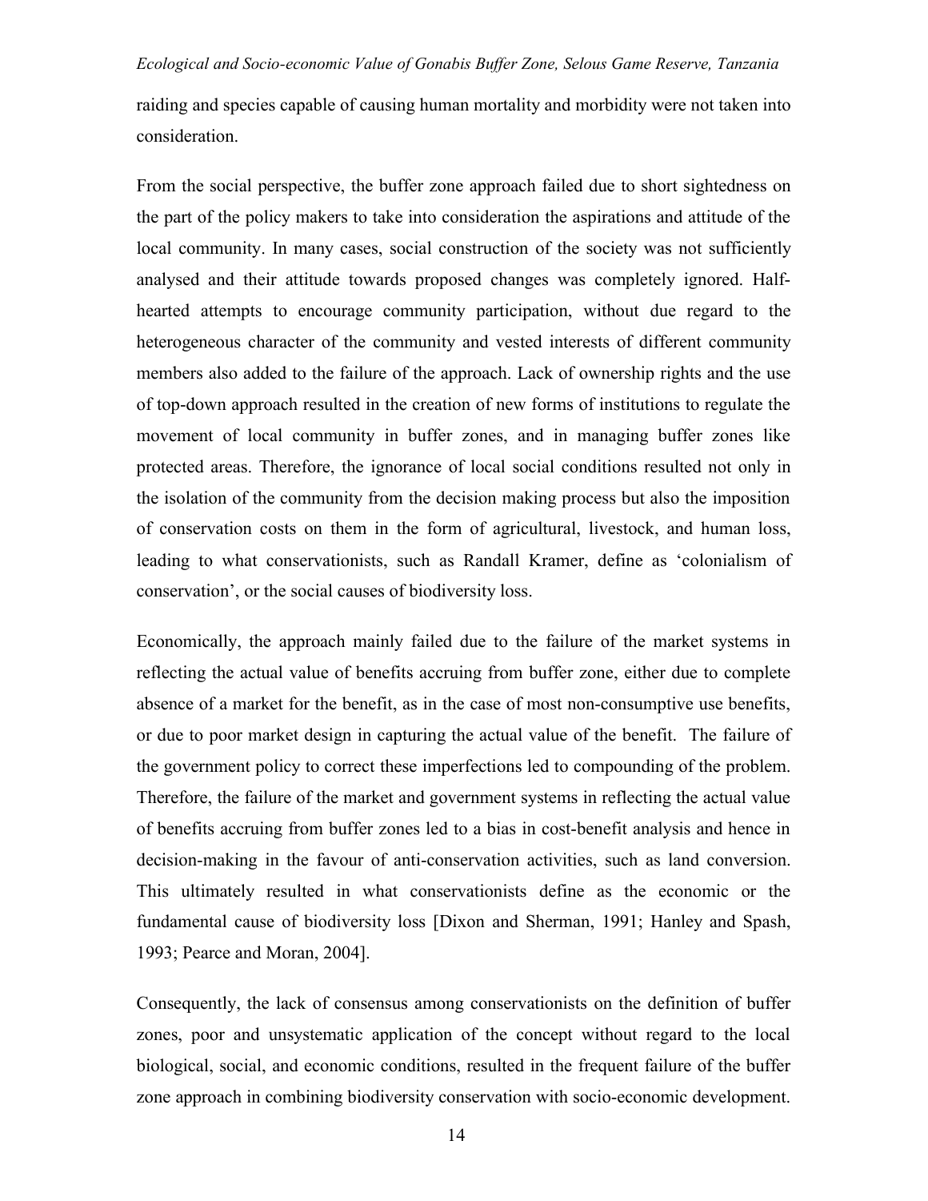raiding and species capable of causing human mortality and morbidity were not taken into consideration.

From the social perspective, the buffer zone approach failed due to short sightedness on the part of the policy makers to take into consideration the aspirations and attitude of the local community. In many cases, social construction of the society was not sufficiently analysed and their attitude towards proposed changes was completely ignored. Half-hearted attempts to encourage community participation, without due regard to the heterogeneous character of the community and vested interests of different community members also added to the failure of the approach. Lack of ownership rights and the use of top-down approach resulted in the creation of new forms of institutions to regulate the movement of local community in buffer zones, and in managing buffer zones like protected areas. Therefore, the ignorance of local social conditions resulted not only in the isolation of the community from the decision making process but also the imposition of conservation costs on them in the form of agricultural, livestock, and human loss, leading to what conservationists, such as Randall Kramer, define as 'colonialism of conservation', or the social causes of biodiversity loss.

Economically, the approach mainly failed due to the failure of the market systems in reflecting the actual value of benefits accruing from buffer zone, either due to complete absence of a market for the benefit, as in the case of most non-consumptive use benefits, or due to poor market design in capturing the actual value of the benefit. The failure of the government policy to correct these imperfections led to compounding of the problem. Therefore, the failure of the market and government systems in reflecting the actual value of benefits accruing from buffer zones led to a bias in cost-benefit analysis and hence in decision-making in the favour of anti-conservation activities, such as land conversion. This ultimately resulted in what conservationists define as the economic or the fundamental cause of biodiversity loss [Dixon and Sherman, 1991; Hanley and Spash, 1993; Pearce and Moran, 2004].

Consequently, the lack of consensus among conservationists on the definition of buffer zones, poor and unsystematic application of the concept without regard to the local biological, social, and economic conditions, resulted in the frequent failure of the buffer zone approach in combining biodiversity conservation with socio-economic development.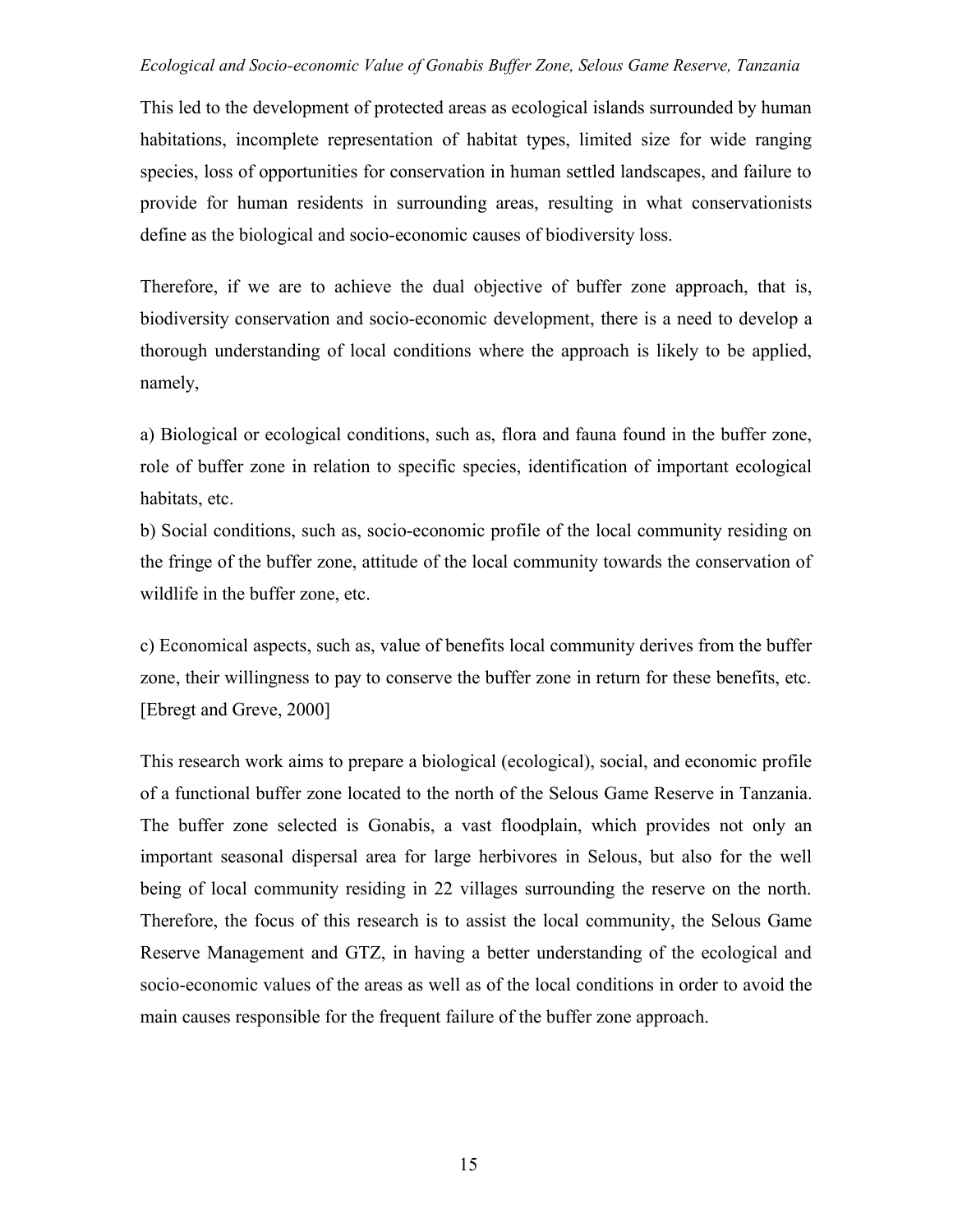This led to the development of protected areas as ecological islands surrounded by human habitations, incomplete representation of habitat types, limited size for wide ranging species, loss of opportunities for conservation in human settled landscapes, and failure to provide for human residents in surrounding areas, resulting in what conservationists define as the biological and socio-economic causes of biodiversity loss.

Therefore, if we are to achieve the dual objective of buffer zone approach, that is, biodiversity conservation and socio-economic development, there is a need to develop a thorough understanding of local conditions where the approach is likely to be applied, namely,

a) Biological or ecological conditions, such as, flora and fauna found in the buffer zone, role of buffer zone in relation to specific species, identification of important ecological habitats, etc.

b) Social conditions, such as, socio-economic profile of the local community residing on the fringe of the buffer zone, attitude of the local community towards the conservation of wildlife in the buffer zone, etc.

c) Economical aspects, such as, value of benefits local community derives from the buffer zone, their willingness to pay to conserve the buffer zone in return for these benefits, etc. [Ebregt and Greve, 2000]

This research work aims to prepare a biological (ecological), social, and economic profile of a functional buffer zone located to the north of the Selous Game Reserve in Tanzania. The buffer zone selected is Gonabis, a vast floodplain, which provides not only an important seasonal dispersal area for large herbivores in Selous, but also for the well being of local community residing in 22 villages surrounding the reserve on the north. Therefore, the focus of this research is to assist the local community, the Selous Game Reserve Management and GTZ, in having a better understanding of the ecological and socio-economic values of the areas as well as of the local conditions in order to avoid the main causes responsible for the frequent failure of the buffer zone approach.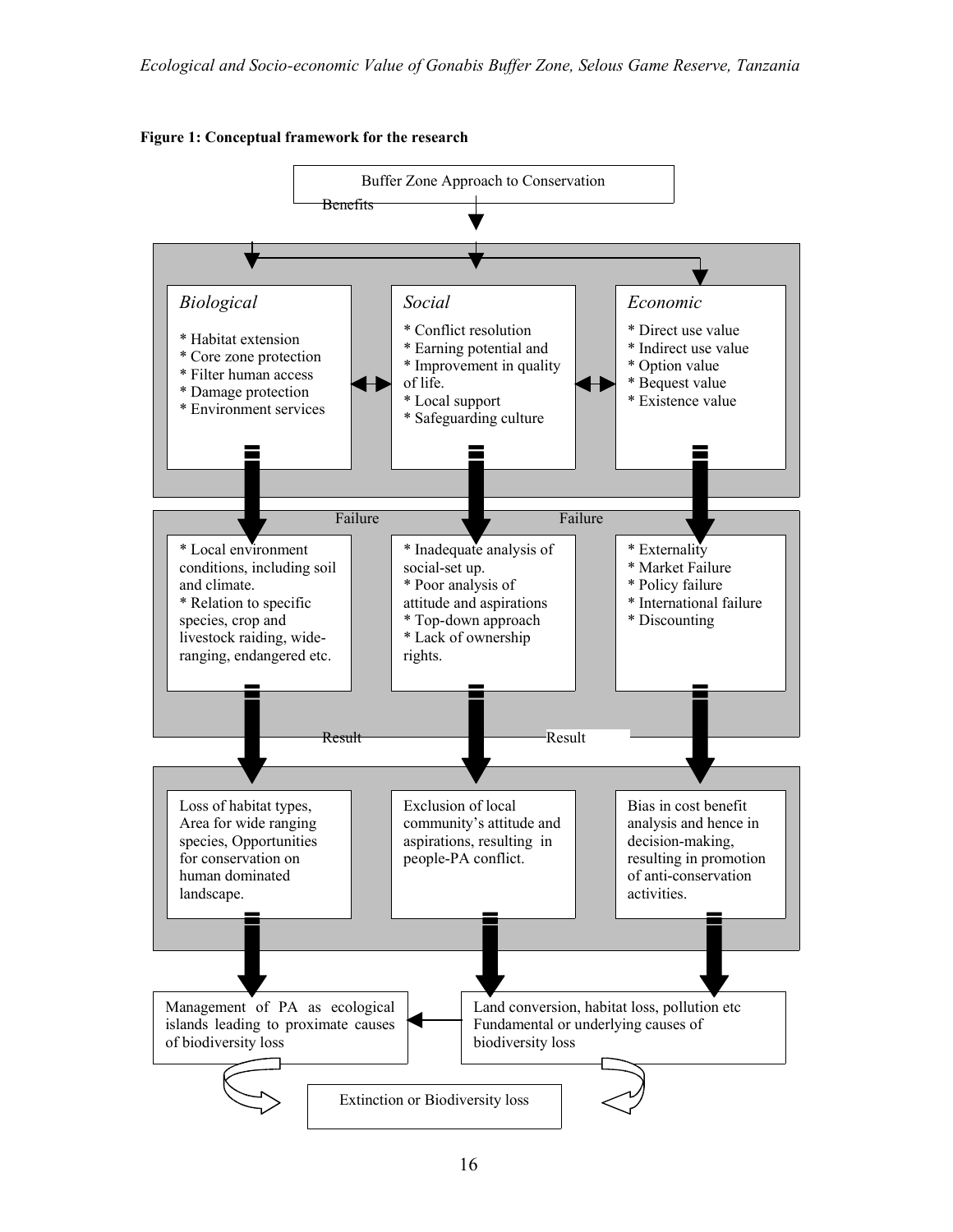**Figure 1: Conceptual framework for the research**

Buffer Zone Approach to Conservation

Benefits

*Biological*

* Habitat extension
* Core zone protection
* Filter human access
* Damage protection
* Environment services

*Social*

* Conflict resolution
* Earning potential and
* Improvement in quality of life.
* Local support
* Safeguarding culture

*Economic*

* Direct use value
* Indirect use value
* Option value
* Bequest value
* Existence value

Failure

* Local environment conditions, including soil and climate.
* Relation to specific species, crop and livestock raiding, wide-ranging, endangered etc.

* Inadequate analysis of social-set up.
* Poor analysis of attitude and aspirations
* Top-down approach
* Lack of ownership rights.

* Externality
* Market Failure
* Policy failure
* International failure
* Discounting

Result

Loss of habitat types, Area for wide ranging species, Opportunities for conservation on human dominated landscape.

Exclusion of local community's attitude and aspirations, resulting in people-PA conflict.

Bias in cost benefit analysis and hence in decision-making, resulting in promotion of anti-conservation activities.

Management of PA as ecological islands leading to proximate causes of biodiversity loss

Land conversion, habitat loss, pollution etc Fundamental or underlying causes of biodiversity loss

Extinction or Biodiversity loss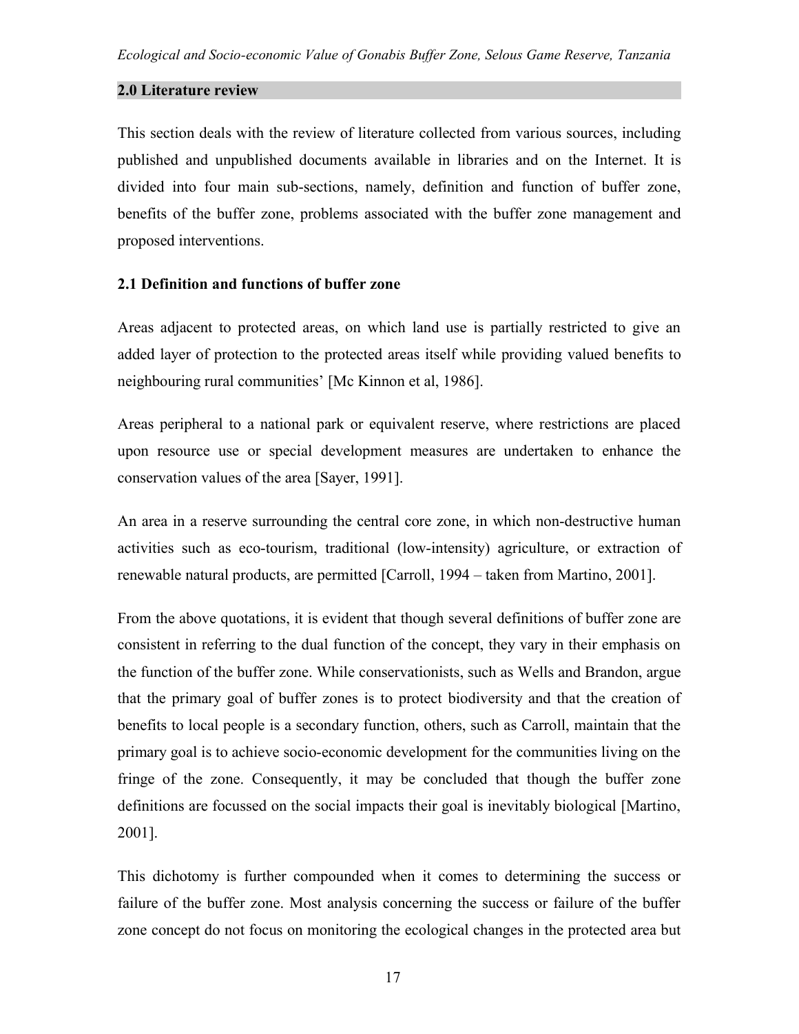## 2.0 Literature review

This section deals with the review of literature collected from various sources, including published and unpublished documents available in libraries and on the Internet. It is divided into four main sub-sections, namely, definition and function of buffer zone, benefits of the buffer zone, problems associated with the buffer zone management and proposed interventions.

### 2.1 Definition and functions of buffer zone

Areas adjacent to protected areas, on which land use is partially restricted to give an added layer of protection to the protected areas itself while providing valued benefits to neighbouring rural communities' [Mc Kinnon et al, 1986].

Areas peripheral to a national park or equivalent reserve, where restrictions are placed upon resource use or special development measures are undertaken to enhance the conservation values of the area [Sayer, 1991].

An area in a reserve surrounding the central core zone, in which non-destructive human activities such as eco-tourism, traditional (low-intensity) agriculture, or extraction of renewable natural products, are permitted [Carroll, 1994 – taken from Martino, 2001].

From the above quotations, it is evident that though several definitions of buffer zone are consistent in referring to the dual function of the concept, they vary in their emphasis on the function of the buffer zone. While conservationists, such as Wells and Brandon, argue that the primary goal of buffer zones is to protect biodiversity and that the creation of benefits to local people is a secondary function, others, such as Carroll, maintain that the primary goal is to achieve socio-economic development for the communities living on the fringe of the zone. Consequently, it may be concluded that though the buffer zone definitions are focussed on the social impacts their goal is inevitably biological [Martino, 2001].

This dichotomy is further compounded when it comes to determining the success or failure of the buffer zone. Most analysis concerning the success or failure of the buffer zone concept do not focus on monitoring the ecological changes in the protected area but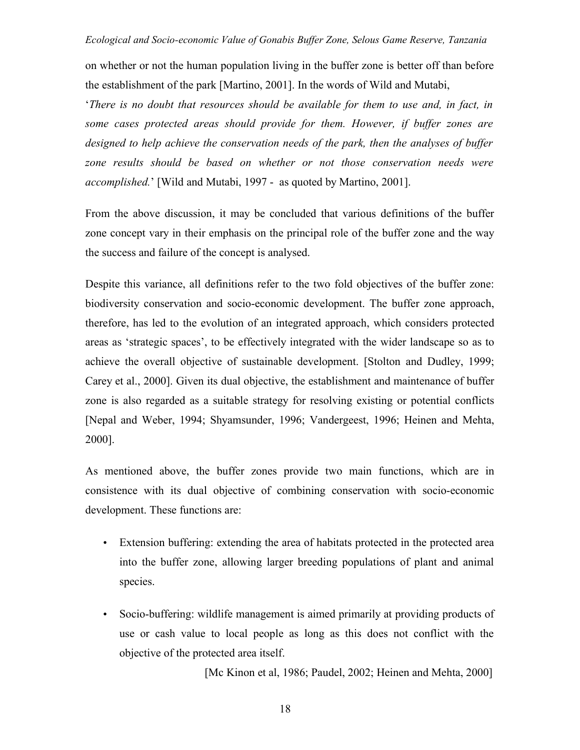on whether or not the human population living in the buffer zone is better off than before the establishment of the park [Martino, 2001]. In the words of Wild and Mutabi,

'*There is no doubt that resources should be available for them to use and, in fact, in some cases protected areas should provide for them. However, if buffer zones are designed to help achieve the conservation needs of the park, then the analyses of buffer zone results should be based on whether or not those conservation needs were accomplished.*' [Wild and Mutabi, 1997 - as quoted by Martino, 2001].

From the above discussion, it may be concluded that various definitions of the buffer zone concept vary in their emphasis on the principal role of the buffer zone and the way the success and failure of the concept is analysed.

Despite this variance, all definitions refer to the two fold objectives of the buffer zone: biodiversity conservation and socio-economic development. The buffer zone approach, therefore, has led to the evolution of an integrated approach, which considers protected areas as 'strategic spaces', to be effectively integrated with the wider landscape so as to achieve the overall objective of sustainable development. [Stolton and Dudley, 1999; Carey et al., 2000]. Given its dual objective, the establishment and maintenance of buffer zone is also regarded as a suitable strategy for resolving existing or potential conflicts [Nepal and Weber, 1994; Shyamsunder, 1996; Vandergeest, 1996; Heinen and Mehta, 2000].

As mentioned above, the buffer zones provide two main functions, which are in consistence with its dual objective of combining conservation with socio-economic development. These functions are:

- Extension buffering: extending the area of habitats protected in the protected area into the buffer zone, allowing larger breeding populations of plant and animal species.
- Socio-buffering: wildlife management is aimed primarily at providing products of use or cash value to local people as long as this does not conflict with the objective of the protected area itself.

[Mc Kinon et al, 1986; Paudel, 2002; Heinen and Mehta, 2000]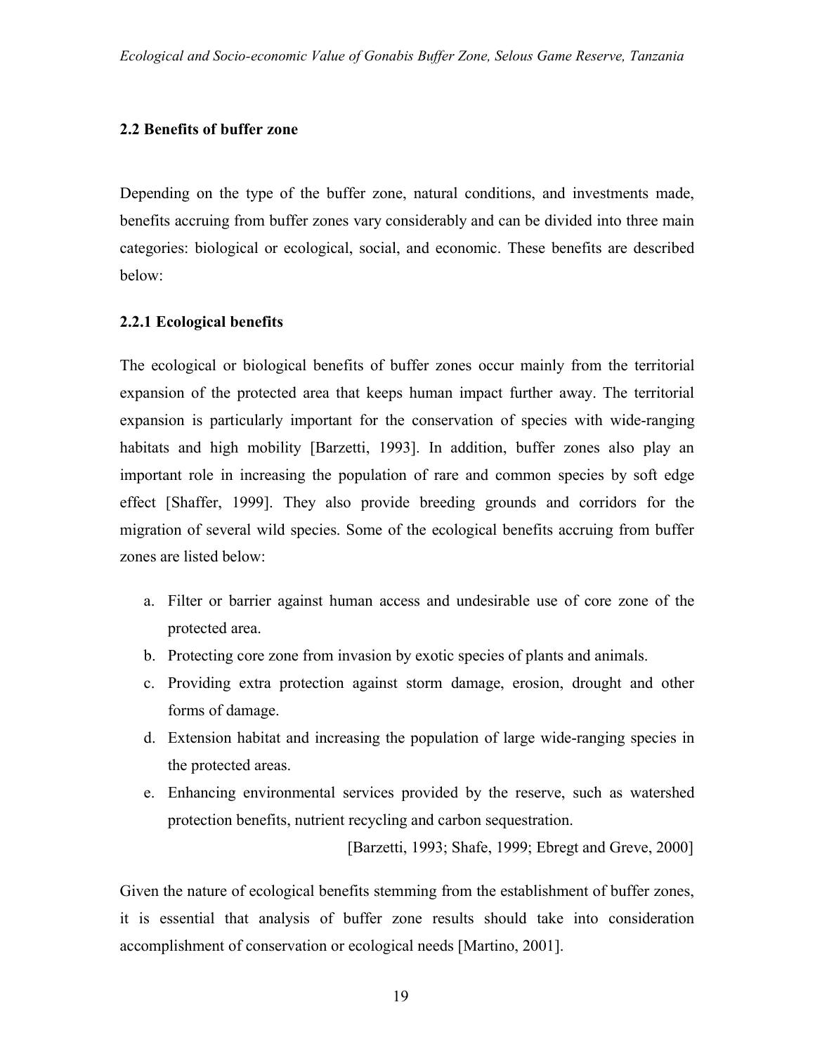## 2.2 Benefits of buffer zone

Depending on the type of the buffer zone, natural conditions, and investments made, benefits accruing from buffer zones vary considerably and can be divided into three main categories: biological or ecological, social, and economic. These benefits are described below:

### 2.2.1 Ecological benefits

The ecological or biological benefits of buffer zones occur mainly from the territorial expansion of the protected area that keeps human impact further away. The territorial expansion is particularly important for the conservation of species with wide-ranging habitats and high mobility [Barzetti, 1993]. In addition, buffer zones also play an important role in increasing the population of rare and common species by soft edge effect [Shaffer, 1999]. They also provide breeding grounds and corridors for the migration of several wild species. Some of the ecological benefits accruing from buffer zones are listed below:

a. Filter or barrier against human access and undesirable use of core zone of the protected area.
b. Protecting core zone from invasion by exotic species of plants and animals.
c. Providing extra protection against storm damage, erosion, drought and other forms of damage.
d. Extension habitat and increasing the population of large wide-ranging species in the protected areas.
e. Enhancing environmental services provided by the reserve, such as watershed protection benefits, nutrient recycling and carbon sequestration.

[Barzetti, 1993; Shafe, 1999; Ebregt and Greve, 2000]

Given the nature of ecological benefits stemming from the establishment of buffer zones, it is essential that analysis of buffer zone results should take into consideration accomplishment of conservation or ecological needs [Martino, 2001].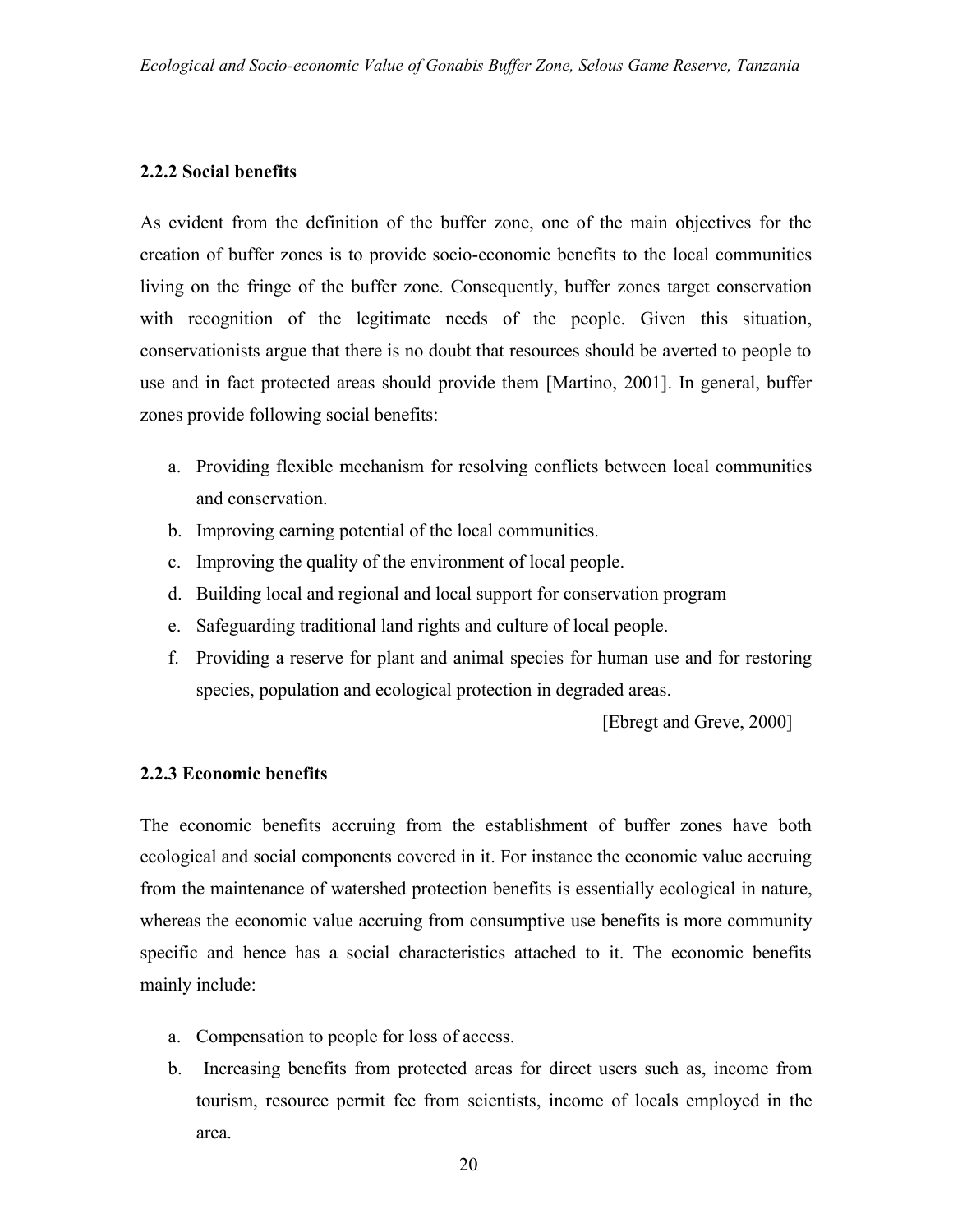### 2.2.2 Social benefits

As evident from the definition of the buffer zone, one of the main objectives for the creation of buffer zones is to provide socio-economic benefits to the local communities living on the fringe of the buffer zone. Consequently, buffer zones target conservation with recognition of the legitimate needs of the people. Given this situation, conservationists argue that there is no doubt that resources should be averted to people to use and in fact protected areas should provide them [Martino, 2001]. In general, buffer zones provide following social benefits:

a. Providing flexible mechanism for resolving conflicts between local communities and conservation.
b. Improving earning potential of the local communities.
c. Improving the quality of the environment of local people.
d. Building local and regional and local support for conservation program
e. Safeguarding traditional land rights and culture of local people.
f. Providing a reserve for plant and animal species for human use and for restoring species, population and ecological protection in degraded areas.

[Ebregt and Greve, 2000]

### 2.2.3 Economic benefits

The economic benefits accruing from the establishment of buffer zones have both ecological and social components covered in it. For instance the economic value accruing from the maintenance of watershed protection benefits is essentially ecological in nature, whereas the economic value accruing from consumptive use benefits is more community specific and hence has a social characteristics attached to it. The economic benefits mainly include:

a. Compensation to people for loss of access.
b. Increasing benefits from protected areas for direct users such as, income from tourism, resource permit fee from scientists, income of locals employed in the area.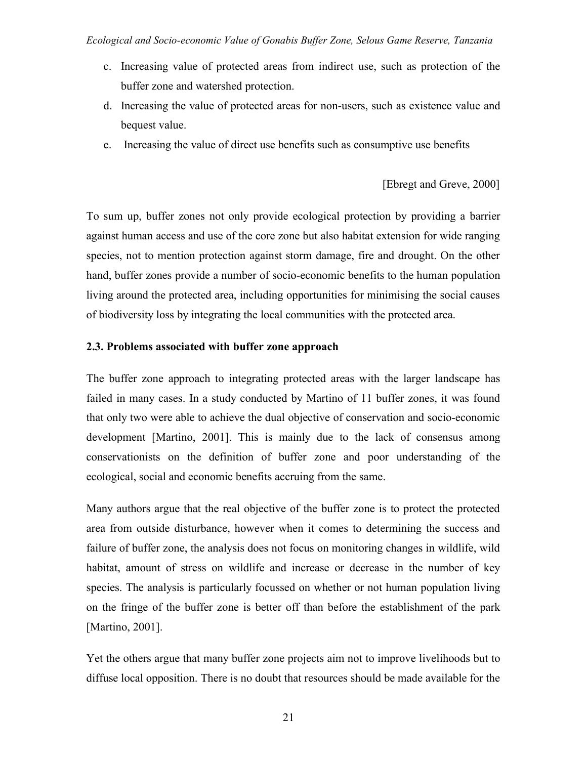c. Increasing value of protected areas from indirect use, such as protection of the buffer zone and watershed protection.
d. Increasing the value of protected areas for non-users, such as existence value and bequest value.
e. Increasing the value of direct use benefits such as consumptive use benefits

[Ebregt and Greve, 2000]

To sum up, buffer zones not only provide ecological protection by providing a barrier against human access and use of the core zone but also habitat extension for wide ranging species, not to mention protection against storm damage, fire and drought. On the other hand, buffer zones provide a number of socio-economic benefits to the human population living around the protected area, including opportunities for minimising the social causes of biodiversity loss by integrating the local communities with the protected area.

### 2.3. Problems associated with buffer zone approach

The buffer zone approach to integrating protected areas with the larger landscape has failed in many cases. In a study conducted by Martino of 11 buffer zones, it was found that only two were able to achieve the dual objective of conservation and socio-economic development [Martino, 2001]. This is mainly due to the lack of consensus among conservationists on the definition of buffer zone and poor understanding of the ecological, social and economic benefits accruing from the same.

Many authors argue that the real objective of the buffer zone is to protect the protected area from outside disturbance, however when it comes to determining the success and failure of buffer zone, the analysis does not focus on monitoring changes in wildlife, wild habitat, amount of stress on wildlife and increase or decrease in the number of key species. The analysis is particularly focussed on whether or not human population living on the fringe of the buffer zone is better off than before the establishment of the park [Martino, 2001].

Yet the others argue that many buffer zone projects aim not to improve livelihoods but to diffuse local opposition. There is no doubt that resources should be made available for the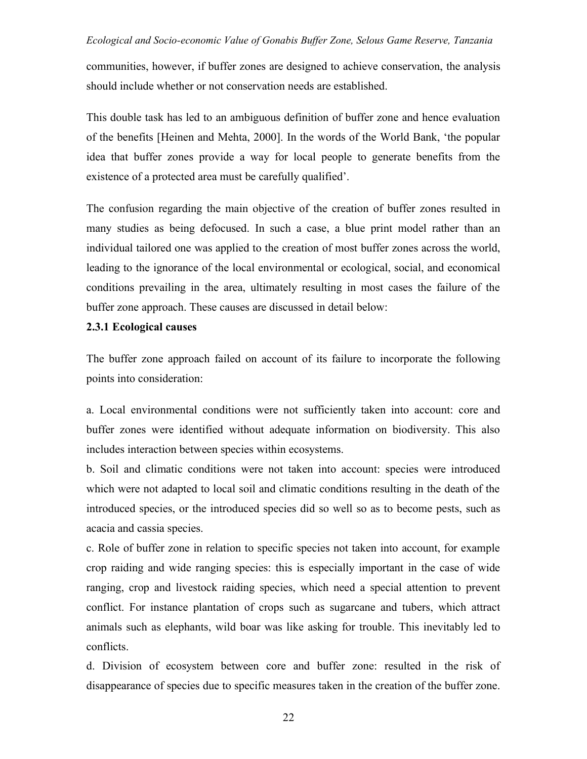communities, however, if buffer zones are designed to achieve conservation, the analysis should include whether or not conservation needs are established.

This double task has led to an ambiguous definition of buffer zone and hence evaluation of the benefits [Heinen and Mehta, 2000]. In the words of the World Bank, 'the popular idea that buffer zones provide a way for local people to generate benefits from the existence of a protected area must be carefully qualified'.

The confusion regarding the main objective of the creation of buffer zones resulted in many studies as being defocused. In such a case, a blue print model rather than an individual tailored one was applied to the creation of most buffer zones across the world, leading to the ignorance of the local environmental or ecological, social, and economical conditions prevailing in the area, ultimately resulting in most cases the failure of the buffer zone approach. These causes are discussed in detail below:

### 2.3.1 Ecological causes

The buffer zone approach failed on account of its failure to incorporate the following points into consideration:

a. Local environmental conditions were not sufficiently taken into account: core and buffer zones were identified without adequate information on biodiversity. This also includes interaction between species within ecosystems.

b. Soil and climatic conditions were not taken into account: species were introduced which were not adapted to local soil and climatic conditions resulting in the death of the introduced species, or the introduced species did so well so as to become pests, such as acacia and cassia species.

c. Role of buffer zone in relation to specific species not taken into account, for example crop raiding and wide ranging species: this is especially important in the case of wide ranging, crop and livestock raiding species, which need a special attention to prevent conflict. For instance plantation of crops such as sugarcane and tubers, which attract animals such as elephants, wild boar was like asking for trouble. This inevitably led to conflicts.

d. Division of ecosystem between core and buffer zone: resulted in the risk of disappearance of species due to specific measures taken in the creation of the buffer zone.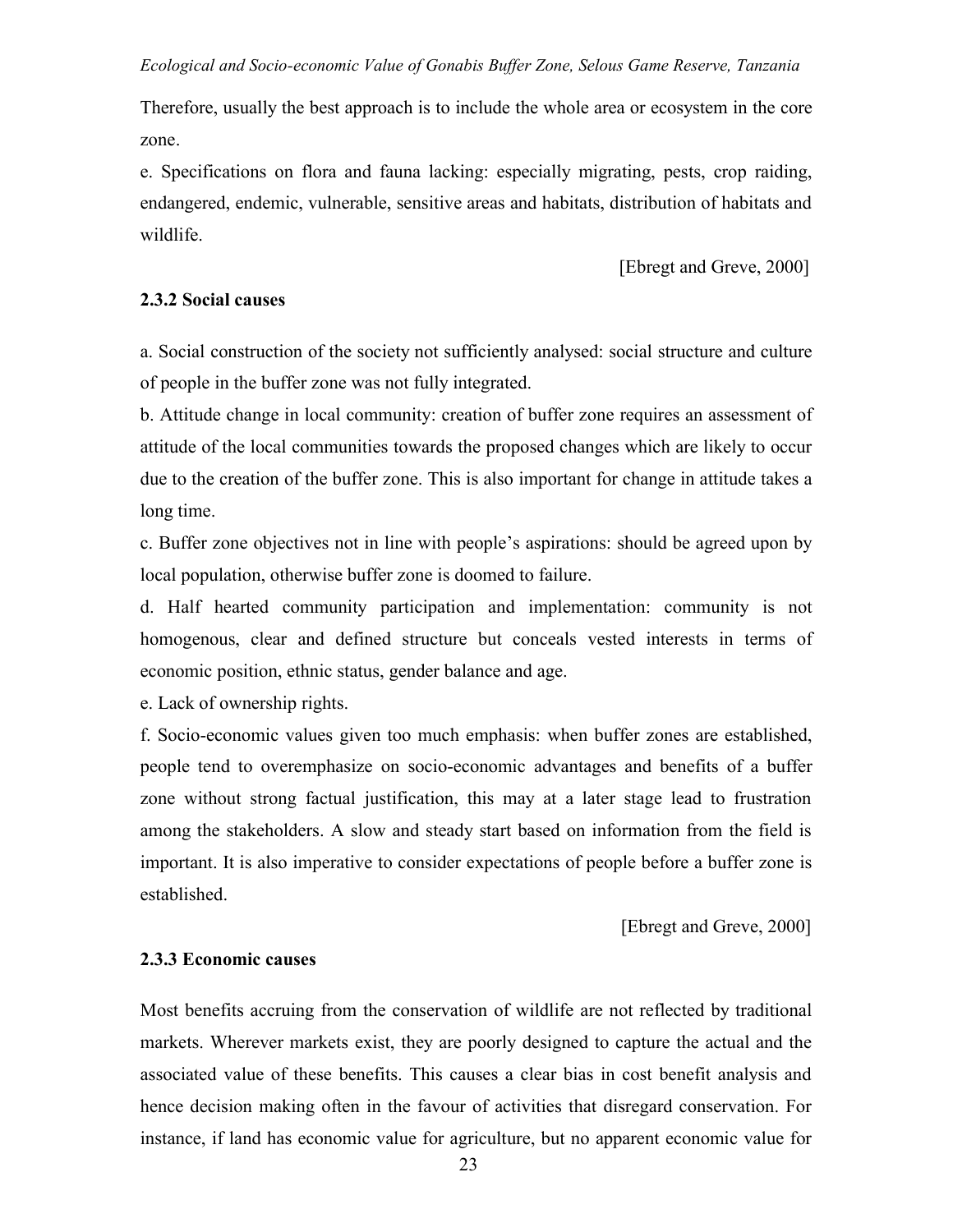Therefore, usually the best approach is to include the whole area or ecosystem in the core zone.

e. Specifications on flora and fauna lacking: especially migrating, pests, crop raiding, endangered, endemic, vulnerable, sensitive areas and habitats, distribution of habitats and wildlife.

[Ebregt and Greve, 2000]

### 2.3.2 Social causes

a. Social construction of the society not sufficiently analysed: social structure and culture of people in the buffer zone was not fully integrated.

b. Attitude change in local community: creation of buffer zone requires an assessment of attitude of the local communities towards the proposed changes which are likely to occur due to the creation of the buffer zone. This is also important for change in attitude takes a long time.

c. Buffer zone objectives not in line with people's aspirations: should be agreed upon by local population, otherwise buffer zone is doomed to failure.

d. Half hearted community participation and implementation: community is not homogenous, clear and defined structure but conceals vested interests in terms of economic position, ethnic status, gender balance and age.

e. Lack of ownership rights.

f. Socio-economic values given too much emphasis: when buffer zones are established, people tend to overemphasize on socio-economic advantages and benefits of a buffer zone without strong factual justification, this may at a later stage lead to frustration among the stakeholders. A slow and steady start based on information from the field is important. It is also imperative to consider expectations of people before a buffer zone is established.

[Ebregt and Greve, 2000]

### 2.3.3 Economic causes

Most benefits accruing from the conservation of wildlife are not reflected by traditional markets. Wherever markets exist, they are poorly designed to capture the actual and the associated value of these benefits. This causes a clear bias in cost benefit analysis and hence decision making often in the favour of activities that disregard conservation. For instance, if land has economic value for agriculture, but no apparent economic value for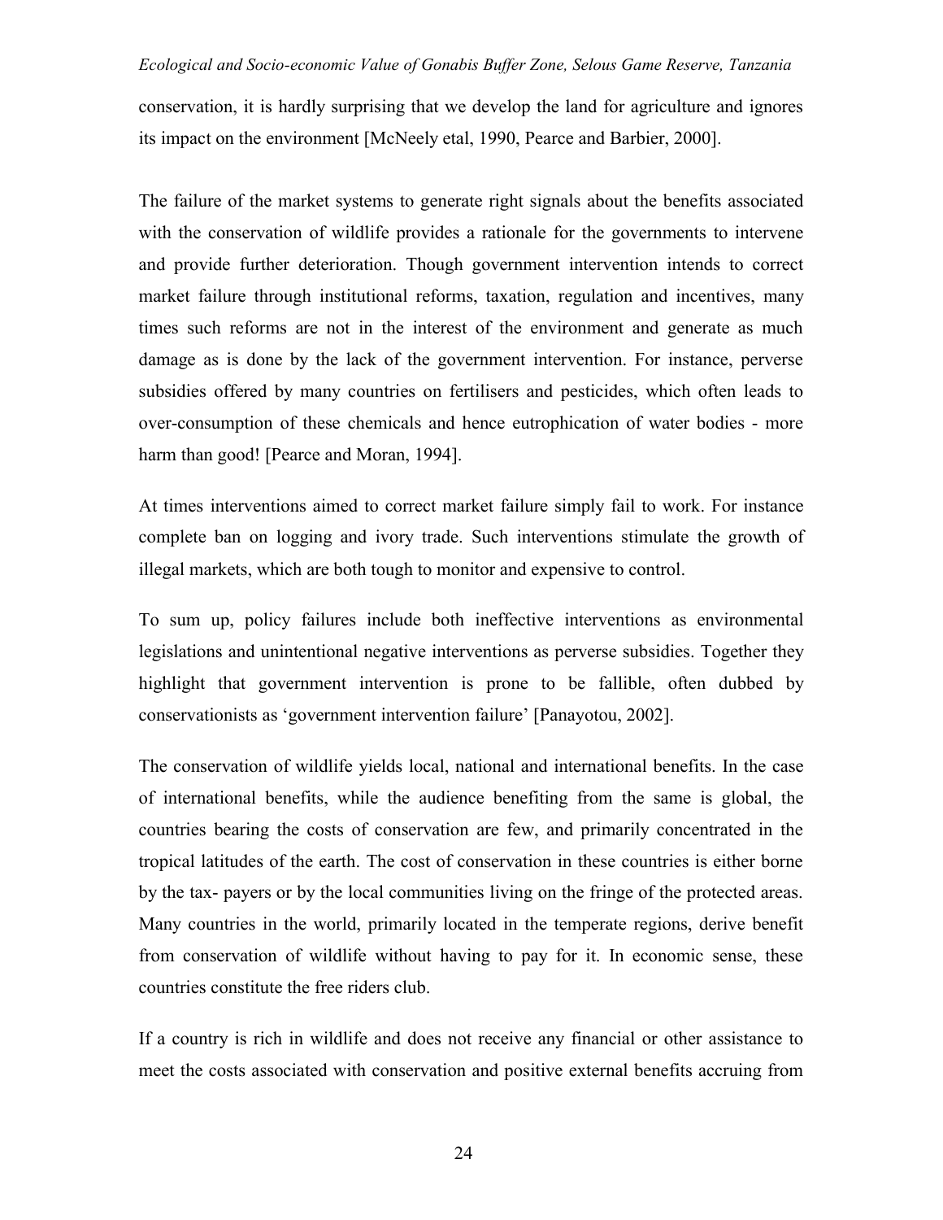conservation, it is hardly surprising that we develop the land for agriculture and ignores its impact on the environment [McNeely etal, 1990, Pearce and Barbier, 2000].

The failure of the market systems to generate right signals about the benefits associated with the conservation of wildlife provides a rationale for the governments to intervene and provide further deterioration. Though government intervention intends to correct market failure through institutional reforms, taxation, regulation and incentives, many times such reforms are not in the interest of the environment and generate as much damage as is done by the lack of the government intervention. For instance, perverse subsidies offered by many countries on fertilisers and pesticides, which often leads to over-consumption of these chemicals and hence eutrophication of water bodies - more harm than good! [Pearce and Moran, 1994].

At times interventions aimed to correct market failure simply fail to work. For instance complete ban on logging and ivory trade. Such interventions stimulate the growth of illegal markets, which are both tough to monitor and expensive to control.

To sum up, policy failures include both ineffective interventions as environmental legislations and unintentional negative interventions as perverse subsidies. Together they highlight that government intervention is prone to be fallible, often dubbed by conservationists as 'government intervention failure' [Panayotou, 2002].

The conservation of wildlife yields local, national and international benefits. In the case of international benefits, while the audience benefiting from the same is global, the countries bearing the costs of conservation are few, and primarily concentrated in the tropical latitudes of the earth. The cost of conservation in these countries is either borne by the tax- payers or by the local communities living on the fringe of the protected areas. Many countries in the world, primarily located in the temperate regions, derive benefit from conservation of wildlife without having to pay for it. In economic sense, these countries constitute the free riders club.

If a country is rich in wildlife and does not receive any financial or other assistance to meet the costs associated with conservation and positive external benefits accruing from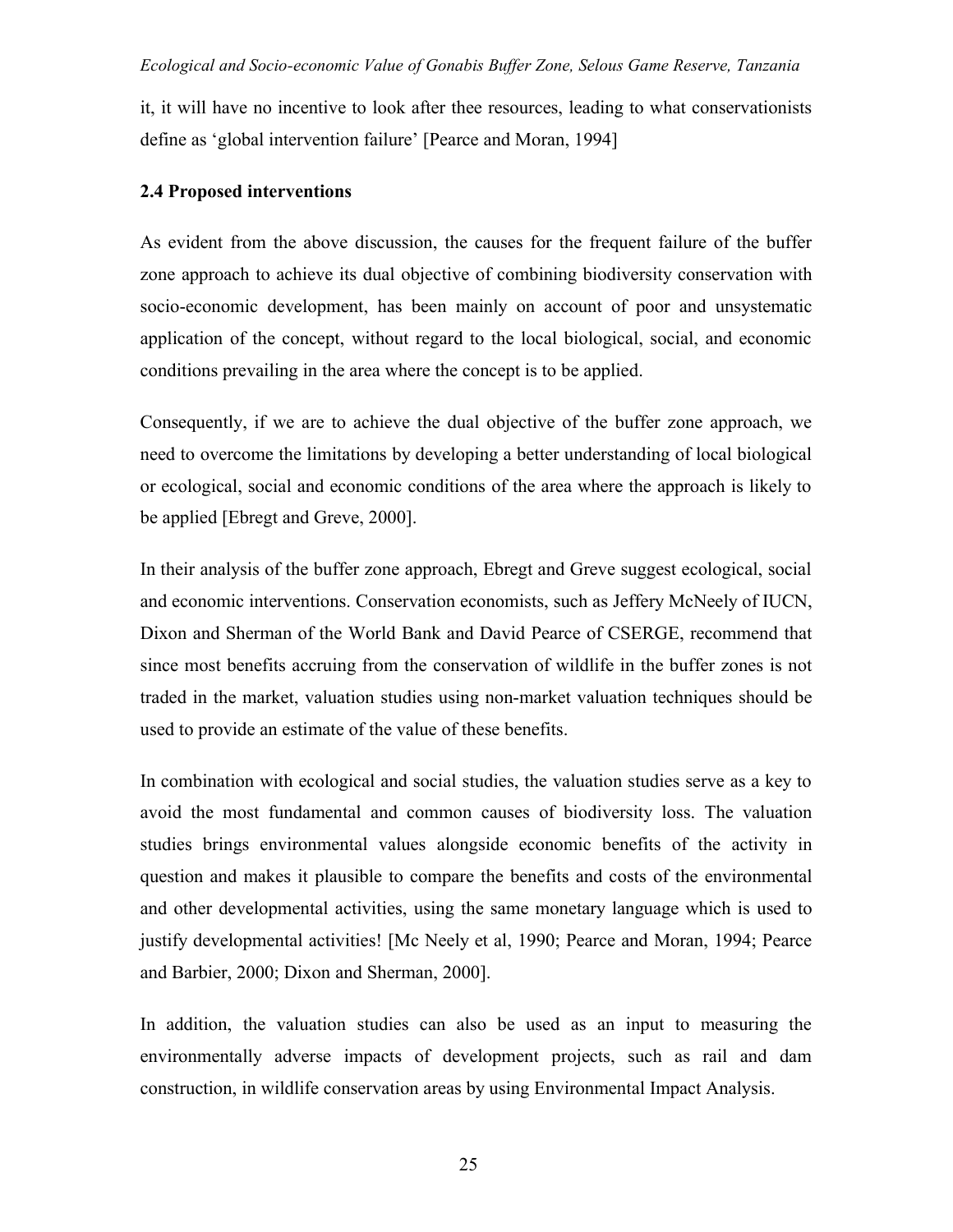it, it will have no incentive to look after thee resources, leading to what conservationists define as 'global intervention failure' [Pearce and Moran, 1994]

## 2.4 Proposed interventions

As evident from the above discussion, the causes for the frequent failure of the buffer zone approach to achieve its dual objective of combining biodiversity conservation with socio-economic development, has been mainly on account of poor and unsystematic application of the concept, without regard to the local biological, social, and economic conditions prevailing in the area where the concept is to be applied.

Consequently, if we are to achieve the dual objective of the buffer zone approach, we need to overcome the limitations by developing a better understanding of local biological or ecological, social and economic conditions of the area where the approach is likely to be applied [Ebregt and Greve, 2000].

In their analysis of the buffer zone approach, Ebregt and Greve suggest ecological, social and economic interventions. Conservation economists, such as Jeffery McNeely of IUCN, Dixon and Sherman of the World Bank and David Pearce of CSERGE, recommend that since most benefits accruing from the conservation of wildlife in the buffer zones is not traded in the market, valuation studies using non-market valuation techniques should be used to provide an estimate of the value of these benefits.

In combination with ecological and social studies, the valuation studies serve as a key to avoid the most fundamental and common causes of biodiversity loss. The valuation studies brings environmental values alongside economic benefits of the activity in question and makes it plausible to compare the benefits and costs of the environmental and other developmental activities, using the same monetary language which is used to justify developmental activities! [Mc Neely et al, 1990; Pearce and Moran, 1994; Pearce and Barbier, 2000; Dixon and Sherman, 2000].

In addition, the valuation studies can also be used as an input to measuring the environmentally adverse impacts of development projects, such as rail and dam construction, in wildlife conservation areas by using Environmental Impact Analysis.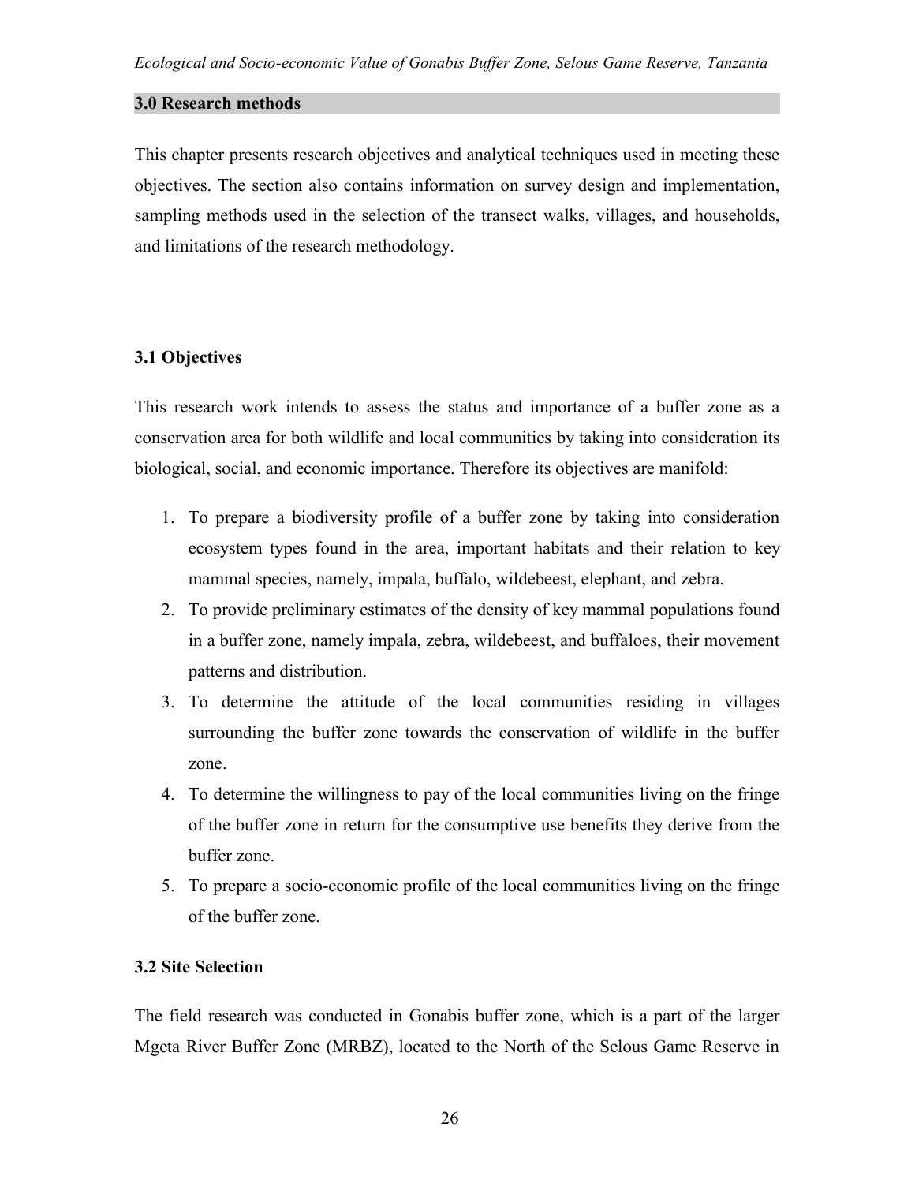## 3.0 Research methods

This chapter presents research objectives and analytical techniques used in meeting these objectives. The section also contains information on survey design and implementation, sampling methods used in the selection of the transect walks, villages, and households, and limitations of the research methodology.

### 3.1 Objectives

This research work intends to assess the status and importance of a buffer zone as a conservation area for both wildlife and local communities by taking into consideration its biological, social, and economic importance. Therefore its objectives are manifold:

1. To prepare a biodiversity profile of a buffer zone by taking into consideration ecosystem types found in the area, important habitats and their relation to key mammal species, namely, impala, buffalo, wildebeest, elephant, and zebra.
2. To provide preliminary estimates of the density of key mammal populations found in a buffer zone, namely impala, zebra, wildebeest, and buffaloes, their movement patterns and distribution.
3. To determine the attitude of the local communities residing in villages surrounding the buffer zone towards the conservation of wildlife in the buffer zone.
4. To determine the willingness to pay of the local communities living on the fringe of the buffer zone in return for the consumptive use benefits they derive from the buffer zone.
5. To prepare a socio-economic profile of the local communities living on the fringe of the buffer zone.

### 3.2 Site Selection

The field research was conducted in Gonabis buffer zone, which is a part of the larger Mgeta River Buffer Zone (MRBZ), located to the North of the Selous Game Reserve in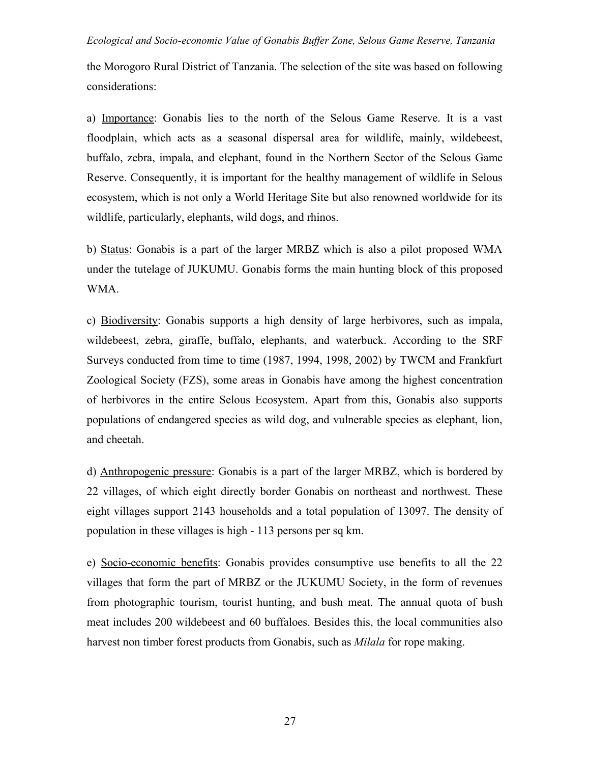the Morogoro Rural District of Tanzania. The selection of the site was based on following considerations:

a) <u>Importance</u>: Gonabis lies to the north of the Selous Game Reserve. It is a vast floodplain, which acts as a seasonal dispersal area for wildlife, mainly, wildebeest, buffalo, zebra, impala, and elephant, found in the Northern Sector of the Selous Game Reserve. Consequently, it is important for the healthy management of wildlife in Selous ecosystem, which is not only a World Heritage Site but also renowned worldwide for its wildlife, particularly, elephants, wild dogs, and rhinos.

b) <u>Status</u>: Gonabis is a part of the larger MRBZ which is also a pilot proposed WMA under the tutelage of JUKUMU. Gonabis forms the main hunting block of this proposed WMA.

c) <u>Biodiversity</u>: Gonabis supports a high density of large herbivores, such as impala, wildebeest, zebra, giraffe, buffalo, elephants, and waterbuck. According to the SRF Surveys conducted from time to time (1987, 1994, 1998, 2002) by TWCM and Frankfurt Zoological Society (FZS), some areas in Gonabis have among the highest concentration of herbivores in the entire Selous Ecosystem. Apart from this, Gonabis also supports populations of endangered species as wild dog, and vulnerable species as elephant, lion, and cheetah.

d) <u>Anthropogenic pressure</u>: Gonabis is a part of the larger MRBZ, which is bordered by 22 villages, of which eight directly border Gonabis on northeast and northwest. These eight villages support 2143 households and a total population of 13097. The density of population in these villages is high - 113 persons per sq km.

e) <u>Socio-economic benefits</u>: Gonabis provides consumptive use benefits to all the 22 villages that form the part of MRBZ or the JUKUMU Society, in the form of revenues from photographic tourism, tourist hunting, and bush meat. The annual quota of bush meat includes 200 wildebeest and 60 buffaloes. Besides this, the local communities also harvest non timber forest products from Gonabis, such as *Milala* for rope making.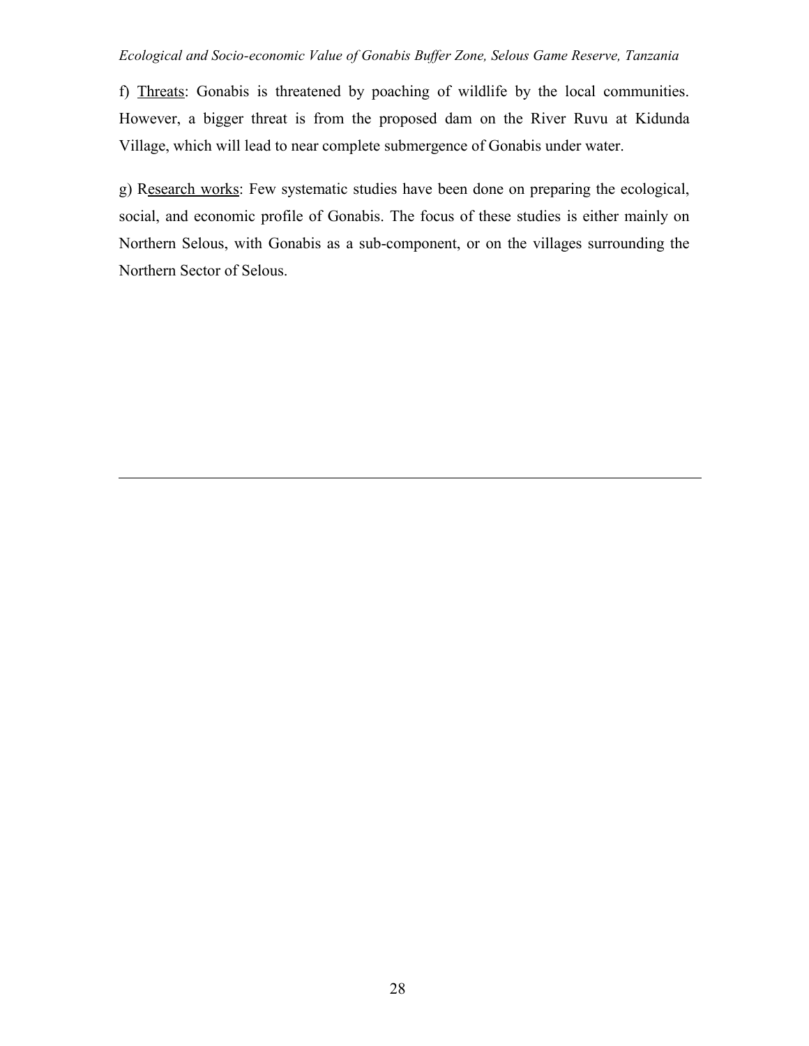f) Threats: Gonabis is threatened by poaching of wildlife by the local communities. However, a bigger threat is from the proposed dam on the River Ruvu at Kidunda Village, which will lead to near complete submergence of Gonabis under water.

g) Research works: Few systematic studies have been done on preparing the ecological, social, and economic profile of Gonabis. The focus of these studies is either mainly on Northern Selous, with Gonabis as a sub-component, or on the villages surrounding the Northern Sector of Selous.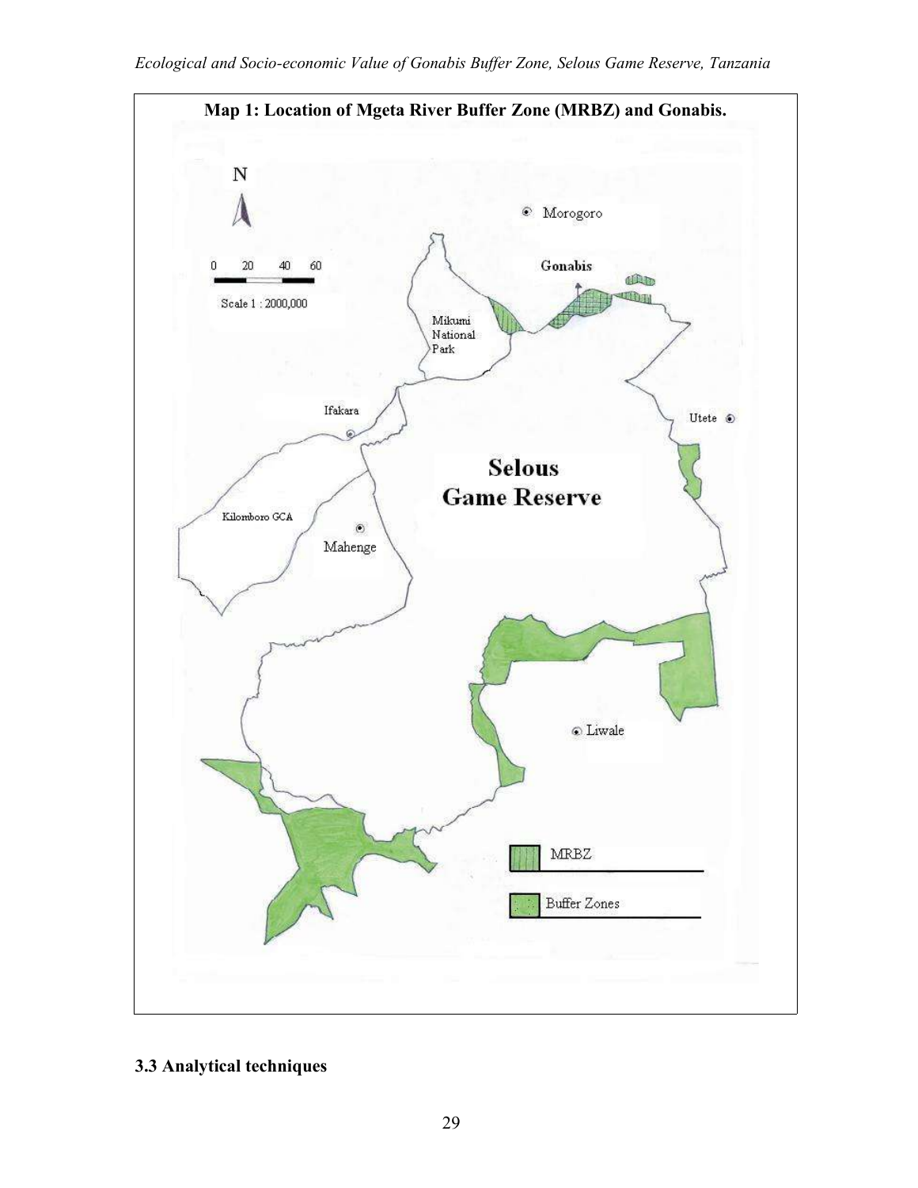**Map 1: Location of Mgeta River Buffer Zone (MRBZ) and Gonabis.**

N

0 20 40 60

Scale 1 : 2000,000

Morogoro

Gonabis

Mikumi National Park

Ifakara

Utete

Selous Game Reserve

Kilomboro GCA

Mahenge

Liwale

MRBZ

Buffer Zones

### 3.3 Analytical techniques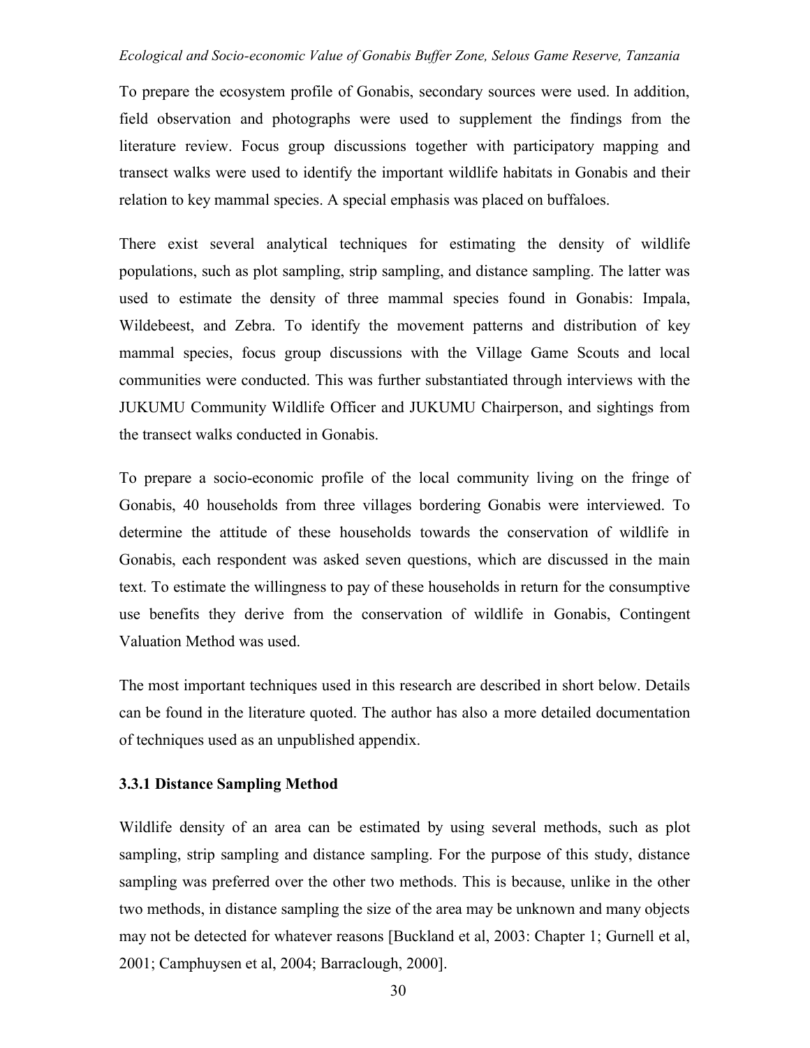To prepare the ecosystem profile of Gonabis, secondary sources were used. In addition, field observation and photographs were used to supplement the findings from the literature review. Focus group discussions together with participatory mapping and transect walks were used to identify the important wildlife habitats in Gonabis and their relation to key mammal species. A special emphasis was placed on buffaloes.

There exist several analytical techniques for estimating the density of wildlife populations, such as plot sampling, strip sampling, and distance sampling. The latter was used to estimate the density of three mammal species found in Gonabis: Impala, Wildebeest, and Zebra. To identify the movement patterns and distribution of key mammal species, focus group discussions with the Village Game Scouts and local communities were conducted. This was further substantiated through interviews with the JUKUMU Community Wildlife Officer and JUKUMU Chairperson, and sightings from the transect walks conducted in Gonabis.

To prepare a socio-economic profile of the local community living on the fringe of Gonabis, 40 households from three villages bordering Gonabis were interviewed. To determine the attitude of these households towards the conservation of wildlife in Gonabis, each respondent was asked seven questions, which are discussed in the main text. To estimate the willingness to pay of these households in return for the consumptive use benefits they derive from the conservation of wildlife in Gonabis, Contingent Valuation Method was used.

The most important techniques used in this research are described in short below. Details can be found in the literature quoted. The author has also a more detailed documentation of techniques used as an unpublished appendix.

### 3.3.1 Distance Sampling Method

Wildlife density of an area can be estimated by using several methods, such as plot sampling, strip sampling and distance sampling. For the purpose of this study, distance sampling was preferred over the other two methods. This is because, unlike in the other two methods, in distance sampling the size of the area may be unknown and many objects may not be detected for whatever reasons [Buckland et al, 2003: Chapter 1; Gurnell et al, 2001; Camphuysen et al, 2004; Barraclough, 2000].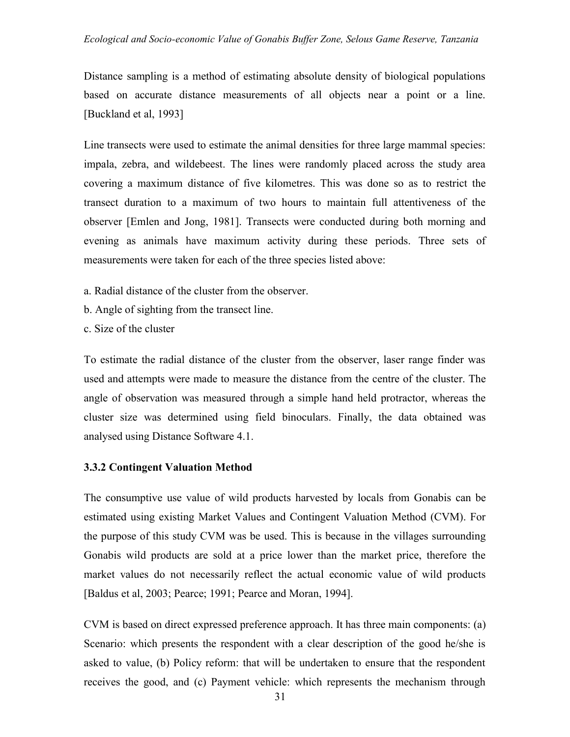Distance sampling is a method of estimating absolute density of biological populations based on accurate distance measurements of all objects near a point or a line. [Buckland et al, 1993]

Line transects were used to estimate the animal densities for three large mammal species: impala, zebra, and wildebeest. The lines were randomly placed across the study area covering a maximum distance of five kilometres. This was done so as to restrict the transect duration to a maximum of two hours to maintain full attentiveness of the observer [Emlen and Jong, 1981]. Transects were conducted during both morning and evening as animals have maximum activity during these periods. Three sets of measurements were taken for each of the three species listed above:

a. Radial distance of the cluster from the observer.
b. Angle of sighting from the transect line.
c. Size of the cluster

To estimate the radial distance of the cluster from the observer, laser range finder was used and attempts were made to measure the distance from the centre of the cluster. The angle of observation was measured through a simple hand held protractor, whereas the cluster size was determined using field binoculars. Finally, the data obtained was analysed using Distance Software 4.1.

### 3.3.2 Contingent Valuation Method

The consumptive use value of wild products harvested by locals from Gonabis can be estimated using existing Market Values and Contingent Valuation Method (CVM). For the purpose of this study CVM was be used. This is because in the villages surrounding Gonabis wild products are sold at a price lower than the market price, therefore the market values do not necessarily reflect the actual economic value of wild products [Baldus et al, 2003; Pearce; 1991; Pearce and Moran, 1994].

CVM is based on direct expressed preference approach. It has three main components: (a) Scenario: which presents the respondent with a clear description of the good he/she is asked to value, (b) Policy reform: that will be undertaken to ensure that the respondent receives the good, and (c) Payment vehicle: which represents the mechanism through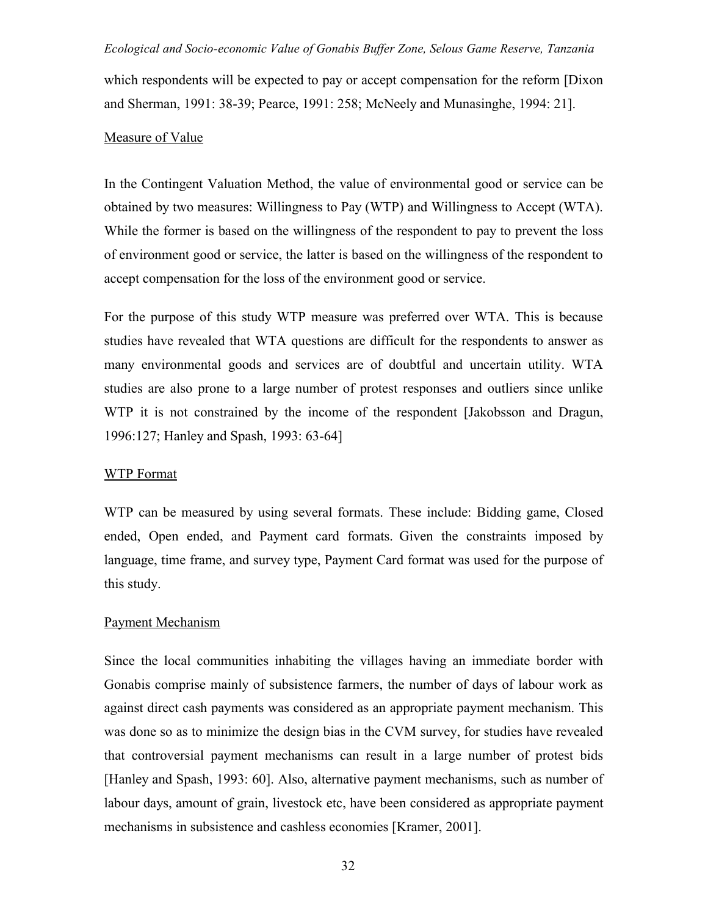which respondents will be expected to pay or accept compensation for the reform [Dixon and Sherman, 1991: 38-39; Pearce, 1991: 258; McNeely and Munasinghe, 1994: 21].

### Measure of Value

In the Contingent Valuation Method, the value of environmental good or service can be obtained by two measures: Willingness to Pay (WTP) and Willingness to Accept (WTA). While the former is based on the willingness of the respondent to pay to prevent the loss of environment good or service, the latter is based on the willingness of the respondent to accept compensation for the loss of the environment good or service.

For the purpose of this study WTP measure was preferred over WTA. This is because studies have revealed that WTA questions are difficult for the respondents to answer as many environmental goods and services are of doubtful and uncertain utility. WTA studies are also prone to a large number of protest responses and outliers since unlike WTP it is not constrained by the income of the respondent [Jakobsson and Dragun, 1996:127; Hanley and Spash, 1993: 63-64]

### WTP Format

WTP can be measured by using several formats. These include: Bidding game, Closed ended, Open ended, and Payment card formats. Given the constraints imposed by language, time frame, and survey type, Payment Card format was used for the purpose of this study.

### Payment Mechanism

Since the local communities inhabiting the villages having an immediate border with Gonabis comprise mainly of subsistence farmers, the number of days of labour work as against direct cash payments was considered as an appropriate payment mechanism. This was done so as to minimize the design bias in the CVM survey, for studies have revealed that controversial payment mechanisms can result in a large number of protest bids [Hanley and Spash, 1993: 60]. Also, alternative payment mechanisms, such as number of labour days, amount of grain, livestock etc, have been considered as appropriate payment mechanisms in subsistence and cashless economies [Kramer, 2001].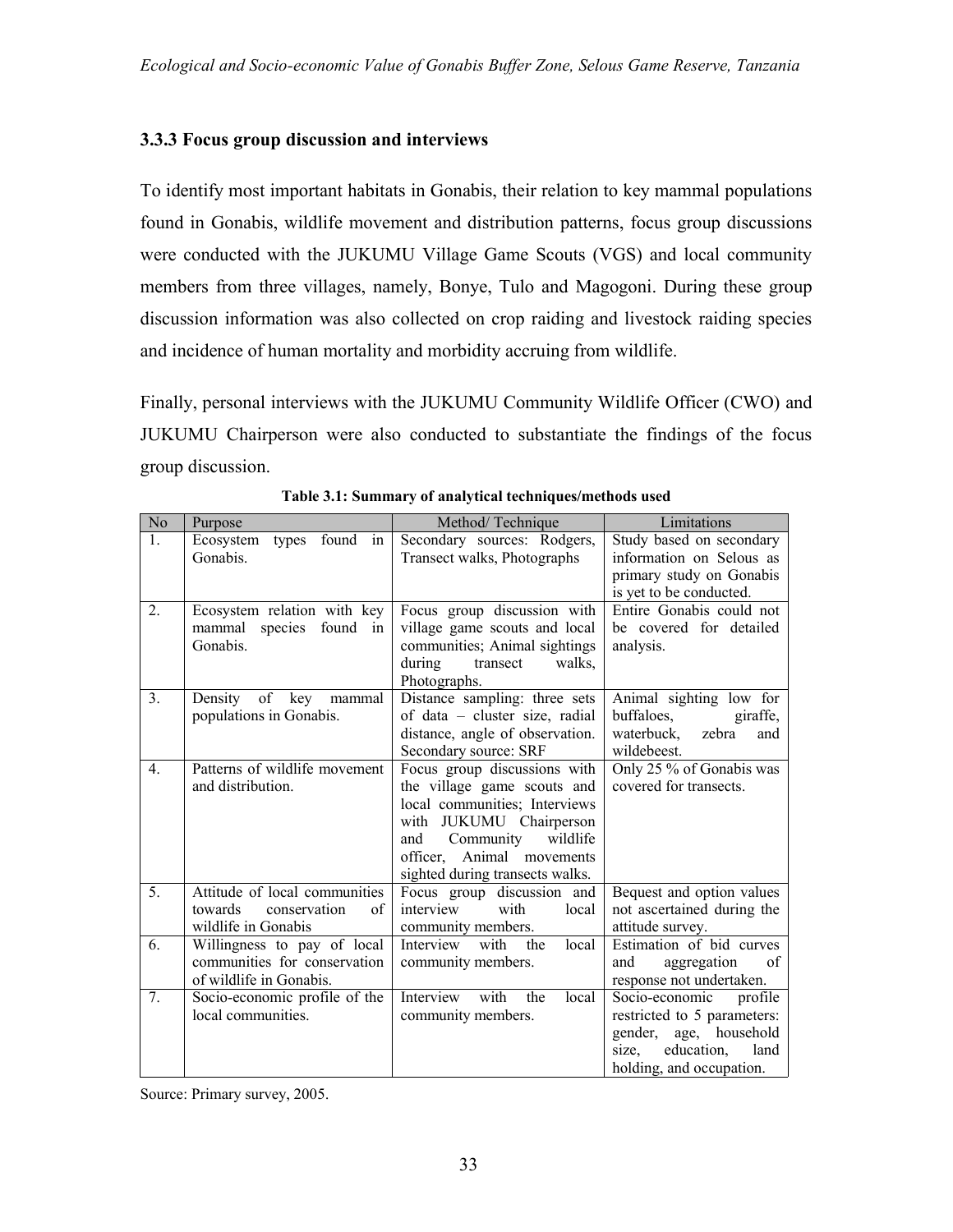### 3.3.3 Focus group discussion and interviews

To identify most important habitats in Gonabis, their relation to key mammal populations found in Gonabis, wildlife movement and distribution patterns, focus group discussions were conducted with the JUKUMU Village Game Scouts (VGS) and local community members from three villages, namely, Bonye, Tulo and Magogoni. During these group discussion information was also collected on crop raiding and livestock raiding species and incidence of human mortality and morbidity accruing from wildlife.

Finally, personal interviews with the JUKUMU Community Wildlife Officer (CWO) and JUKUMU Chairperson were also conducted to substantiate the findings of the focus group discussion.

**Table 3.1: Summary of analytical techniques/methods used**

| No | Purpose | Method/ Technique | Limitations |
|---|---|---|---|
| 1. | Ecosystem types found in Gonabis. | Secondary sources: Rodgers, Transect walks, Photographs | Study based on secondary information on Selous as primary study on Gonabis is yet to be conducted. |
| 2. | Ecosystem relation with key mammal species found in Gonabis. | Focus group discussion with village game scouts and local communities; Animal sightings during transect walks, Photographs. | Entire Gonabis could not be covered for detailed analysis. |
| 3. | Density of key mammal populations in Gonabis. | Distance sampling: three sets of data – cluster size, radial distance, angle of observation. Secondary source: SRF | Animal sighting low for buffaloes, giraffe, waterbuck, zebra and wildebeest. |
| 4. | Patterns of wildlife movement and distribution. | Focus group discussions with the village game scouts and local communities; Interviews with JUKUMU Chairperson and Community wildlife officer, Animal movements sighted during transects walks. | Only 25 % of Gonabis was covered for transects. |
| 5. | Attitude of local communities towards conservation of wildlife in Gonabis | Focus group discussion and interview with local community members. | Bequest and option values not ascertained during the attitude survey. |
| 6. | Willingness to pay of local communities for conservation of wildlife in Gonabis. | Interview with the local community members. | Estimation of bid curves and aggregation of response not undertaken. |
| 7. | Socio-economic profile of the local communities. | Interview with the local community members. | Socio-economic profile restricted to 5 parameters: gender, age, household size, education, land holding, and occupation. |

Source: Primary survey, 2005.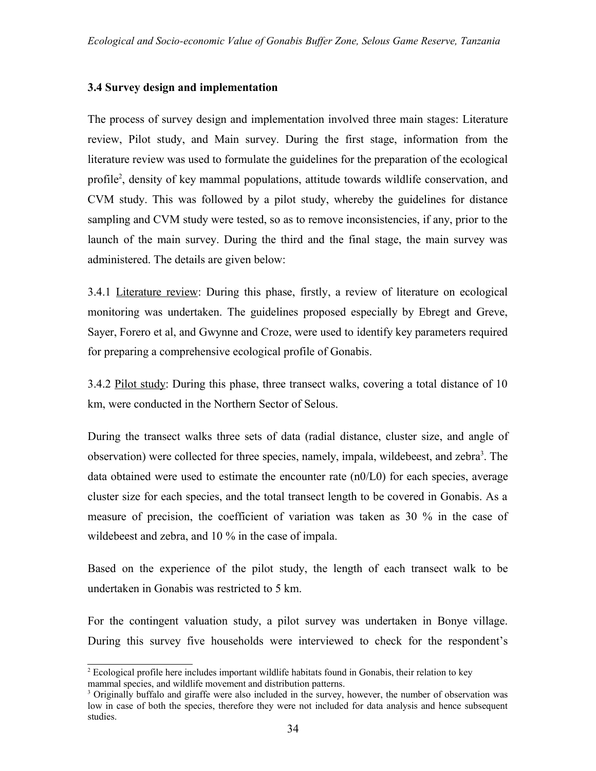### 3.4 Survey design and implementation

The process of survey design and implementation involved three main stages: Literature review, Pilot study, and Main survey. During the first stage, information from the literature review was used to formulate the guidelines for the preparation of the ecological profile[2], density of key mammal populations, attitude towards wildlife conservation, and CVM study. This was followed by a pilot study, whereby the guidelines for distance sampling and CVM study were tested, so as to remove inconsistencies, if any, prior to the launch of the main survey. During the third and the final stage, the main survey was administered. The details are given below:

3.4.1 Literature review: During this phase, firstly, a review of literature on ecological monitoring was undertaken. The guidelines proposed especially by Ebregt and Greve, Sayer, Forero et al, and Gwynne and Croze, were used to identify key parameters required for preparing a comprehensive ecological profile of Gonabis.

3.4.2 Pilot study: During this phase, three transect walks, covering a total distance of 10 km, were conducted in the Northern Sector of Selous.

During the transect walks three sets of data (radial distance, cluster size, and angle of observation) were collected for three species, namely, impala, wildebeest, and zebra[3]. The data obtained were used to estimate the encounter rate ($n0/L0$) for each species, average cluster size for each species, and the total transect length to be covered in Gonabis. As a measure of precision, the coefficient of variation was taken as 30 % in the case of wildebeest and zebra, and 10 % in the case of impala.

Based on the experience of the pilot study, the length of each transect walk to be undertaken in Gonabis was restricted to 5 km.

For the contingent valuation study, a pilot survey was undertaken in Bonye village. During this survey five households were interviewed to check for the respondent's

---

[2] Ecological profile here includes important wildlife habitats found in Gonabis, their relation to key mammal species, and wildlife movement and distribution patterns.

[3] Originally buffalo and giraffe were also included in the survey, however, the number of observation was low in case of both the species, therefore they were not included for data analysis and hence subsequent studies.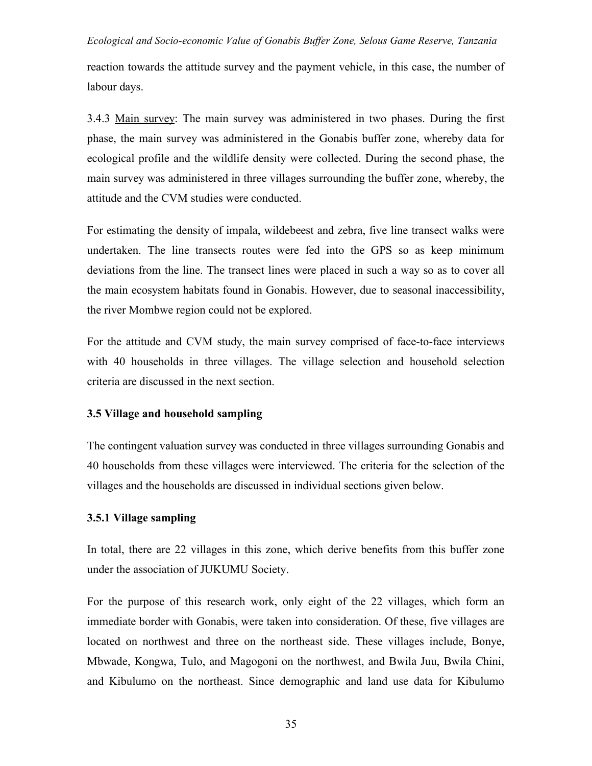reaction towards the attitude survey and the payment vehicle, in this case, the number of labour days.

3.4.3 Main survey: The main survey was administered in two phases. During the first phase, the main survey was administered in the Gonabis buffer zone, whereby data for ecological profile and the wildlife density were collected. During the second phase, the main survey was administered in three villages surrounding the buffer zone, whereby, the attitude and the CVM studies were conducted.

For estimating the density of impala, wildebeest and zebra, five line transect walks were undertaken. The line transects routes were fed into the GPS so as keep minimum deviations from the line. The transect lines were placed in such a way so as to cover all the main ecosystem habitats found in Gonabis. However, due to seasonal inaccessibility, the river Mombwe region could not be explored.

For the attitude and CVM study, the main survey comprised of face-to-face interviews with 40 households in three villages. The village selection and household selection criteria are discussed in the next section.

### 3.5 Village and household sampling

The contingent valuation survey was conducted in three villages surrounding Gonabis and 40 households from these villages were interviewed. The criteria for the selection of the villages and the households are discussed in individual sections given below.

#### 3.5.1 Village sampling

In total, there are 22 villages in this zone, which derive benefits from this buffer zone under the association of JUKUMU Society.

For the purpose of this research work, only eight of the 22 villages, which form an immediate border with Gonabis, were taken into consideration. Of these, five villages are located on northwest and three on the northeast side. These villages include, Bonye, Mbwade, Kongwa, Tulo, and Magogoni on the northwest, and Bwila Juu, Bwila Chini, and Kibulumo on the northeast. Since demographic and land use data for Kibulumo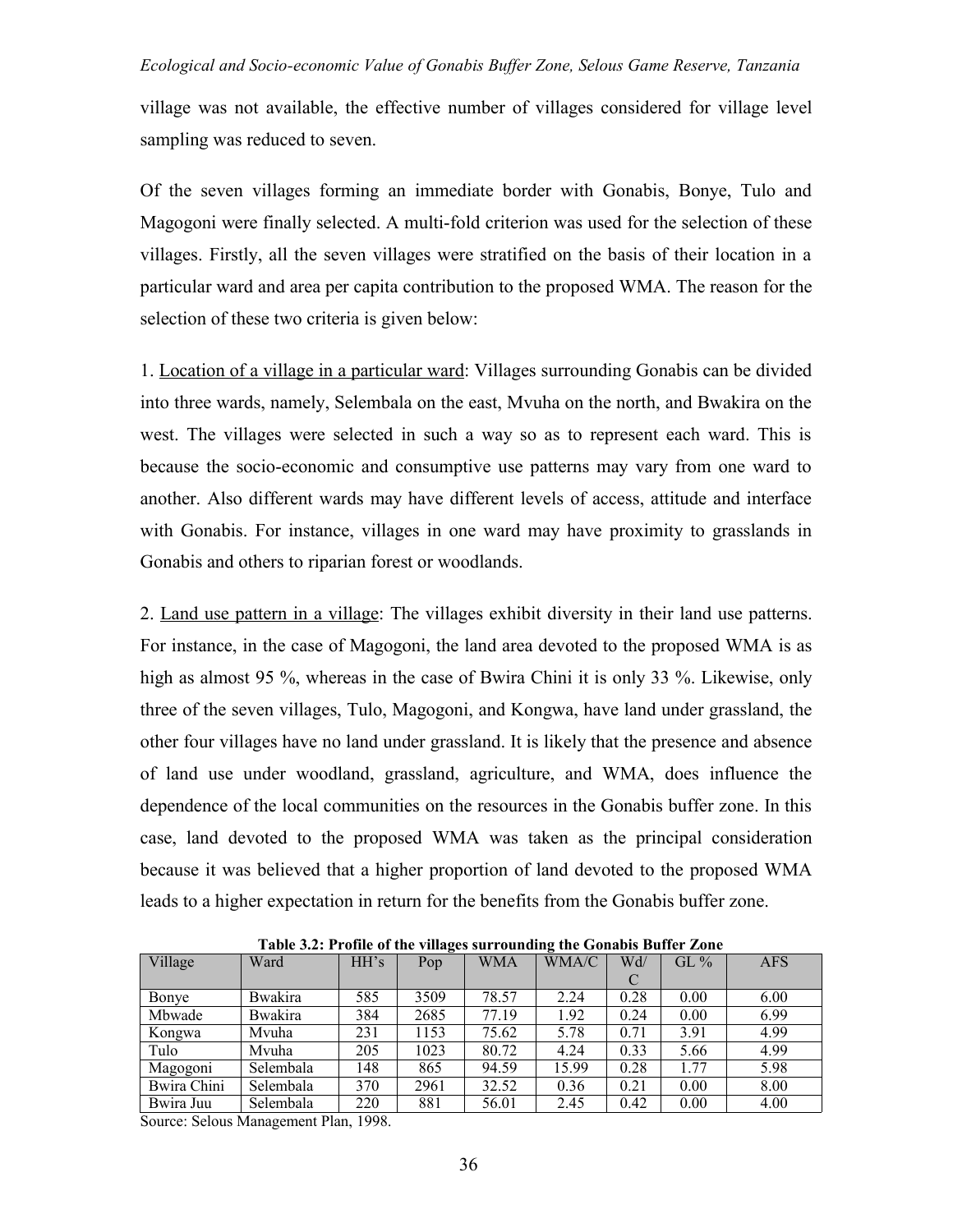village was not available, the effective number of villages considered for village level sampling was reduced to seven.

Of the seven villages forming an immediate border with Gonabis, Bonye, Tulo and Magogoni were finally selected. A multi-fold criterion was used for the selection of these villages. Firstly, all the seven villages were stratified on the basis of their location in a particular ward and area per capita contribution to the proposed WMA. The reason for the selection of these two criteria is given below:

1. Location of a village in a particular ward: Villages surrounding Gonabis can be divided into three wards, namely, Selembala on the east, Mvuha on the north, and Bwakira on the west. The villages were selected in such a way so as to represent each ward. This is because the socio-economic and consumptive use patterns may vary from one ward to another. Also different wards may have different levels of access, attitude and interface with Gonabis. For instance, villages in one ward may have proximity to grasslands in Gonabis and others to riparian forest or woodlands.

2. Land use pattern in a village: The villages exhibit diversity in their land use patterns. For instance, in the case of Magogoni, the land area devoted to the proposed WMA is as high as almost 95 %, whereas in the case of Bwira Chini it is only 33 %. Likewise, only three of the seven villages, Tulo, Magogoni, and Kongwa, have land under grassland, the other four villages have no land under grassland. It is likely that the presence and absence of land use under woodland, grassland, agriculture, and WMA, does influence the dependence of the local communities on the resources in the Gonabis buffer zone. In this case, land devoted to the proposed WMA was taken as the principal consideration because it was believed that a higher proportion of land devoted to the proposed WMA leads to a higher expectation in return for the benefits from the Gonabis buffer zone.

**Table 3.2: Profile of the villages surrounding the Gonabis Buffer Zone**

| Village | Ward | HH's | Pop | WMA | WMA/C | Wd/C | GL % | AFS |
|---|---|---|---|---|---|---|---|---|
| Bonye | Bwakira | 585 | 3509 | 78.57 | 2.24 | 0.28 | 0.00 | 6.00 |
| Mbwade | Bwakira | 384 | 2685 | 77.19 | 1.92 | 0.24 | 0.00 | 6.99 |
| Kongwa | Mvuha | 231 | 1153 | 75.62 | 5.78 | 0.71 | 3.91 | 4.99 |
| Tulo | Mvuha | 205 | 1023 | 80.72 | 4.24 | 0.33 | 5.66 | 4.99 |
| Magogoni | Selembala | 148 | 865 | 94.59 | 15.99 | 0.28 | 1.77 | 5.98 |
| Bwira Chini | Selembala | 370 | 2961 | 32.52 | 0.36 | 0.21 | 0.00 | 8.00 |
| Bwira Juu | Selembala | 220 | 881 | 56.01 | 2.45 | 0.42 | 0.00 | 4.00 |

Source: Selous Management Plan, 1998.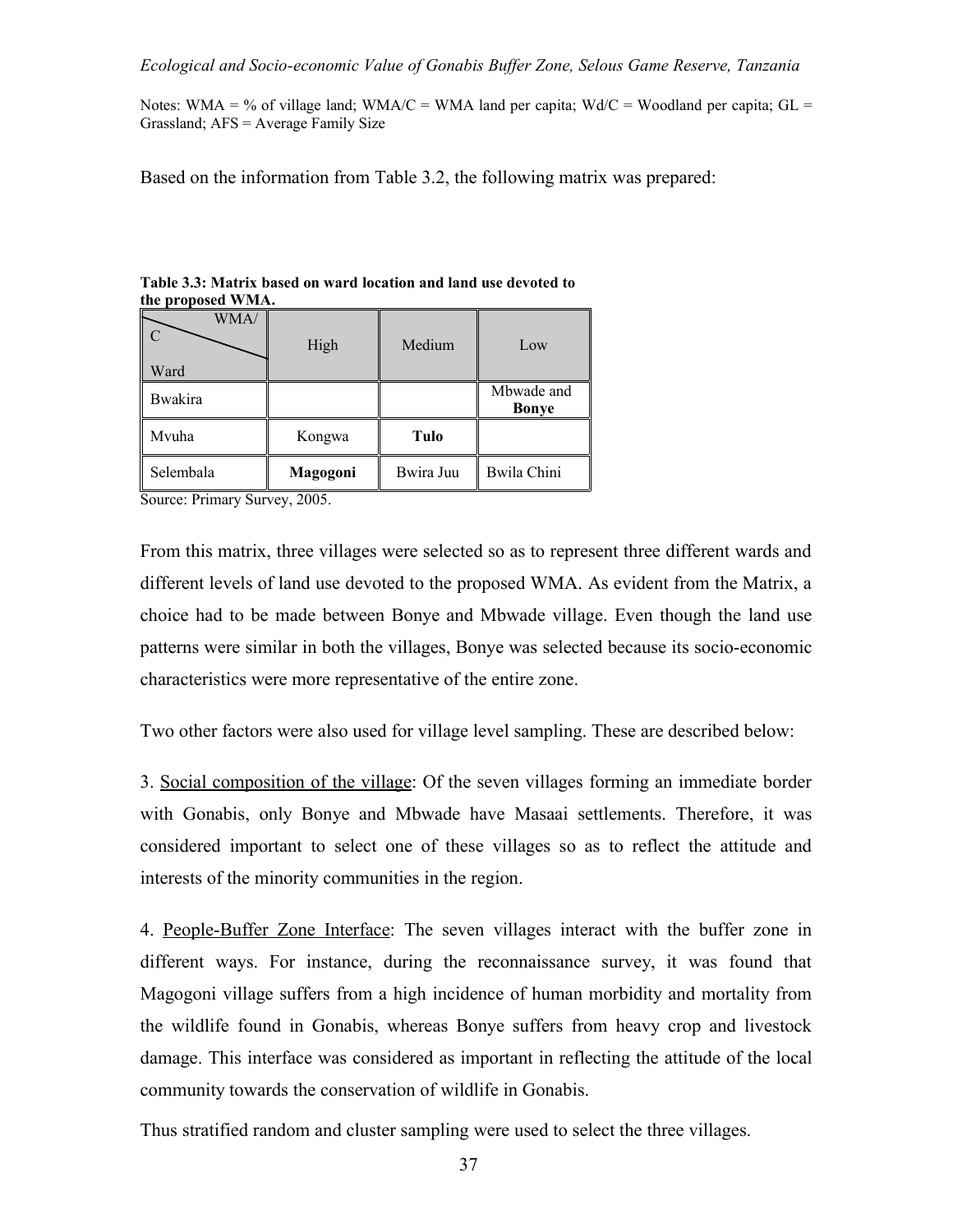Notes: WMA = % of village land; WMA/C = WMA land per capita; Wd/C = Woodland per capita; GL = Grassland; AFS = Average Family Size

Based on the information from Table 3.2, the following matrix was prepared:

**Table 3.3: Matrix based on ward location and land use devoted to the proposed WMA.**

| WMA/C / Ward | High | Medium | Low |
|---|---|---|---|
| Bwakira | | | Mbwade and **Bonye** |
| Mvuha | Kongwa | **Tulo** | |
| Selembala | **Magogoni** | Bwira Juu | Bwila Chini |

Source: Primary Survey, 2005.

From this matrix, three villages were selected so as to represent three different wards and different levels of land use devoted to the proposed WMA. As evident from the Matrix, a choice had to be made between Bonye and Mbwade village. Even though the land use patterns were similar in both the villages, Bonye was selected because its socio-economic characteristics were more representative of the entire zone.

Two other factors were also used for village level sampling. These are described below:

3. Social composition of the village: Of the seven villages forming an immediate border with Gonabis, only Bonye and Mbwade have Masaai settlements. Therefore, it was considered important to select one of these villages so as to reflect the attitude and interests of the minority communities in the region.

4. People-Buffer Zone Interface: The seven villages interact with the buffer zone in different ways. For instance, during the reconnaissance survey, it was found that Magogoni village suffers from a high incidence of human morbidity and mortality from the wildlife found in Gonabis, whereas Bonye suffers from heavy crop and livestock damage. This interface was considered as important in reflecting the attitude of the local community towards the conservation of wildlife in Gonabis.

Thus stratified random and cluster sampling were used to select the three villages.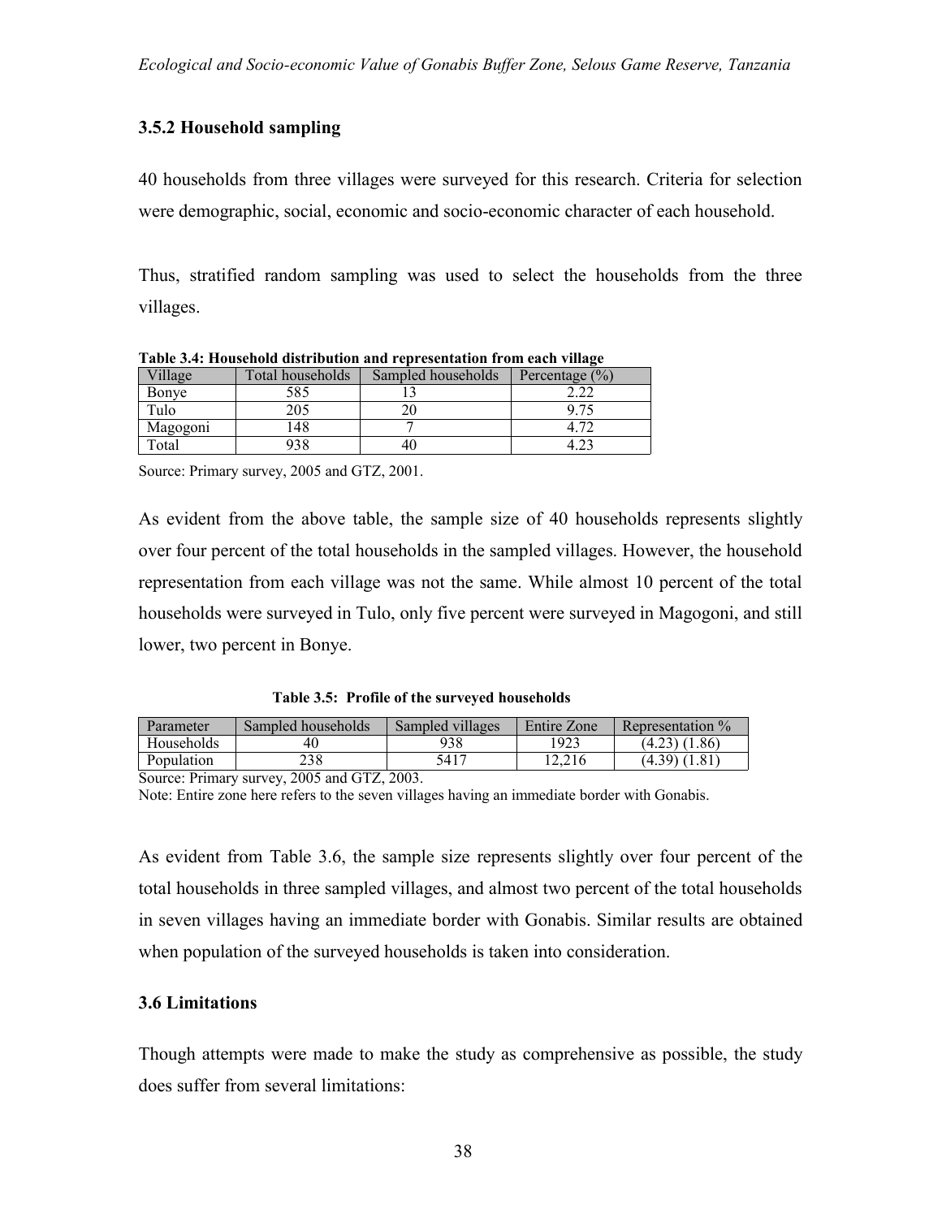### 3.5.2 Household sampling

40 households from three villages were surveyed for this research. Criteria for selection were demographic, social, economic and socio-economic character of each household.

Thus, stratified random sampling was used to select the households from the three villages.

**Table 3.4: Household distribution and representation from each village**

| Village | Total households | Sampled households | Percentage (%) |
|---|---|---|---|
| Bonye | 585 | 13 | 2.22 |
| Tulo | 205 | 20 | 9.75 |
| Magogoni | 148 | 7 | 4.72 |
| Total | 938 | 40 | 4.23 |

Source: Primary survey, 2005 and GTZ, 2001.

As evident from the above table, the sample size of 40 households represents slightly over four percent of the total households in the sampled villages. However, the household representation from each village was not the same. While almost 10 percent of the total households were surveyed in Tulo, only five percent were surveyed in Magogoni, and still lower, two percent in Bonye.

**Table 3.5: Profile of the surveyed households**

| Parameter | Sampled households | Sampled villages | Entire Zone | Representation % |
|---|---|---|---|---|
| Households | 40 | 938 | 1923 | (4.23) (1.86) |
| Population | 238 | 5417 | 12,216 | (4.39) (1.81) |

Source: Primary survey, 2005 and GTZ, 2003.

Note: Entire zone here refers to the seven villages having an immediate border with Gonabis.

As evident from Table 3.6, the sample size represents slightly over four percent of the total households in three sampled villages, and almost two percent of the total households in seven villages having an immediate border with Gonabis. Similar results are obtained when population of the surveyed households is taken into consideration.

## 3.6 Limitations

Though attempts were made to make the study as comprehensive as possible, the study does suffer from several limitations: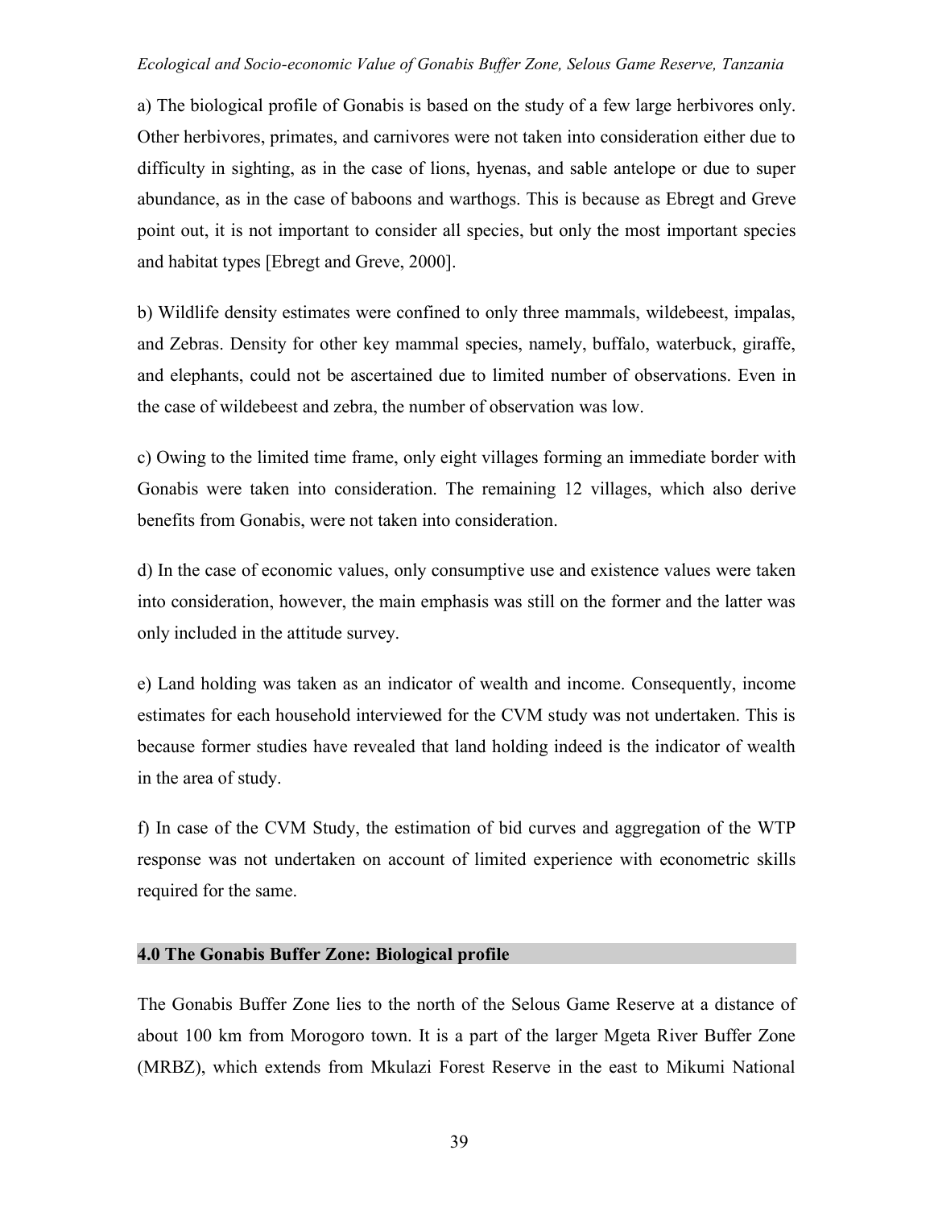a) The biological profile of Gonabis is based on the study of a few large herbivores only. Other herbivores, primates, and carnivores were not taken into consideration either due to difficulty in sighting, as in the case of lions, hyenas, and sable antelope or due to super abundance, as in the case of baboons and warthogs. This is because as Ebregt and Greve point out, it is not important to consider all species, but only the most important species and habitat types [Ebregt and Greve, 2000].

b) Wildlife density estimates were confined to only three mammals, wildebeest, impalas, and Zebras. Density for other key mammal species, namely, buffalo, waterbuck, giraffe, and elephants, could not be ascertained due to limited number of observations. Even in the case of wildebeest and zebra, the number of observation was low.

c) Owing to the limited time frame, only eight villages forming an immediate border with Gonabis were taken into consideration. The remaining 12 villages, which also derive benefits from Gonabis, were not taken into consideration.

d) In the case of economic values, only consumptive use and existence values were taken into consideration, however, the main emphasis was still on the former and the latter was only included in the attitude survey.

e) Land holding was taken as an indicator of wealth and income. Consequently, income estimates for each household interviewed for the CVM study was not undertaken. This is because former studies have revealed that land holding indeed is the indicator of wealth in the area of study.

f) In case of the CVM Study, the estimation of bid curves and aggregation of the WTP response was not undertaken on account of limited experience with econometric skills required for the same.

## 4.0 The Gonabis Buffer Zone: Biological profile

The Gonabis Buffer Zone lies to the north of the Selous Game Reserve at a distance of about 100 km from Morogoro town. It is a part of the larger Mgeta River Buffer Zone (MRBZ), which extends from Mkulazi Forest Reserve in the east to Mikumi National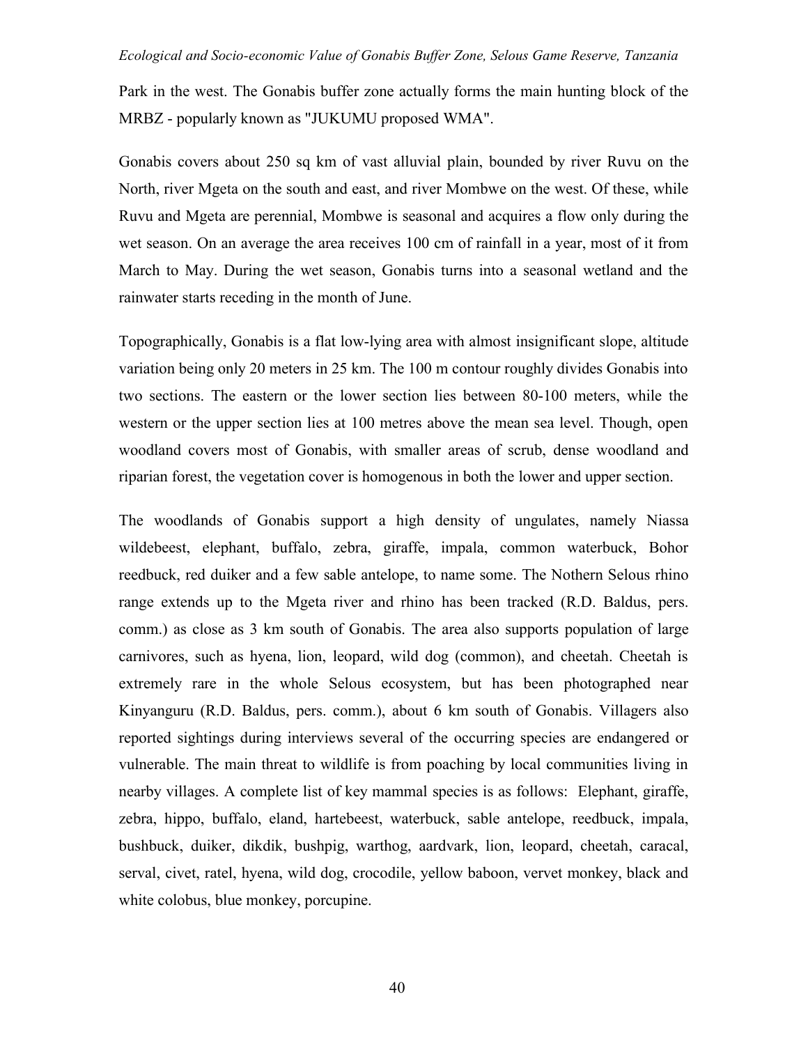Park in the west. The Gonabis buffer zone actually forms the main hunting block of the MRBZ - popularly known as "JUKUMU proposed WMA".

Gonabis covers about 250 sq km of vast alluvial plain, bounded by river Ruvu on the North, river Mgeta on the south and east, and river Mombwe on the west. Of these, while Ruvu and Mgeta are perennial, Mombwe is seasonal and acquires a flow only during the wet season. On an average the area receives 100 cm of rainfall in a year, most of it from March to May. During the wet season, Gonabis turns into a seasonal wetland and the rainwater starts receding in the month of June.

Topographically, Gonabis is a flat low-lying area with almost insignificant slope, altitude variation being only 20 meters in 25 km. The 100 m contour roughly divides Gonabis into two sections. The eastern or the lower section lies between 80-100 meters, while the western or the upper section lies at 100 metres above the mean sea level. Though, open woodland covers most of Gonabis, with smaller areas of scrub, dense woodland and riparian forest, the vegetation cover is homogenous in both the lower and upper section.

The woodlands of Gonabis support a high density of ungulates, namely Niassa wildebeest, elephant, buffalo, zebra, giraffe, impala, common waterbuck, Bohor reedbuck, red duiker and a few sable antelope, to name some. The Nothern Selous rhino range extends up to the Mgeta river and rhino has been tracked (R.D. Baldus, pers. comm.) as close as 3 km south of Gonabis. The area also supports population of large carnivores, such as hyena, lion, leopard, wild dog (common), and cheetah. Cheetah is extremely rare in the whole Selous ecosystem, but has been photographed near Kinyanguru (R.D. Baldus, pers. comm.), about 6 km south of Gonabis. Villagers also reported sightings during interviews several of the occurring species are endangered or vulnerable. The main threat to wildlife is from poaching by local communities living in nearby villages. A complete list of key mammal species is as follows: Elephant, giraffe, zebra, hippo, buffalo, eland, hartebeest, waterbuck, sable antelope, reedbuck, impala, bushbuck, duiker, dikdik, bushpig, warthog, aardvark, lion, leopard, cheetah, caracal, serval, civet, ratel, hyena, wild dog, crocodile, yellow baboon, vervet monkey, black and white colobus, blue monkey, porcupine.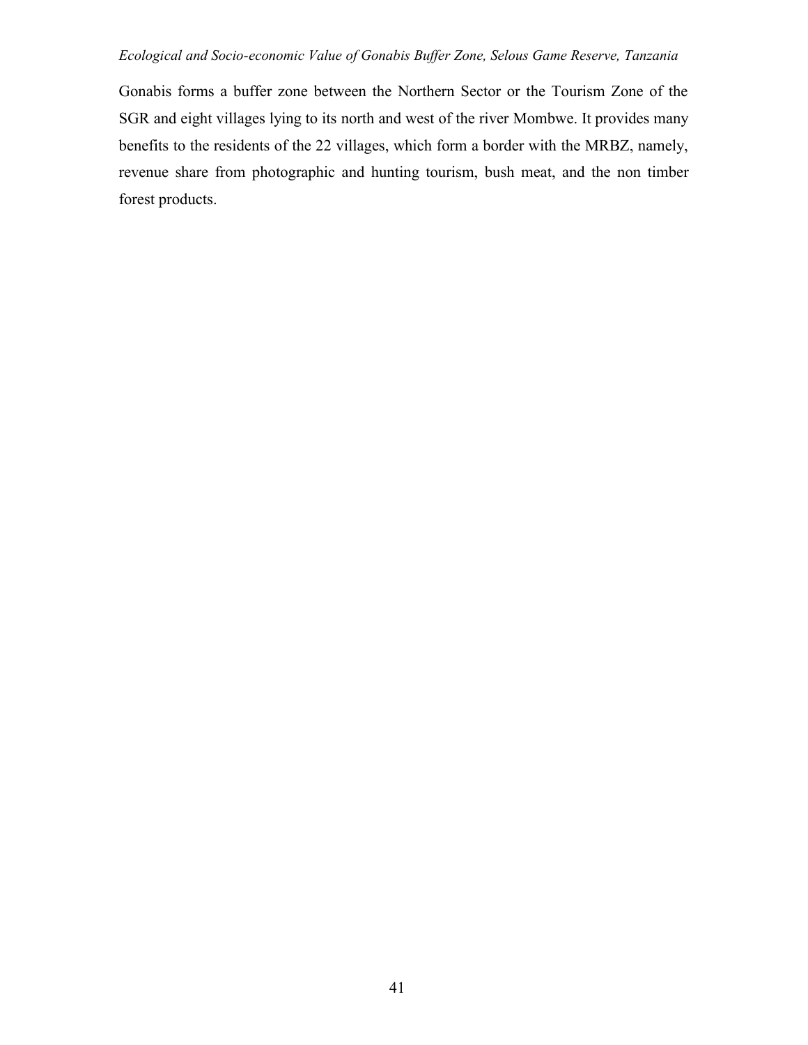Gonabis forms a buffer zone between the Northern Sector or the Tourism Zone of the SGR and eight villages lying to its north and west of the river Mombwe. It provides many benefits to the residents of the 22 villages, which form a border with the MRBZ, namely, revenue share from photographic and hunting tourism, bush meat, and the non timber forest products.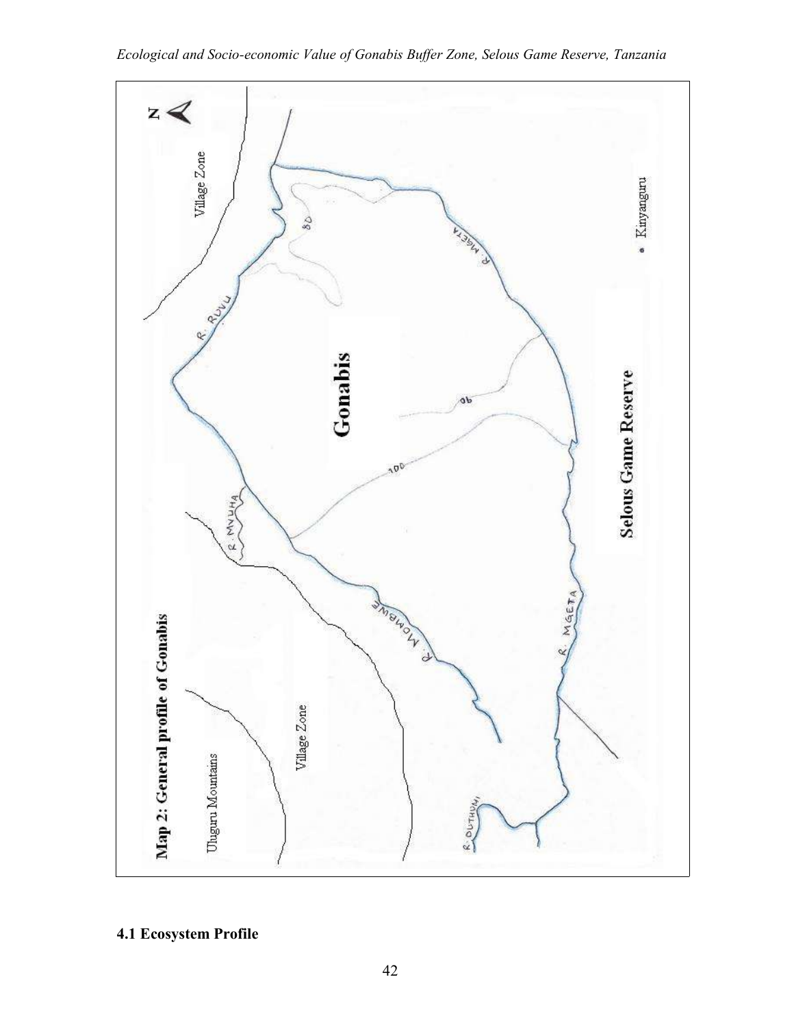Map 2: General profile of Gonabis

Uluguru Mountains

Village Zone

Village Zone

R. RUVU

R. MVUHA

R. MOMBWE

R. MGETA

R. MGETA

R. DUTHUMI

Gonabis

80

90

100

Selous Game Reserve

Kinyanguru

N

## 4.1 Ecosystem Profile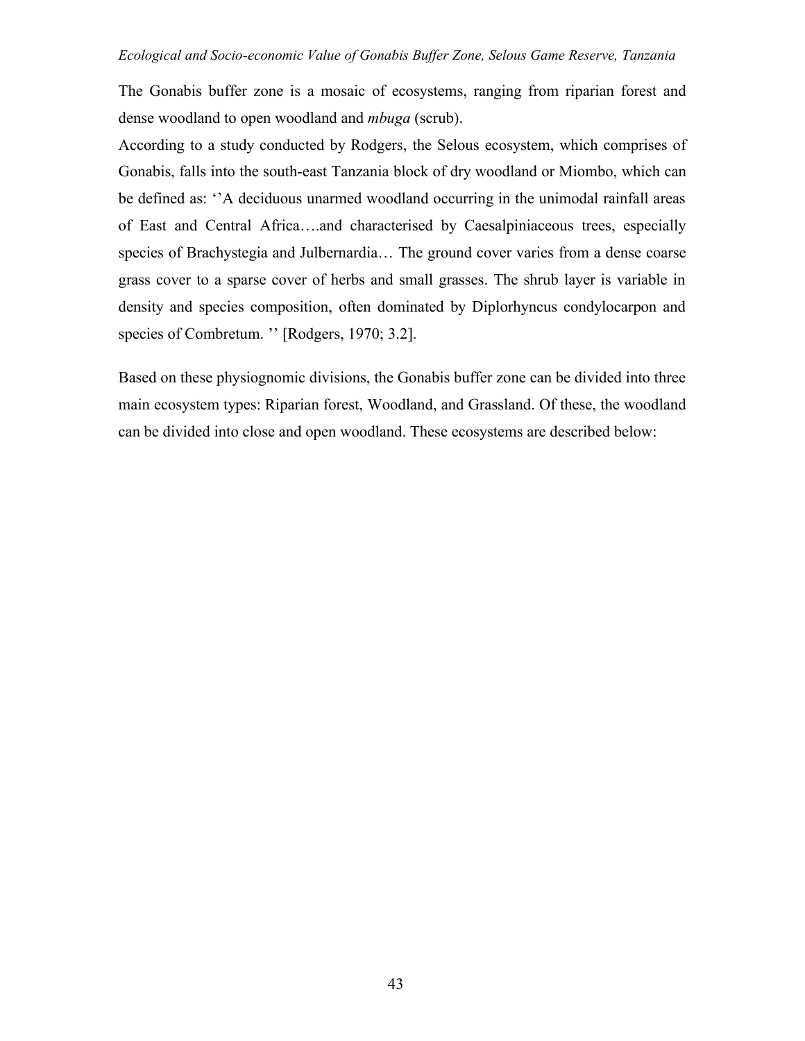The Gonabis buffer zone is a mosaic of ecosystems, ranging from riparian forest and dense woodland to open woodland and *mbuga* (scrub).

According to a study conducted by Rodgers, the Selous ecosystem, which comprises of Gonabis, falls into the south-east Tanzania block of dry woodland or Miombo, which can be defined as: ''A deciduous unarmed woodland occurring in the unimodal rainfall areas of East and Central Africa….and characterised by Caesalpiniaceous trees, especially species of Brachystegia and Julbernardia… The ground cover varies from a dense coarse grass cover to a sparse cover of herbs and small grasses. The shrub layer is variable in density and species composition, often dominated by Diplorhyncus condylocarpon and species of Combretum. '' [Rodgers, 1970; 3.2].

Based on these physiognomic divisions, the Gonabis buffer zone can be divided into three main ecosystem types: Riparian forest, Woodland, and Grassland. Of these, the woodland can be divided into close and open woodland. These ecosystems are described below: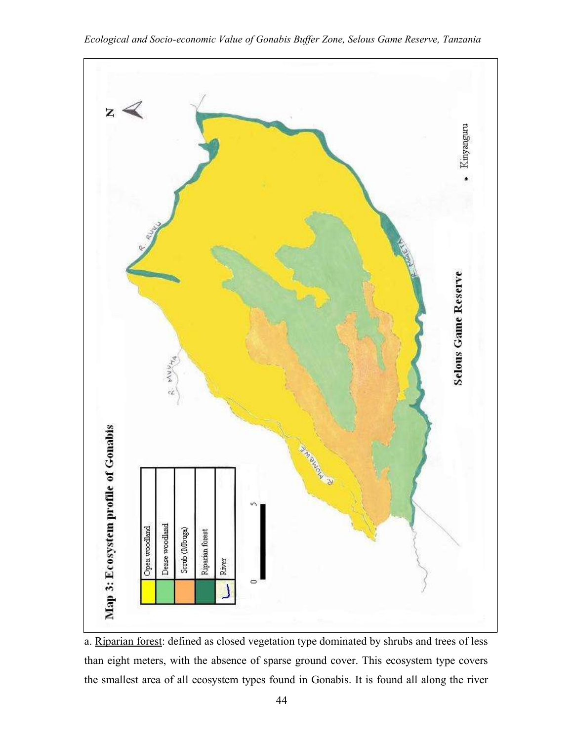Map 3: Ecosystem profile of Gonabis

| | |
|---|---|
| | Open woodland |
| | Dense woodland |
| | Scrub (Mbuga) |
| | Riparian forest |
| | River |

a. Riparian forest: defined as closed vegetation type dominated by shrubs and trees of less than eight meters, with the absence of sparse ground cover. This ecosystem type covers the smallest area of all ecosystem types found in Gonabis. It is found all along the river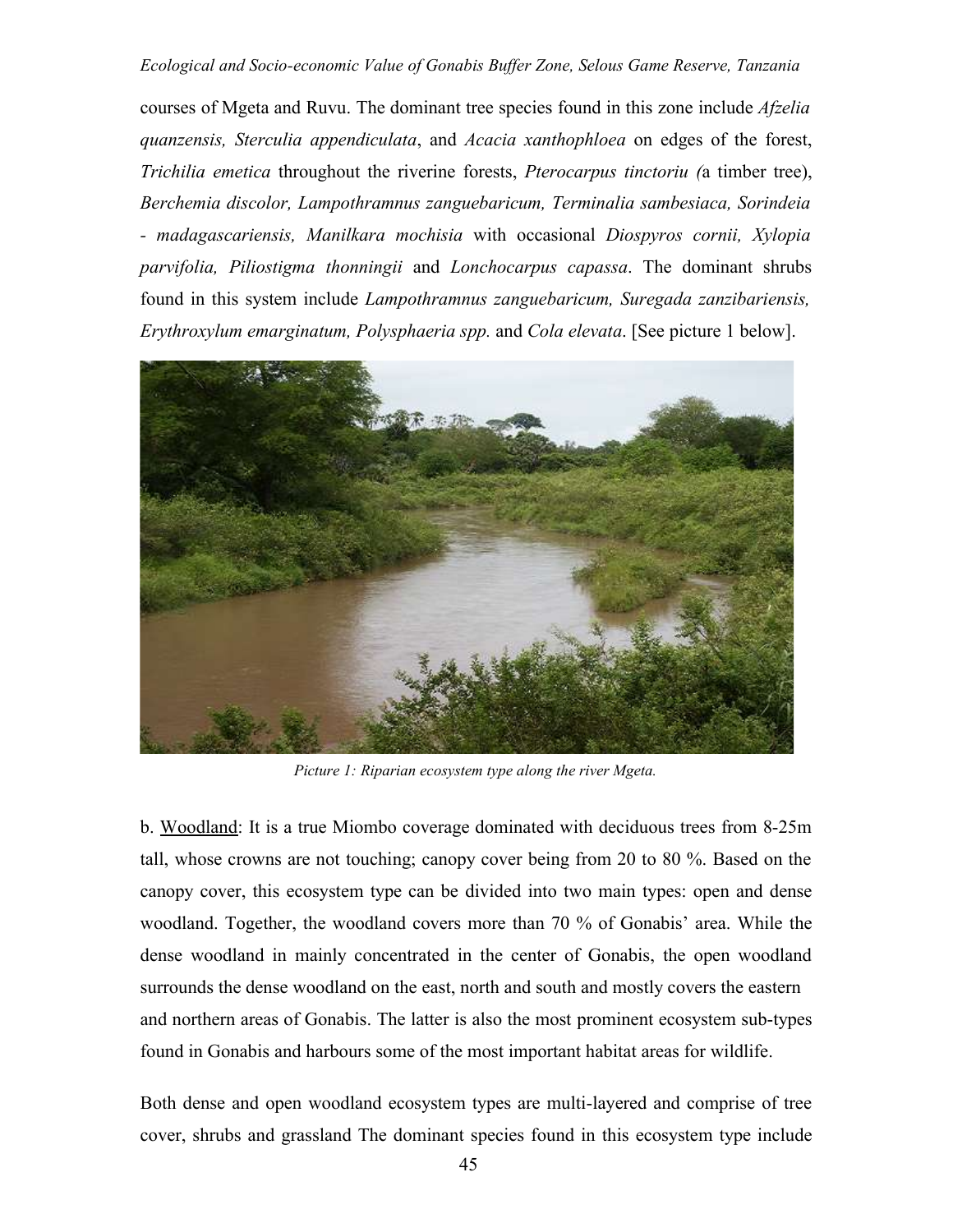courses of Mgeta and Ruvu. The dominant tree species found in this zone include *Afzelia quanzensis, Sterculia appendiculata*, and *Acacia xanthophloea* on edges of the forest, *Trichilia emetica* throughout the riverine forests, *Pterocarpus tinctoriu (*a timber tree), *Berchemia discolor, Lampothramnus zanguebaricum, Terminalia sambesiaca, Sorindeia - madagascariensis, Manilkara mochisia* with occasional *Diospyros cornii, Xylopia parvifolia, Piliostigma thonningii* and *Lonchocarpus capassa*. The dominant shrubs found in this system include *Lampothramnus zanguebaricum, Suregada zanzibariensis, Erythroxylum emarginatum, Polysphaeria spp.* and *Cola elevata*. [See picture 1 below].

*Picture 1: Riparian ecosystem type along the river Mgeta.*

b. Woodland: It is a true Miombo coverage dominated with deciduous trees from 8-25m tall, whose crowns are not touching; canopy cover being from 20 to 80 %. Based on the canopy cover, this ecosystem type can be divided into two main types: open and dense woodland. Together, the woodland covers more than 70 % of Gonabis' area. While the dense woodland in mainly concentrated in the center of Gonabis, the open woodland surrounds the dense woodland on the east, north and south and mostly covers the eastern and northern areas of Gonabis. The latter is also the most prominent ecosystem sub-types found in Gonabis and harbours some of the most important habitat areas for wildlife.

Both dense and open woodland ecosystem types are multi-layered and comprise of tree cover, shrubs and grassland The dominant species found in this ecosystem type include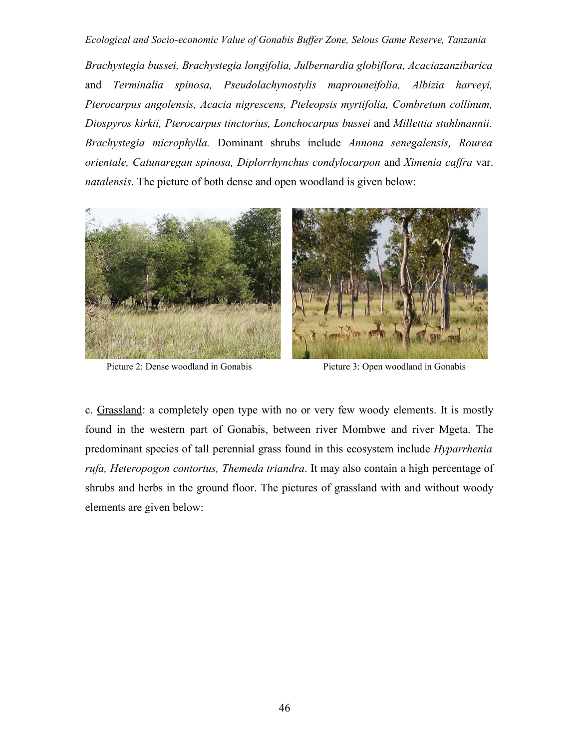*Brachystegia bussei, Brachystegia longifolia, Julbernardia globiflora, Acaciazanzibarica* and *Terminalia spinosa, Pseudolachynostylis maprouneifolia, Albizia harveyi, Pterocarpus angolensis, Acacia nigrescens, Pteleopsis myrtifolia, Combretum collinum, Diospyros kirkii, Pterocarpus tinctorius, Lonchocarpus bussei* and *Millettia stuhlmannii. Brachystegia microphylla.* Dominant shrubs include *Annona senegalensis, Rourea orientale, Catunaregan spinosa, Diplorrhynchus condylocarpon* and *Ximenia caffra* var. *natalensis*. The picture of both dense and open woodland is given below:

Picture 2: Dense woodland in Gonabis

Picture 3: Open woodland in Gonabis

c. <u>Grassland</u>: a completely open type with no or very few woody elements. It is mostly found in the western part of Gonabis, between river Mombwe and river Mgeta. The predominant species of tall perennial grass found in this ecosystem include *Hyparrhenia rufa, Heteropogon contortus, Themeda triandra*. It may also contain a high percentage of shrubs and herbs in the ground floor. The pictures of grassland with and without woody elements are given below: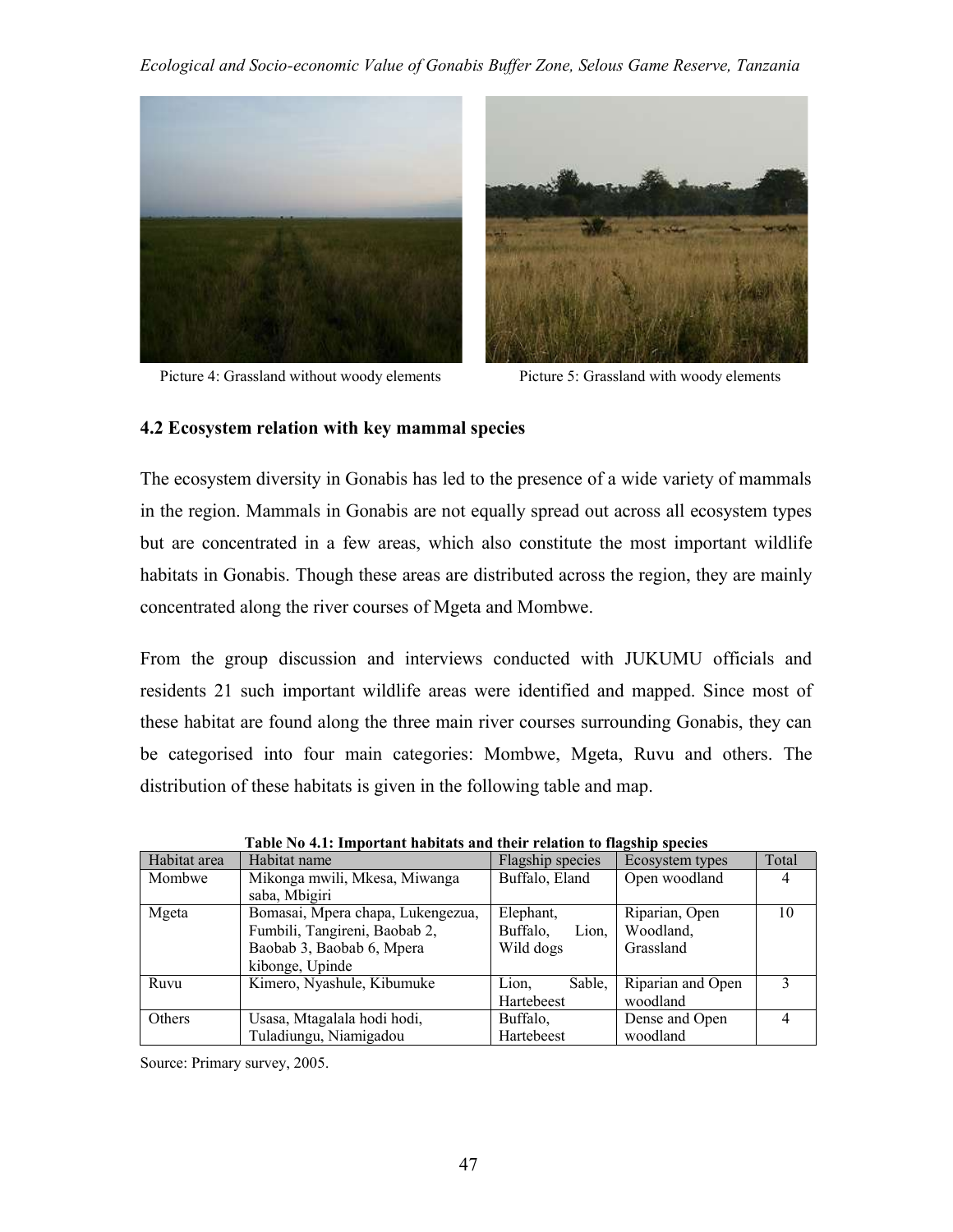Picture 4: Grassland without woody elements

Picture 5: Grassland with woody elements

## 4.2 Ecosystem relation with key mammal species

The ecosystem diversity in Gonabis has led to the presence of a wide variety of mammals in the region. Mammals in Gonabis are not equally spread out across all ecosystem types but are concentrated in a few areas, which also constitute the most important wildlife habitats in Gonabis. Though these areas are distributed across the region, they are mainly concentrated along the river courses of Mgeta and Mombwe.

From the group discussion and interviews conducted with JUKUMU officials and residents 21 such important wildlife areas were identified and mapped. Since most of these habitat are found along the three main river courses surrounding Gonabis, they can be categorised into four main categories: Mombwe, Mgeta, Ruvu and others. The distribution of these habitats is given in the following table and map.

**Table No 4.1: Important habitats and their relation to flagship species**

| Habitat area | Habitat name | Flagship species | Ecosystem types | Total |
|---|---|---|---|---|
| Mombwe | Mikonga mwili, Mkesa, Miwanga saba, Mbigiri | Buffalo, Eland | Open woodland | 4 |
| Mgeta | Bomasai, Mpera chapa, Lukengezua, Fumbili, Tangireni, Baobab 2, Baobab 3, Baobab 6, Mpera kibonge, Upinde | Elephant, Buffalo, Lion, Wild dogs | Riparian, Open Woodland, Grassland | 10 |
| Ruvu | Kimero, Nyashule, Kibumuke | Lion, Sable, Hartebeest | Riparian and Open woodland | 3 |
| Others | Usasa, Mtagalala hodi hodi, Tuladiungu, Niamigadou | Buffalo, Hartebeest | Dense and Open woodland | 4 |

Source: Primary survey, 2005.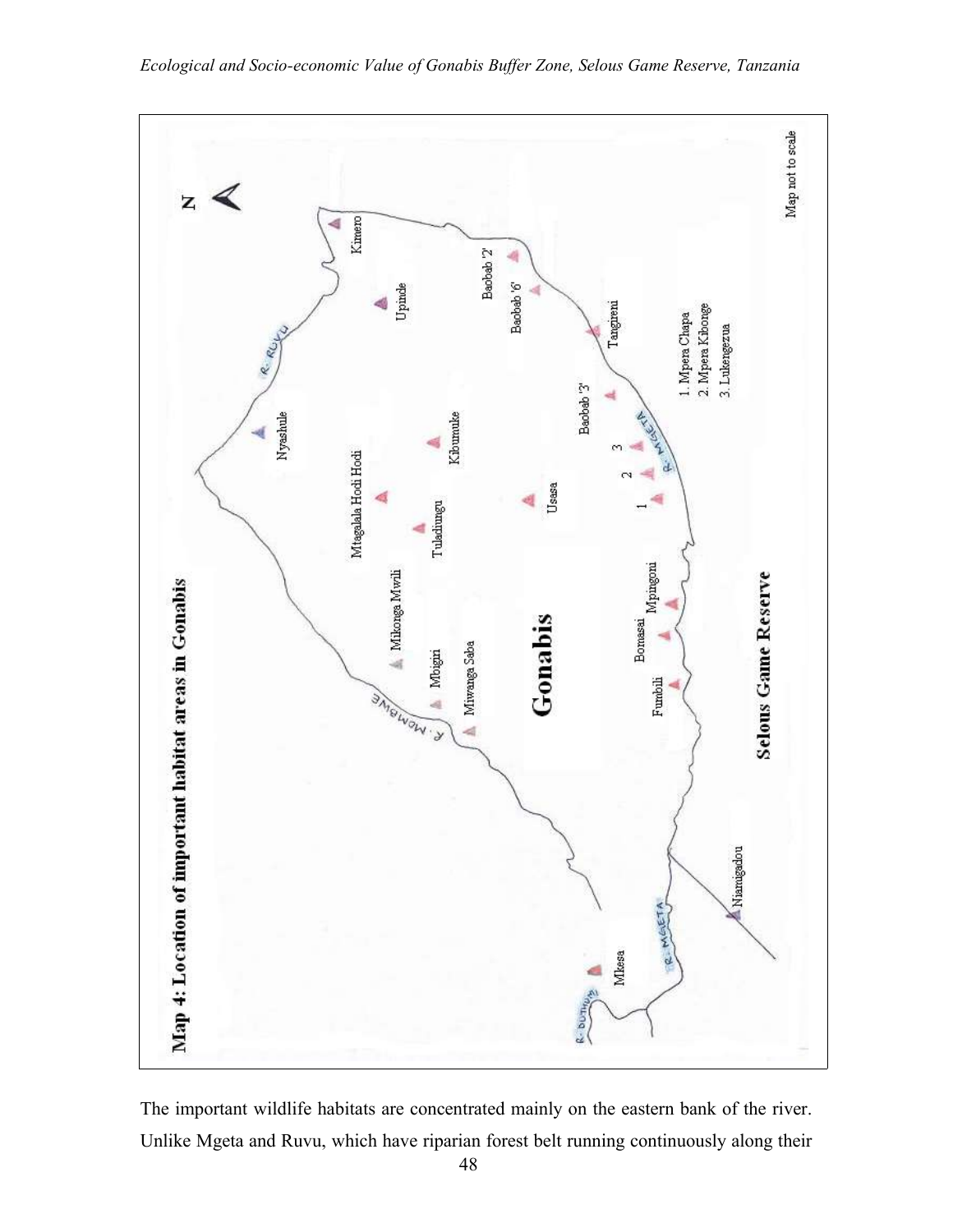**Map 4: Location of important habitat areas in Gonabis**

The important wildlife habitats are concentrated mainly on the eastern bank of the river. Unlike Mgeta and Ruvu, which have riparian forest belt running continuously along their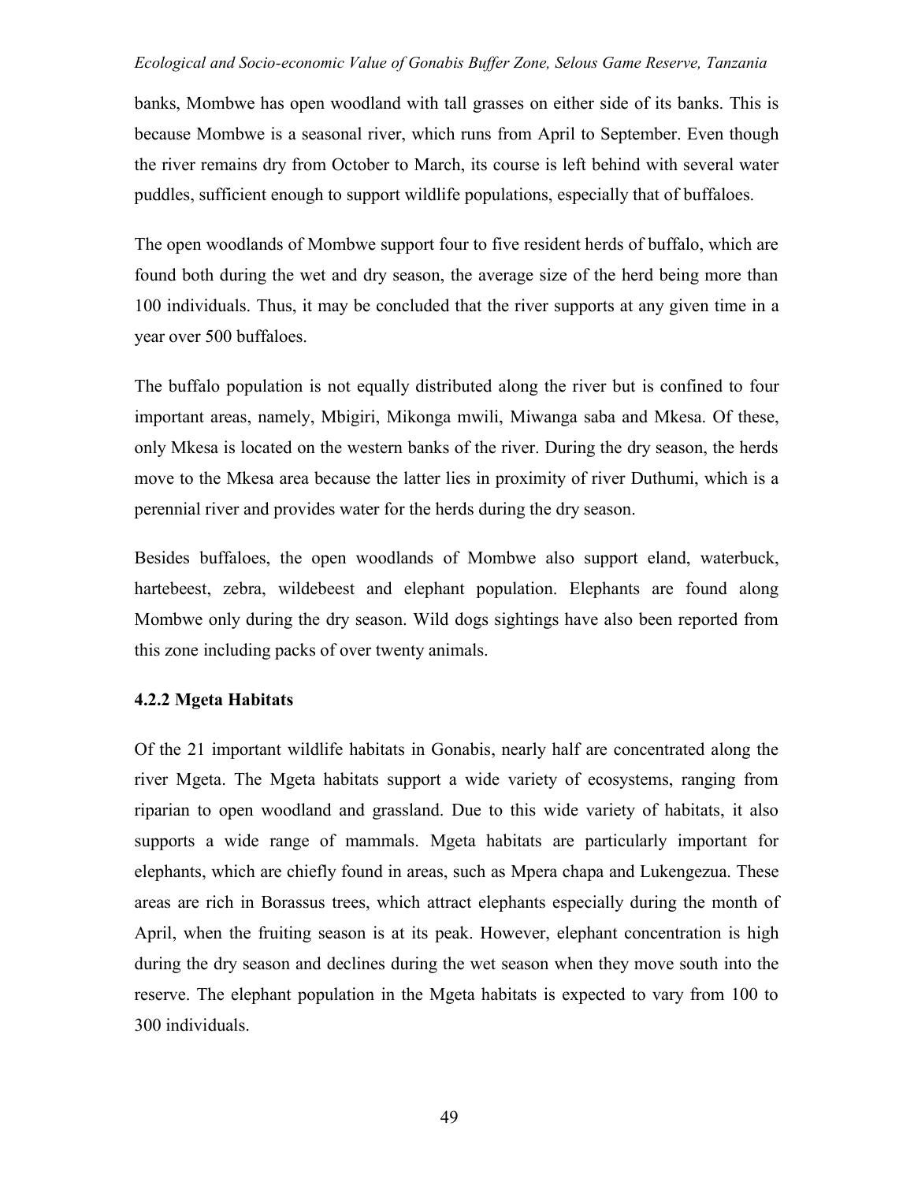banks, Mombwe has open woodland with tall grasses on either side of its banks. This is because Mombwe is a seasonal river, which runs from April to September. Even though the river remains dry from October to March, its course is left behind with several water puddles, sufficient enough to support wildlife populations, especially that of buffaloes.

The open woodlands of Mombwe support four to five resident herds of buffalo, which are found both during the wet and dry season, the average size of the herd being more than 100 individuals. Thus, it may be concluded that the river supports at any given time in a year over 500 buffaloes.

The buffalo population is not equally distributed along the river but is confined to four important areas, namely, Mbigiri, Mikonga mwili, Miwanga saba and Mkesa. Of these, only Mkesa is located on the western banks of the river. During the dry season, the herds move to the Mkesa area because the latter lies in proximity of river Duthumi, which is a perennial river and provides water for the herds during the dry season.

Besides buffaloes, the open woodlands of Mombwe also support eland, waterbuck, hartebeest, zebra, wildebeest and elephant population. Elephants are found along Mombwe only during the dry season. Wild dogs sightings have also been reported from this zone including packs of over twenty animals.

### 4.2.2 Mgeta Habitats

Of the 21 important wildlife habitats in Gonabis, nearly half are concentrated along the river Mgeta. The Mgeta habitats support a wide variety of ecosystems, ranging from riparian to open woodland and grassland. Due to this wide variety of habitats, it also supports a wide range of mammals. Mgeta habitats are particularly important for elephants, which are chiefly found in areas, such as Mpera chapa and Lukengezua. These areas are rich in Borassus trees, which attract elephants especially during the month of April, when the fruiting season is at its peak. However, elephant concentration is high during the dry season and declines during the wet season when they move south into the reserve. The elephant population in the Mgeta habitats is expected to vary from 100 to 300 individuals.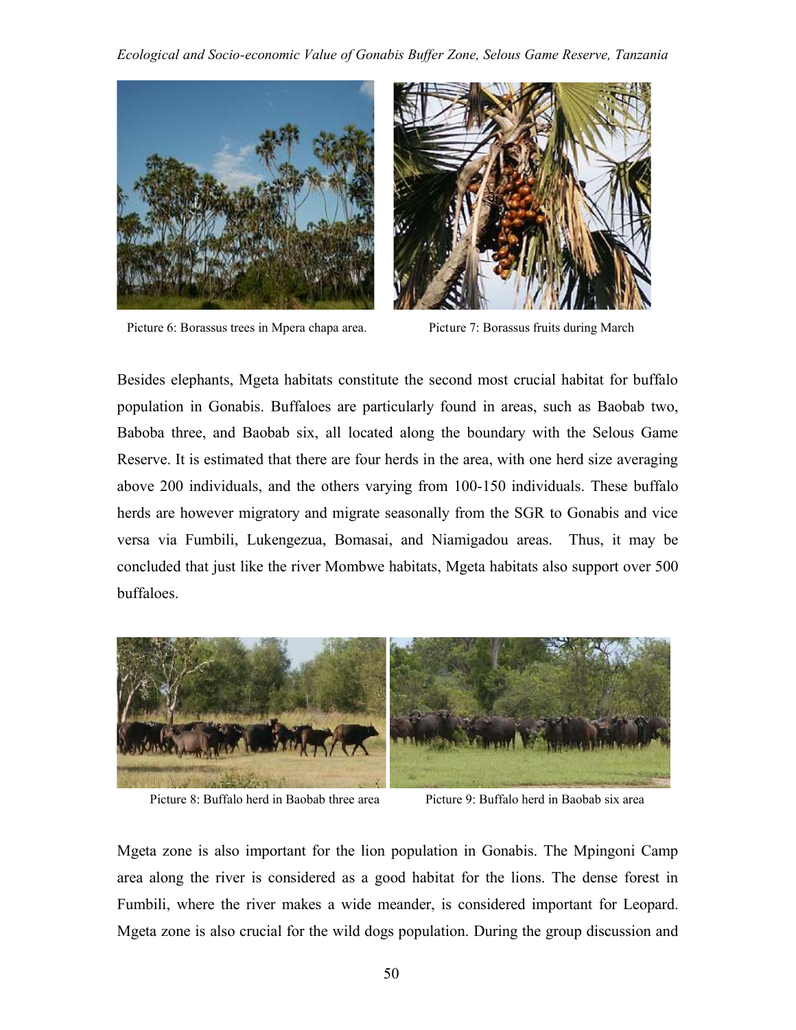Picture 6: Borassus trees in Mpera chapa area.

Picture 7: Borassus fruits during March

Besides elephants, Mgeta habitats constitute the second most crucial habitat for buffalo population in Gonabis. Buffaloes are particularly found in areas, such as Baobab two, Baboba three, and Baobab six, all located along the boundary with the Selous Game Reserve. It is estimated that there are four herds in the area, with one herd size averaging above 200 individuals, and the others varying from 100-150 individuals. These buffalo herds are however migratory and migrate seasonally from the SGR to Gonabis and vice versa via Fumbili, Lukengezua, Bomasai, and Niamigadou areas. Thus, it may be concluded that just like the river Mombwe habitats, Mgeta habitats also support over 500 buffaloes.

Picture 8: Buffalo herd in Baobab three area

Picture 9: Buffalo herd in Baobab six area

Mgeta zone is also important for the lion population in Gonabis. The Mpingoni Camp area along the river is considered as a good habitat for the lions. The dense forest in Fumbili, where the river makes a wide meander, is considered important for Leopard. Mgeta zone is also crucial for the wild dogs population. During the group discussion and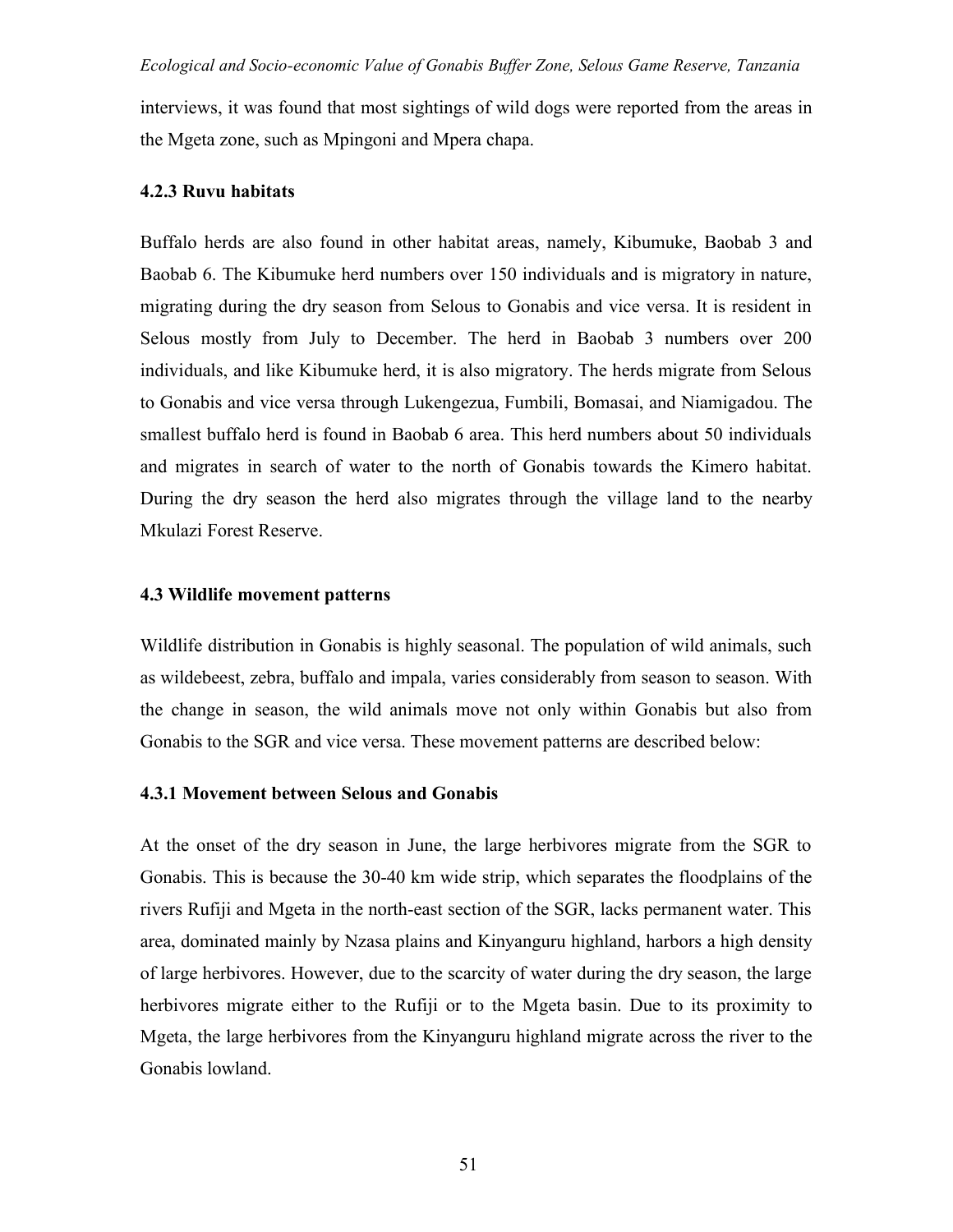interviews, it was found that most sightings of wild dogs were reported from the areas in the Mgeta zone, such as Mpingoni and Mpera chapa.

### 4.2.3 Ruvu habitats

Buffalo herds are also found in other habitat areas, namely, Kibumuke, Baobab 3 and Baobab 6. The Kibumuke herd numbers over 150 individuals and is migratory in nature, migrating during the dry season from Selous to Gonabis and vice versa. It is resident in Selous mostly from July to December. The herd in Baobab 3 numbers over 200 individuals, and like Kibumuke herd, it is also migratory. The herds migrate from Selous to Gonabis and vice versa through Lukengezua, Fumbili, Bomasai, and Niamigadou. The smallest buffalo herd is found in Baobab 6 area. This herd numbers about 50 individuals and migrates in search of water to the north of Gonabis towards the Kimero habitat. During the dry season the herd also migrates through the village land to the nearby Mkulazi Forest Reserve.

## 4.3 Wildlife movement patterns

Wildlife distribution in Gonabis is highly seasonal. The population of wild animals, such as wildebeest, zebra, buffalo and impala, varies considerably from season to season. With the change in season, the wild animals move not only within Gonabis but also from Gonabis to the SGR and vice versa. These movement patterns are described below:

### 4.3.1 Movement between Selous and Gonabis

At the onset of the dry season in June, the large herbivores migrate from the SGR to Gonabis. This is because the 30-40 km wide strip, which separates the floodplains of the rivers Rufiji and Mgeta in the north-east section of the SGR, lacks permanent water. This area, dominated mainly by Nzasa plains and Kinyanguru highland, harbors a high density of large herbivores. However, due to the scarcity of water during the dry season, the large herbivores migrate either to the Rufiji or to the Mgeta basin. Due to its proximity to Mgeta, the large herbivores from the Kinyanguru highland migrate across the river to the Gonabis lowland.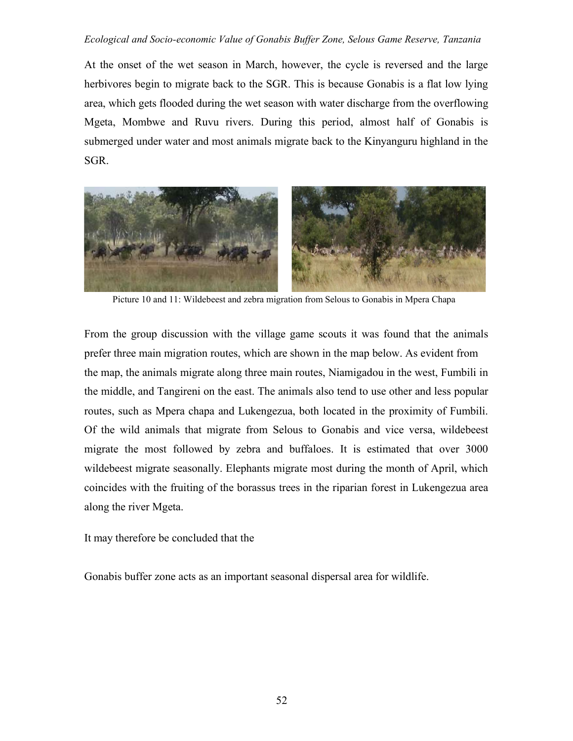At the onset of the wet season in March, however, the cycle is reversed and the large herbivores begin to migrate back to the SGR. This is because Gonabis is a flat low lying area, which gets flooded during the wet season with water discharge from the overflowing Mgeta, Mombwe and Ruvu rivers. During this period, almost half of Gonabis is submerged under water and most animals migrate back to the Kinyanguru highland in the SGR.

Picture 10 and 11: Wildebeest and zebra migration from Selous to Gonabis in Mpera Chapa

From the group discussion with the village game scouts it was found that the animals prefer three main migration routes, which are shown in the map below. As evident from the map, the animals migrate along three main routes, Niamigadou in the west, Fumbili in the middle, and Tangireni on the east. The animals also tend to use other and less popular routes, such as Mpera chapa and Lukengezua, both located in the proximity of Fumbili. Of the wild animals that migrate from Selous to Gonabis and vice versa, wildebeest migrate the most followed by zebra and buffaloes. It is estimated that over 3000 wildebeest migrate seasonally. Elephants migrate most during the month of April, which coincides with the fruiting of the borassus trees in the riparian forest in Lukengezua area along the river Mgeta.

It may therefore be concluded that the

Gonabis buffer zone acts as an important seasonal dispersal area for wildlife.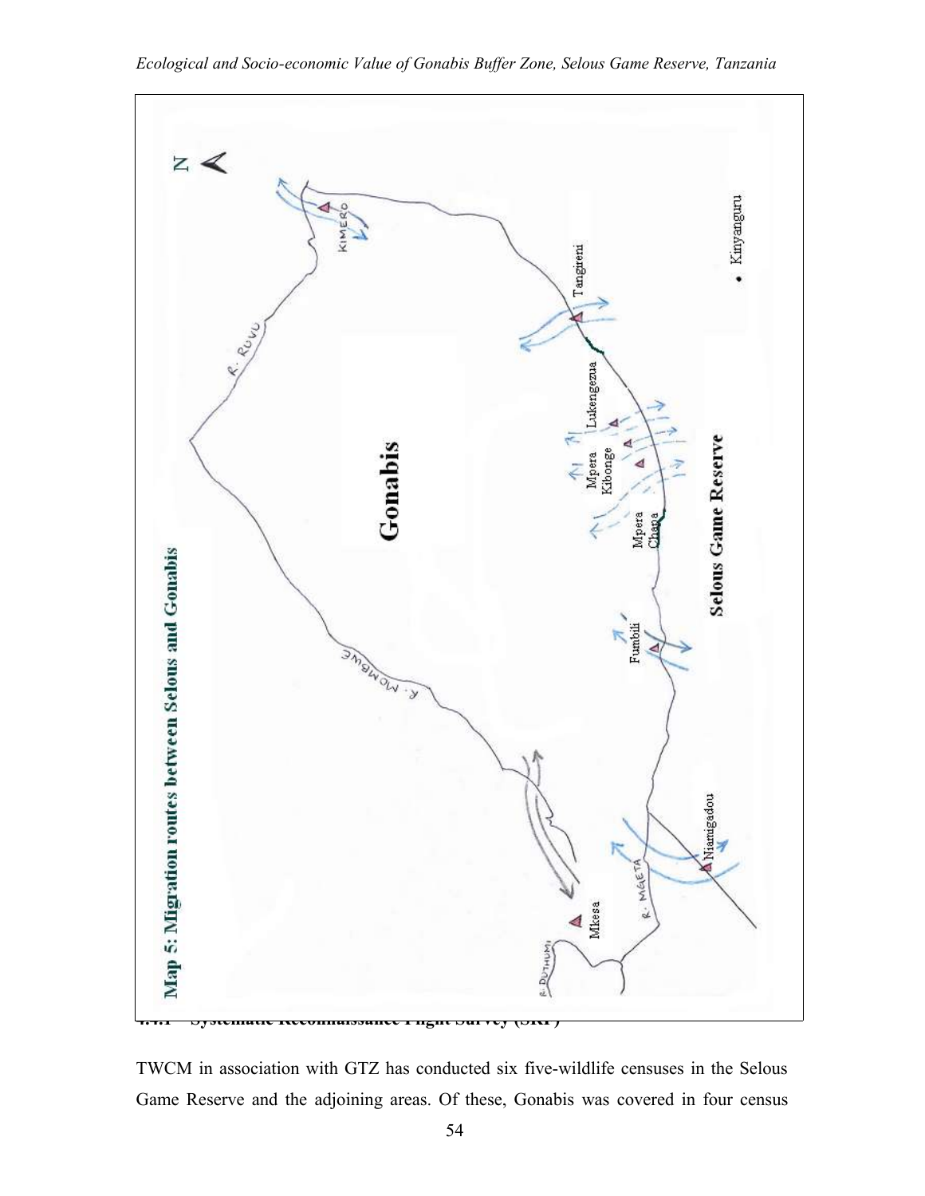Map 5: Migration routes between Selous and Gonabis

#### 4.4.1 Systematic Reconnaissance Flight Survey (SRF)

TWCM in association with GTZ has conducted six five-wildlife censuses in the Selous Game Reserve and the adjoining areas. Of these, Gonabis was covered in four census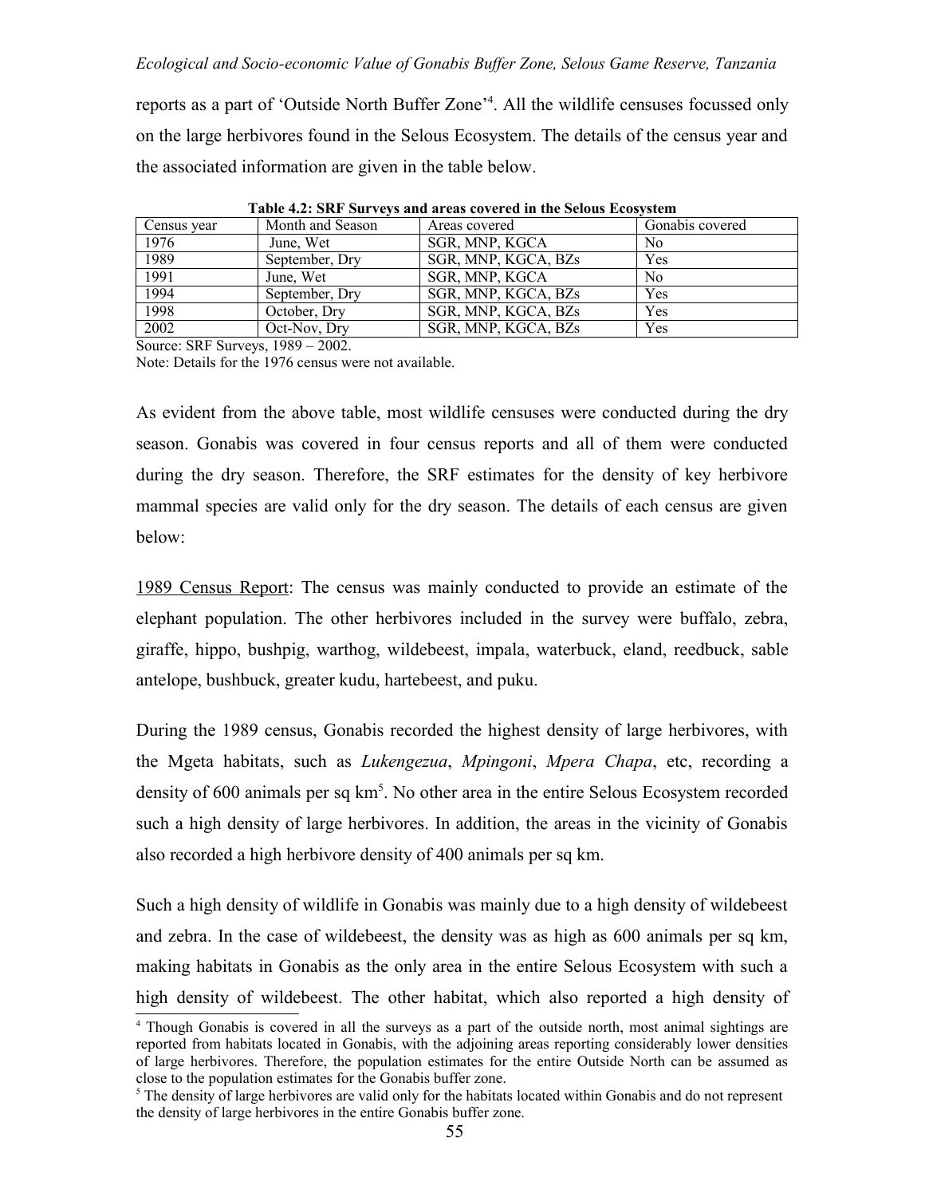reports as a part of 'Outside North Buffer Zone'[4]. All the wildlife censuses focussed only on the large herbivores found in the Selous Ecosystem. The details of the census year and the associated information are given in the table below.

**Table 4.2: SRF Surveys and areas covered in the Selous Ecosystem**

| Census year | Month and Season | Areas covered | Gonabis covered |
|---|---|---|---|
| 1976 | June, Wet | SGR, MNP, KGCA | No |
| 1989 | September, Dry | SGR, MNP, KGCA, BZs | Yes |
| 1991 | June, Wet | SGR, MNP, KGCA | No |
| 1994 | September, Dry | SGR, MNP, KGCA, BZs | Yes |
| 1998 | October, Dry | SGR, MNP, KGCA, BZs | Yes |
| 2002 | Oct-Nov, Dry | SGR, MNP, KGCA, BZs | Yes |

Source: SRF Surveys, 1989 – 2002.

Note: Details for the 1976 census were not available.

As evident from the above table, most wildlife censuses were conducted during the dry season. Gonabis was covered in four census reports and all of them were conducted during the dry season. Therefore, the SRF estimates for the density of key herbivore mammal species are valid only for the dry season. The details of each census are given below:

1989 Census Report: The census was mainly conducted to provide an estimate of the elephant population. The other herbivores included in the survey were buffalo, zebra, giraffe, hippo, bushpig, warthog, wildebeest, impala, waterbuck, eland, reedbuck, sable antelope, bushbuck, greater kudu, hartebeest, and puku.

During the 1989 census, Gonabis recorded the highest density of large herbivores, with the Mgeta habitats, such as *Lukengezua*, *Mpingoni*, *Mpera Chapa*, etc, recording a density of 600 animals per sq km[5]. No other area in the entire Selous Ecosystem recorded such a high density of large herbivores. In addition, the areas in the vicinity of Gonabis also recorded a high herbivore density of 400 animals per sq km.

Such a high density of wildlife in Gonabis was mainly due to a high density of wildebeest and zebra. In the case of wildebeest, the density was as high as 600 animals per sq km, making habitats in Gonabis as the only area in the entire Selous Ecosystem with such a high density of wildebeest. The other habitat, which also reported a high density of

[4] Though Gonabis is covered in all the surveys as a part of the outside north, most animal sightings are reported from habitats located in Gonabis, with the adjoining areas reporting considerably lower densities of large herbivores. Therefore, the population estimates for the entire Outside North can be assumed as close to the population estimates for the Gonabis buffer zone.

[5] The density of large herbivores are valid only for the habitats located within Gonabis and do not represent the density of large herbivores in the entire Gonabis buffer zone.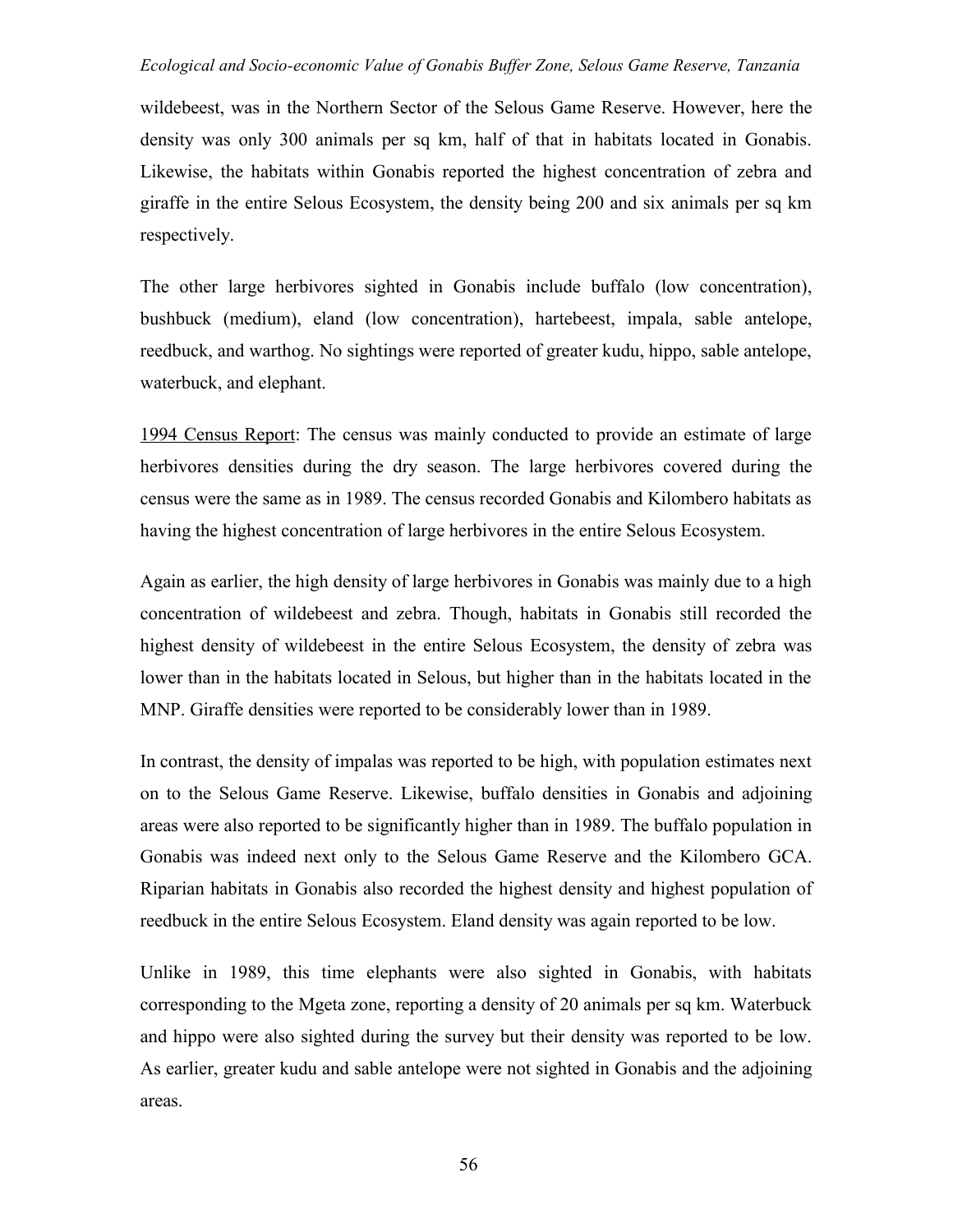wildebeest, was in the Northern Sector of the Selous Game Reserve. However, here the density was only 300 animals per sq km, half of that in habitats located in Gonabis. Likewise, the habitats within Gonabis reported the highest concentration of zebra and giraffe in the entire Selous Ecosystem, the density being 200 and six animals per sq km respectively.

The other large herbivores sighted in Gonabis include buffalo (low concentration), bushbuck (medium), eland (low concentration), hartebeest, impala, sable antelope, reedbuck, and warthog. No sightings were reported of greater kudu, hippo, sable antelope, waterbuck, and elephant.

<u>1994 Census Report</u>: The census was mainly conducted to provide an estimate of large herbivores densities during the dry season. The large herbivores covered during the census were the same as in 1989. The census recorded Gonabis and Kilombero habitats as having the highest concentration of large herbivores in the entire Selous Ecosystem.

Again as earlier, the high density of large herbivores in Gonabis was mainly due to a high concentration of wildebeest and zebra. Though, habitats in Gonabis still recorded the highest density of wildebeest in the entire Selous Ecosystem, the density of zebra was lower than in the habitats located in Selous, but higher than in the habitats located in the MNP. Giraffe densities were reported to be considerably lower than in 1989.

In contrast, the density of impalas was reported to be high, with population estimates next on to the Selous Game Reserve. Likewise, buffalo densities in Gonabis and adjoining areas were also reported to be significantly higher than in 1989. The buffalo population in Gonabis was indeed next only to the Selous Game Reserve and the Kilombero GCA. Riparian habitats in Gonabis also recorded the highest density and highest population of reedbuck in the entire Selous Ecosystem. Eland density was again reported to be low.

Unlike in 1989, this time elephants were also sighted in Gonabis, with habitats corresponding to the Mgeta zone, reporting a density of 20 animals per sq km. Waterbuck and hippo were also sighted during the survey but their density was reported to be low. As earlier, greater kudu and sable antelope were not sighted in Gonabis and the adjoining areas.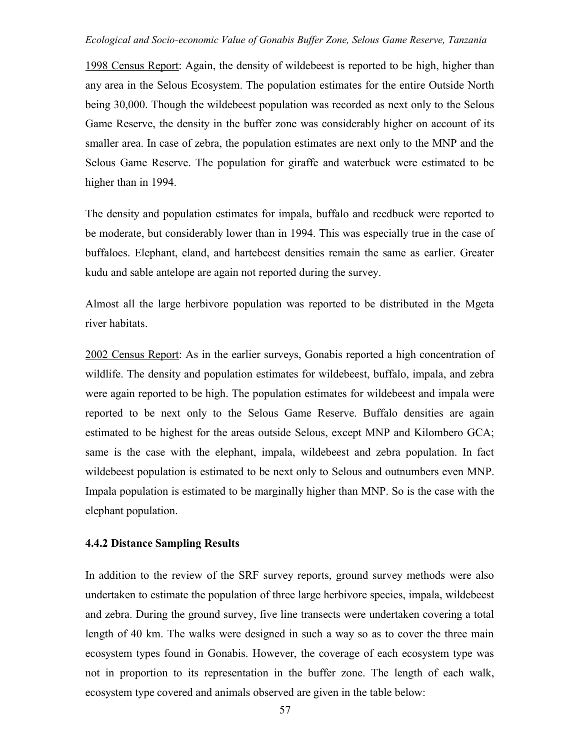<u>1998 Census Report</u>: Again, the density of wildebeest is reported to be high, higher than any area in the Selous Ecosystem. The population estimates for the entire Outside North being 30,000. Though the wildebeest population was recorded as next only to the Selous Game Reserve, the density in the buffer zone was considerably higher on account of its smaller area. In case of zebra, the population estimates are next only to the MNP and the Selous Game Reserve. The population for giraffe and waterbuck were estimated to be higher than in 1994.

The density and population estimates for impala, buffalo and reedbuck were reported to be moderate, but considerably lower than in 1994. This was especially true in the case of buffaloes. Elephant, eland, and hartebeest densities remain the same as earlier. Greater kudu and sable antelope are again not reported during the survey.

Almost all the large herbivore population was reported to be distributed in the Mgeta river habitats.

<u>2002 Census Report</u>: As in the earlier surveys, Gonabis reported a high concentration of wildlife. The density and population estimates for wildebeest, buffalo, impala, and zebra were again reported to be high. The population estimates for wildebeest and impala were reported to be next only to the Selous Game Reserve. Buffalo densities are again estimated to be highest for the areas outside Selous, except MNP and Kilombero GCA; same is the case with the elephant, impala, wildebeest and zebra population. In fact wildebeest population is estimated to be next only to Selous and outnumbers even MNP. Impala population is estimated to be marginally higher than MNP. So is the case with the elephant population.

### 4.4.2 Distance Sampling Results

In addition to the review of the SRF survey reports, ground survey methods were also undertaken to estimate the population of three large herbivore species, impala, wildebeest and zebra. During the ground survey, five line transects were undertaken covering a total length of 40 km. The walks were designed in such a way so as to cover the three main ecosystem types found in Gonabis. However, the coverage of each ecosystem type was not in proportion to its representation in the buffer zone. The length of each walk, ecosystem type covered and animals observed are given in the table below: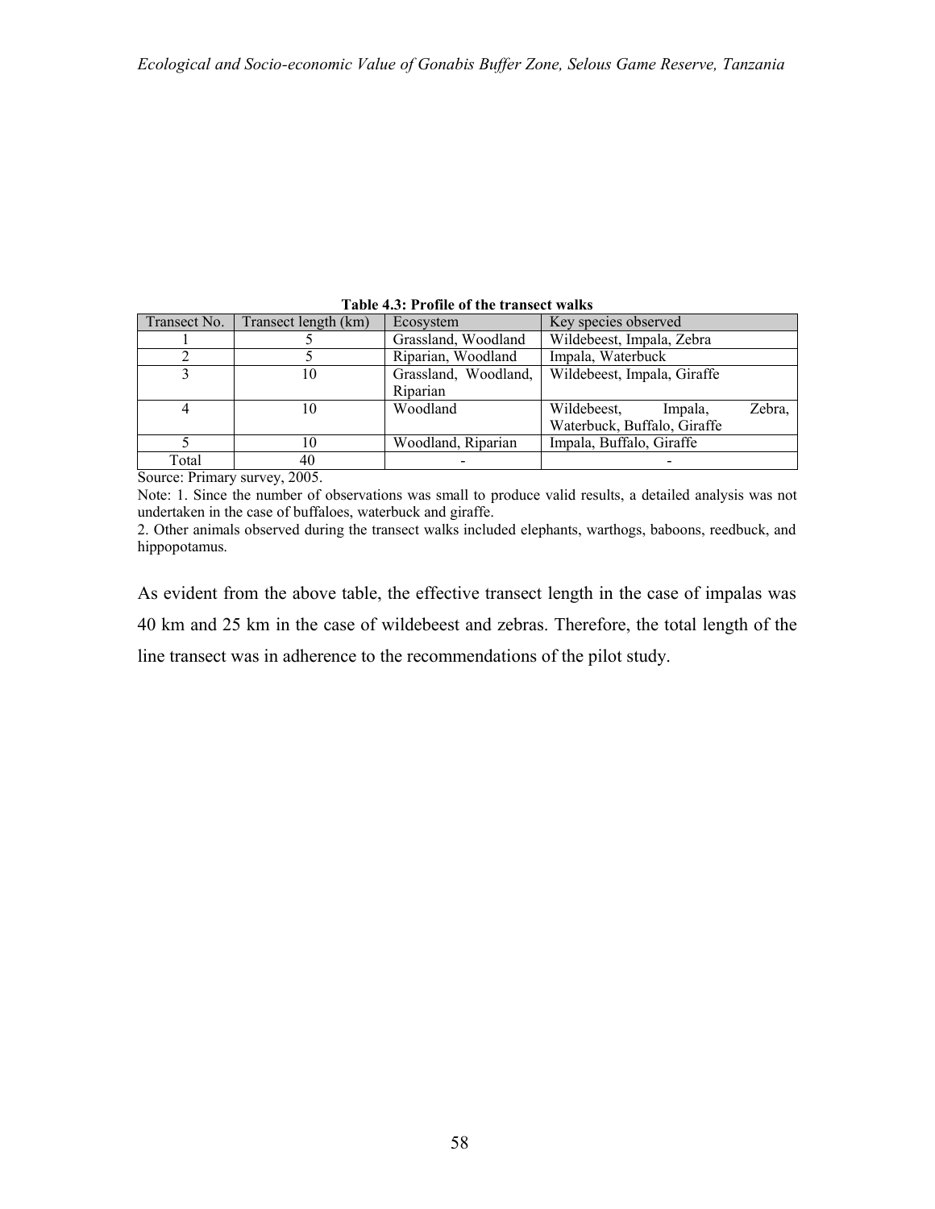**Table 4.3: Profile of the transect walks**

| Transect No. | Transect length (km) | Ecosystem | Key species observed |
|---|---|---|---|
| 1 | 5 | Grassland, Woodland | Wildebeest, Impala, Zebra |
| 2 | 5 | Riparian, Woodland | Impala, Waterbuck |
| 3 | 10 | Grassland, Woodland, Riparian | Wildebeest, Impala, Giraffe |
| 4 | 10 | Woodland | Wildebeest, Impala, Zebra, Waterbuck, Buffalo, Giraffe |
| 5 | 10 | Woodland, Riparian | Impala, Buffalo, Giraffe |
| Total | 40 | - | - |

Source: Primary survey, 2005.

Note: 1. Since the number of observations was small to produce valid results, a detailed analysis was not undertaken in the case of buffaloes, waterbuck and giraffe.

2. Other animals observed during the transect walks included elephants, warthogs, baboons, reedbuck, and hippopotamus.

As evident from the above table, the effective transect length in the case of impalas was 40 km and 25 km in the case of wildebeest and zebras. Therefore, the total length of the line transect was in adherence to the recommendations of the pilot study.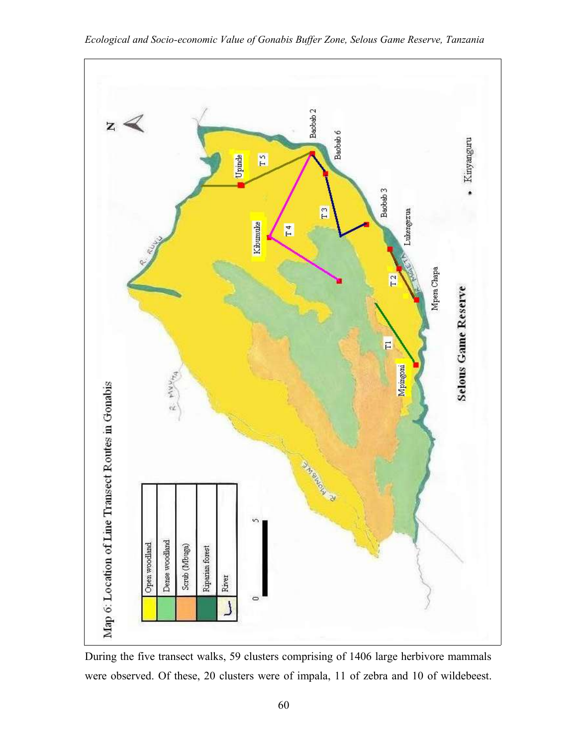Map 6: Location of Line Transect Routes in Gonabis

| | |
|---|---|
| | Open woodland |
| | Dense woodland |
| | Scrub (Mbuga) |
| | Riparian forest |
| | River |

During the five transect walks, 59 clusters comprising of 1406 large herbivore mammals were observed. Of these, 20 clusters were of impala, 11 of zebra and 10 of wildebeest.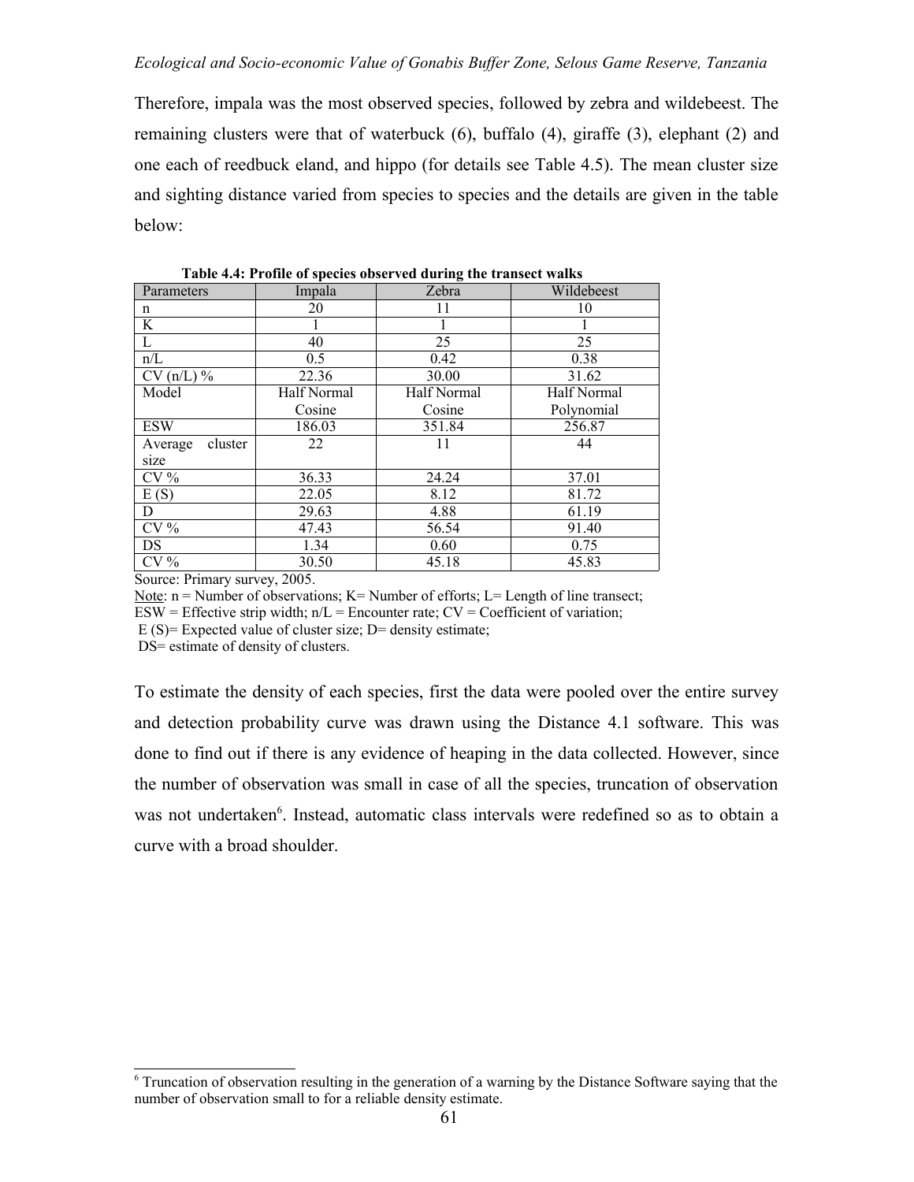Therefore, impala was the most observed species, followed by zebra and wildebeest. The remaining clusters were that of waterbuck (6), buffalo (4), giraffe (3), elephant (2) and one each of reedbuck eland, and hippo (for details see Table 4.5). The mean cluster size and sighting distance varied from species to species and the details are given in the table below:

**Table 4.4: Profile of species observed during the transect walks**

| Parameters | Impala | Zebra | Wildebeest |
|---|---|---|---|
| n | 20 | 11 | 10 |
| K | 1 | 1 | 1 |
| L | 40 | 25 | 25 |
| n/L | 0.5 | 0.42 | 0.38 |
| CV (n/L) % | 22.36 | 30.00 | 31.62 |
| Model | Half Normal Cosine | Half Normal Cosine | Half Normal Polynomial |
| ESW | 186.03 | 351.84 | 256.87 |
| Average cluster size | 22 | 11 | 44 |
| CV % | 36.33 | 24.24 | 37.01 |
| E (S) | 22.05 | 8.12 | 81.72 |
| D | 29.63 | 4.88 | 61.19 |
| CV % | 47.43 | 56.54 | 91.40 |
| DS | 1.34 | 0.60 | 0.75 |
| CV % | 30.50 | 45.18 | 45.83 |

Source: Primary survey, 2005.

Note: n = Number of observations; K= Number of efforts; L= Length of line transect; ESW = Effective strip width; n/L = Encounter rate; CV = Coefficient of variation; E (S)= Expected value of cluster size; D= density estimate; DS= estimate of density of clusters.

To estimate the density of each species, first the data were pooled over the entire survey and detection probability curve was drawn using the Distance 4.1 software. This was done to find out if there is any evidence of heaping in the data collected. However, since the number of observation was small in case of all the species, truncation of observation was not undertaken[6]. Instead, automatic class intervals were redefined so as to obtain a curve with a broad shoulder.

[6] Truncation of observation resulting in the generation of a warning by the Distance Software saying that the number of observation small to for a reliable density estimate.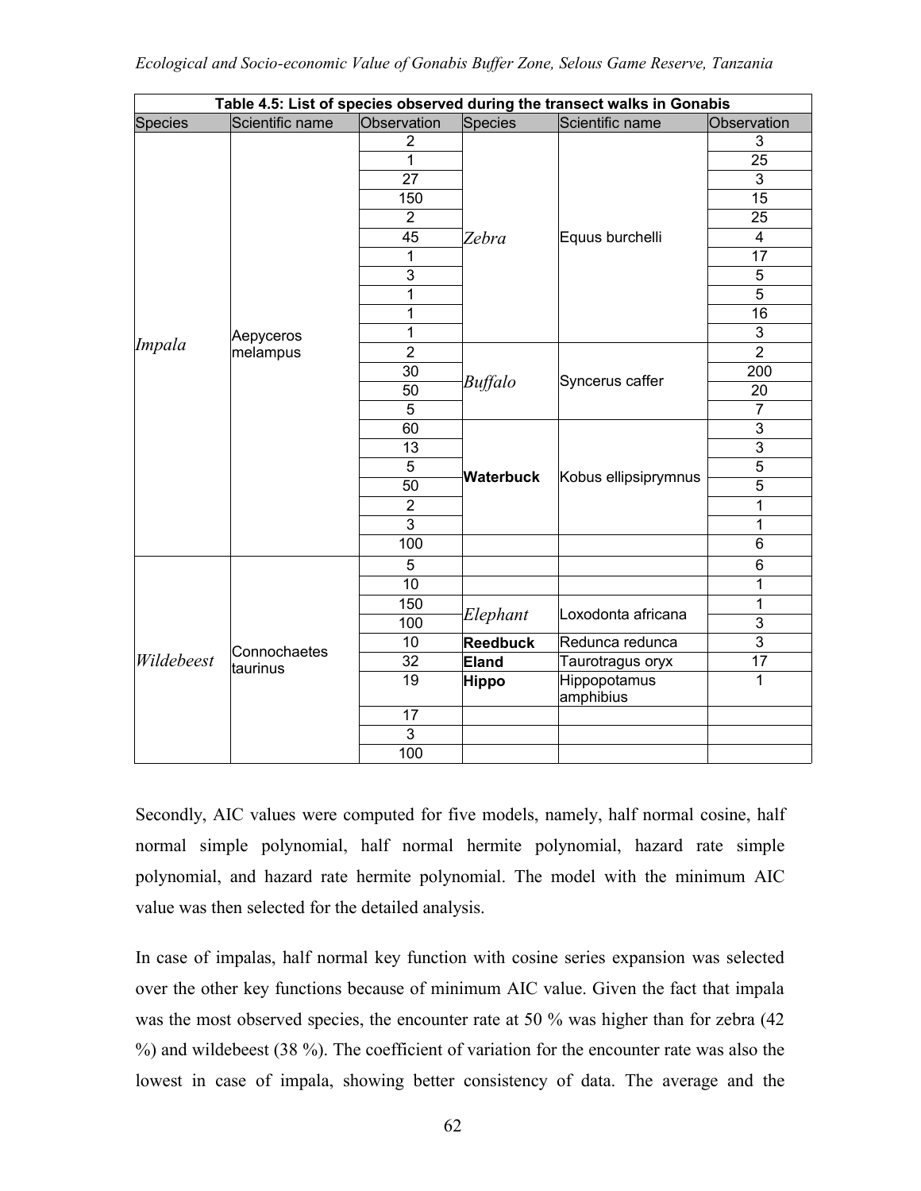| Table 4.5: List of species observed during the transect walks in Gonabis | | | | | |
|---|---|---|---|---|---|
| Species | Scientific name | Observation | Species | Scientific name | Observation |
| *Impala* | Aepyceros melampus | 2 | *Zebra* | Equus burchelli | 3 |
| | | 1 | | | 25 |
| | | 27 | | | 3 |
| | | 150 | | | 15 |
| | | 2 | | | 25 |
| | | 45 | | | 4 |
| | | 1 | | | 17 |
| | | 3 | | | 5 |
| | | 1 | | | 5 |
| | | 1 | | | 16 |
| | | 1 | | | 3 |
| | | 2 | *Buffalo* | Syncerus caffer | 2 |
| | | 30 | | | 200 |
| | | 50 | | | 20 |
| | | 5 | | | 7 |
| | | 60 | **Waterbuck** | Kobus ellipsiprymnus | 3 |
| | | 13 | | | 3 |
| | | 5 | | | 5 |
| | | 50 | | | 5 |
| | | 2 | | | 1 |
| | | 3 | | | 1 |
| | | 100 | | | 6 |
| *Wildebeest* | Connochaetes taurinus | 5 | | | 6 |
| | | 10 | | | 1 |
| | | 150 | *Elephant* | Loxodonta africana | 1 |
| | | 100 | | | 3 |
| | | 10 | **Reedbuck** | Redunca redunca | 3 |
| | | 32 | **Eland** | Taurotragus oryx | 17 |
| | | 19 | **Hippo** | Hippopotamus amphibius | 1 |
| | | 17 | | | |
| | | 3 | | | |
| | | 100 | | | |

Secondly, AIC values were computed for five models, namely, half normal cosine, half normal simple polynomial, half normal hermite polynomial, hazard rate simple polynomial, and hazard rate hermite polynomial. The model with the minimum AIC value was then selected for the detailed analysis.

In case of impalas, half normal key function with cosine series expansion was selected over the other key functions because of minimum AIC value. Given the fact that impala was the most observed species, the encounter rate at 50 % was higher than for zebra (42 %) and wildebeest (38 %). The coefficient of variation for the encounter rate was also the lowest in case of impala, showing better consistency of data. The average and the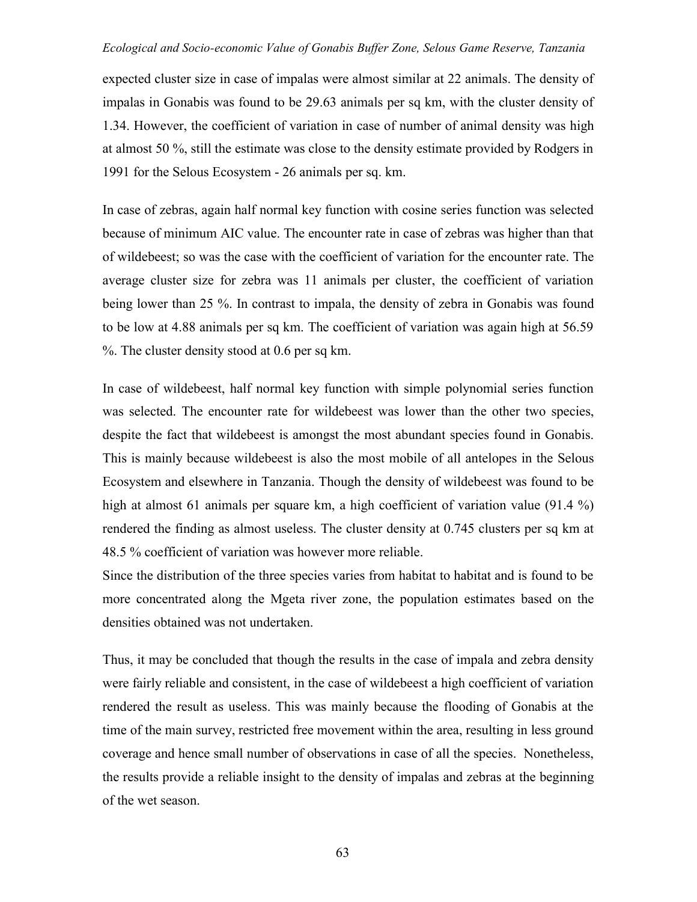expected cluster size in case of impalas were almost similar at 22 animals. The density of impalas in Gonabis was found to be 29.63 animals per sq km, with the cluster density of 1.34. However, the coefficient of variation in case of number of animal density was high at almost 50 %, still the estimate was close to the density estimate provided by Rodgers in 1991 for the Selous Ecosystem - 26 animals per sq. km.

In case of zebras, again half normal key function with cosine series function was selected because of minimum AIC value. The encounter rate in case of zebras was higher than that of wildebeest; so was the case with the coefficient of variation for the encounter rate. The average cluster size for zebra was 11 animals per cluster, the coefficient of variation being lower than 25 %. In contrast to impala, the density of zebra in Gonabis was found to be low at 4.88 animals per sq km. The coefficient of variation was again high at 56.59 %. The cluster density stood at 0.6 per sq km.

In case of wildebeest, half normal key function with simple polynomial series function was selected. The encounter rate for wildebeest was lower than the other two species, despite the fact that wildebeest is amongst the most abundant species found in Gonabis. This is mainly because wildebeest is also the most mobile of all antelopes in the Selous Ecosystem and elsewhere in Tanzania. Though the density of wildebeest was found to be high at almost 61 animals per square km, a high coefficient of variation value (91.4 %) rendered the finding as almost useless. The cluster density at 0.745 clusters per sq km at 48.5 % coefficient of variation was however more reliable.

Since the distribution of the three species varies from habitat to habitat and is found to be more concentrated along the Mgeta river zone, the population estimates based on the densities obtained was not undertaken.

Thus, it may be concluded that though the results in the case of impala and zebra density were fairly reliable and consistent, in the case of wildebeest a high coefficient of variation rendered the result as useless. This was mainly because the flooding of Gonabis at the time of the main survey, restricted free movement within the area, resulting in less ground coverage and hence small number of observations in case of all the species. Nonetheless, the results provide a reliable insight to the density of impalas and zebras at the beginning of the wet season.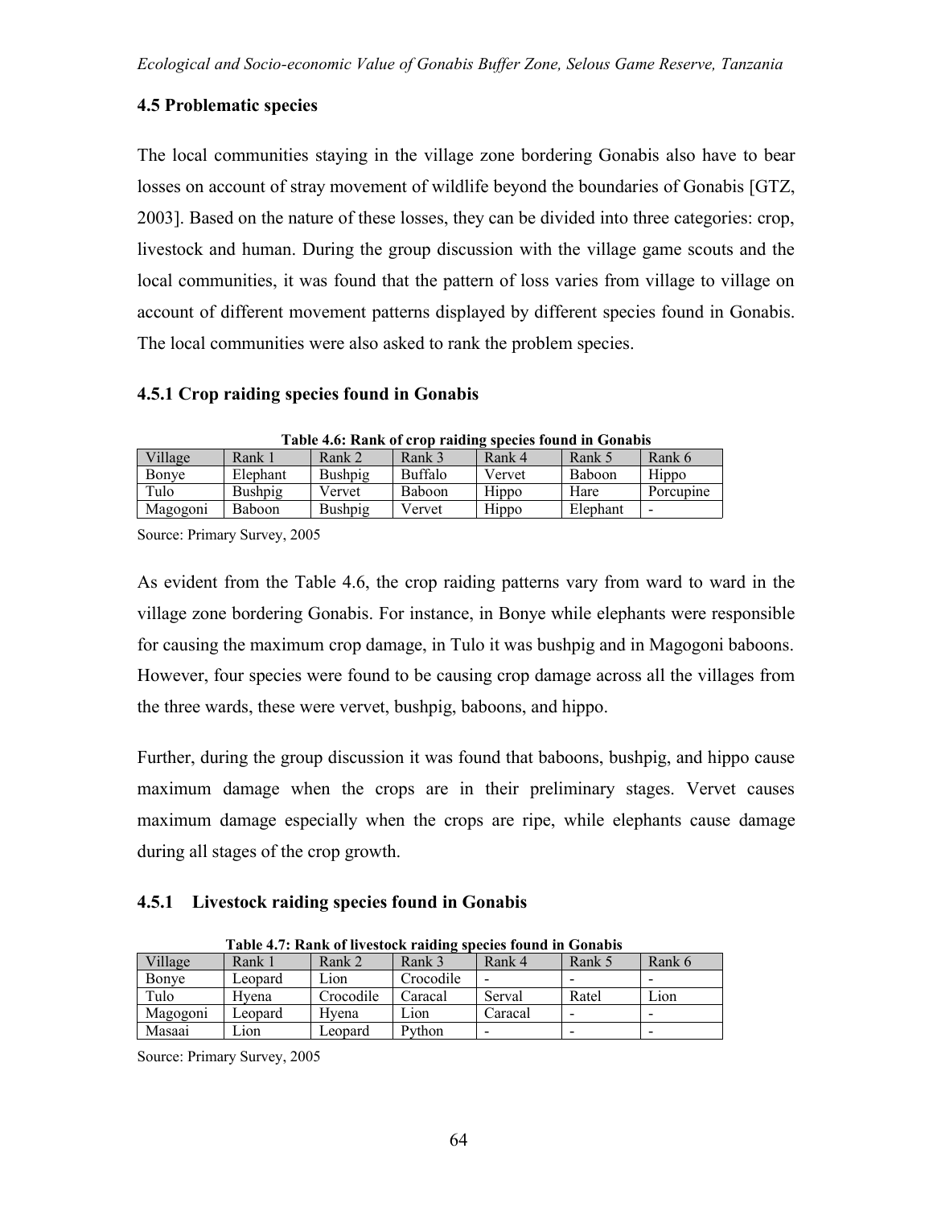## 4.5 Problematic species

The local communities staying in the village zone bordering Gonabis also have to bear losses on account of stray movement of wildlife beyond the boundaries of Gonabis [GTZ, 2003]. Based on the nature of these losses, they can be divided into three categories: crop, livestock and human. During the group discussion with the village game scouts and the local communities, it was found that the pattern of loss varies from village to village on account of different movement patterns displayed by different species found in Gonabis. The local communities were also asked to rank the problem species.

### 4.5.1 Crop raiding species found in Gonabis

**Table 4.6: Rank of crop raiding species found in Gonabis**

| Village | Rank 1 | Rank 2 | Rank 3 | Rank 4 | Rank 5 | Rank 6 |
|---|---|---|---|---|---|---|
| Bonye | Elephant | Bushpig | Buffalo | Vervet | Baboon | Hippo |
| Tulo | Bushpig | Vervet | Baboon | Hippo | Hare | Porcupine |
| Magogoni | Baboon | Bushpig | Vervet | Hippo | Elephant | - |

Source: Primary Survey, 2005

As evident from the Table 4.6, the crop raiding patterns vary from ward to ward in the village zone bordering Gonabis. For instance, in Bonye while elephants were responsible for causing the maximum crop damage, in Tulo it was bushpig and in Magogoni baboons. However, four species were found to be causing crop damage across all the villages from the three wards, these were vervet, bushpig, baboons, and hippo.

Further, during the group discussion it was found that baboons, bushpig, and hippo cause maximum damage when the crops are in their preliminary stages. Vervet causes maximum damage especially when the crops are ripe, while elephants cause damage during all stages of the crop growth.

### 4.5.1 Livestock raiding species found in Gonabis

**Table 4.7: Rank of livestock raiding species found in Gonabis**

| Village | Rank 1 | Rank 2 | Rank 3 | Rank 4 | Rank 5 | Rank 6 |
|---|---|---|---|---|---|---|
| Bonye | Leopard | Lion | Crocodile | - | - | - |
| Tulo | Hyena | Crocodile | Caracal | Serval | Ratel | Lion |
| Magogoni | Leopard | Hyena | Lion | Caracal | - | - |
| Masaai | Lion | Leopard | Python | - | - | - |

Source: Primary Survey, 2005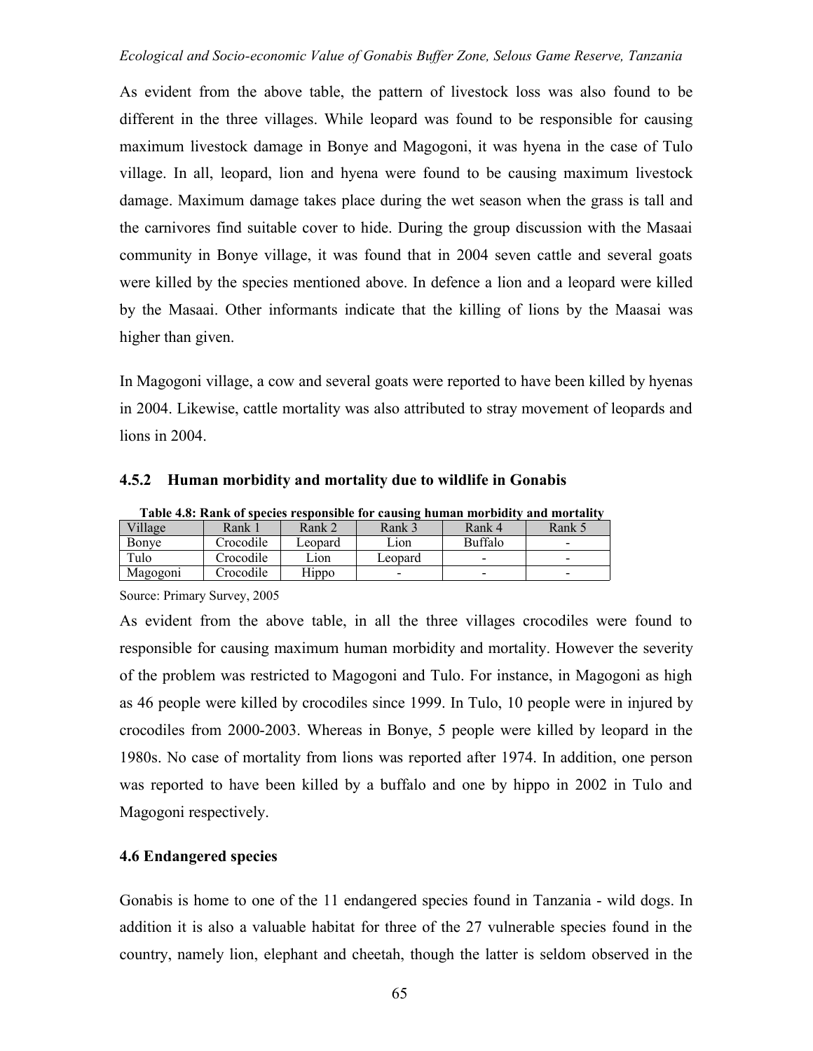As evident from the above table, the pattern of livestock loss was also found to be different in the three villages. While leopard was found to be responsible for causing maximum livestock damage in Bonye and Magogoni, it was hyena in the case of Tulo village. In all, leopard, lion and hyena were found to be causing maximum livestock damage. Maximum damage takes place during the wet season when the grass is tall and the carnivores find suitable cover to hide. During the group discussion with the Masaai community in Bonye village, it was found that in 2004 seven cattle and several goats were killed by the species mentioned above. In defence a lion and a leopard were killed by the Masaai. Other informants indicate that the killing of lions by the Maasai was higher than given.

In Magogoni village, a cow and several goats were reported to have been killed by hyenas in 2004. Likewise, cattle mortality was also attributed to stray movement of leopards and lions in 2004.

### 4.5.2 Human morbidity and mortality due to wildlife in Gonabis

**Table 4.8: Rank of species responsible for causing human morbidity and mortality**

| Village | Rank 1 | Rank 2 | Rank 3 | Rank 4 | Rank 5 |
|---|---|---|---|---|---|
| Bonye | Crocodile | Leopard | Lion | Buffalo | - |
| Tulo | Crocodile | Lion | Leopard | - | - |
| Magogoni | Crocodile | Hippo | - | - | - |

Source: Primary Survey, 2005

As evident from the above table, in all the three villages crocodiles were found to responsible for causing maximum human morbidity and mortality. However the severity of the problem was restricted to Magogoni and Tulo. For instance, in Magogoni as high as 46 people were killed by crocodiles since 1999. In Tulo, 10 people were in injured by crocodiles from 2000-2003. Whereas in Bonye, 5 people were killed by leopard in the 1980s. No case of mortality from lions was reported after 1974. In addition, one person was reported to have been killed by a buffalo and one by hippo in 2002 in Tulo and Magogoni respectively.

### 4.6 Endangered species

Gonabis is home to one of the 11 endangered species found in Tanzania - wild dogs. In addition it is also a valuable habitat for three of the 27 vulnerable species found in the country, namely lion, elephant and cheetah, though the latter is seldom observed in the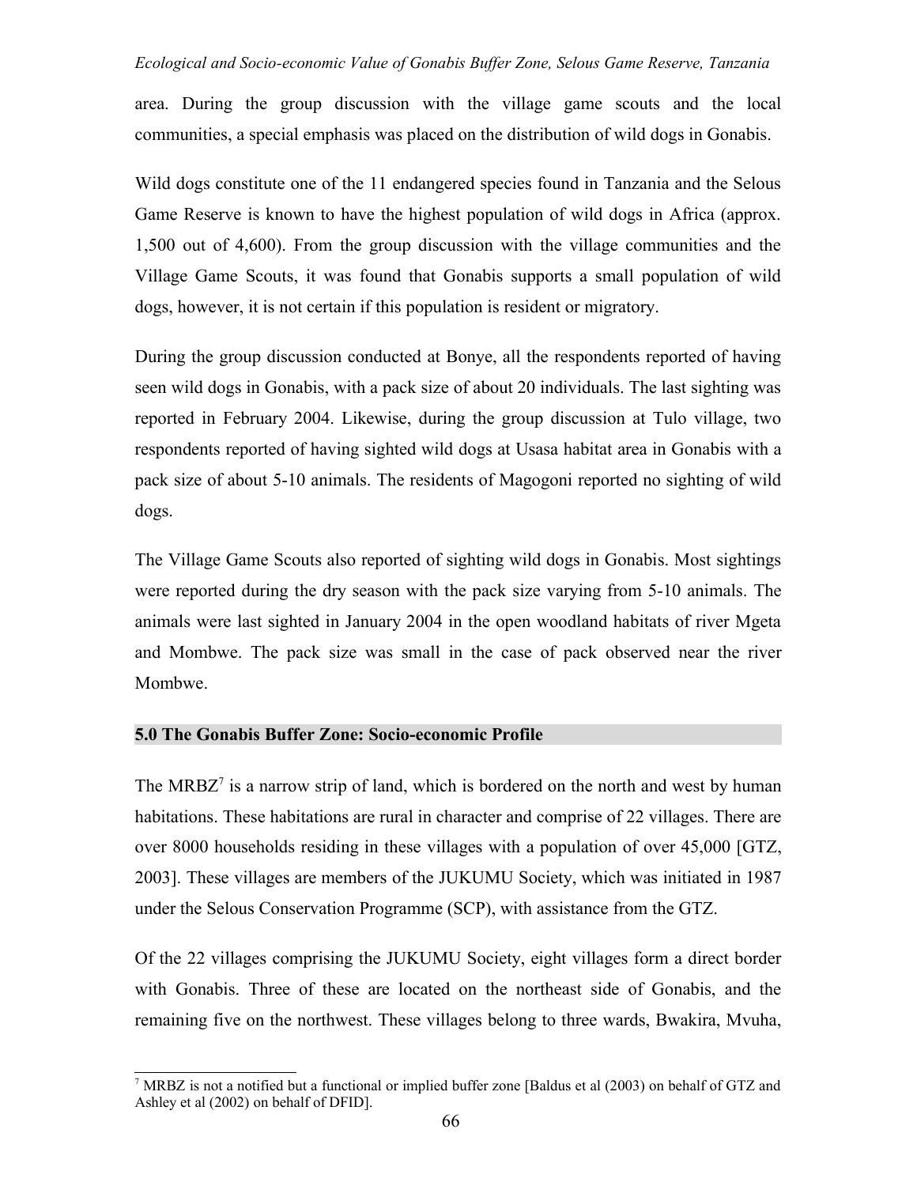area. During the group discussion with the village game scouts and the local communities, a special emphasis was placed on the distribution of wild dogs in Gonabis.

Wild dogs constitute one of the 11 endangered species found in Tanzania and the Selous Game Reserve is known to have the highest population of wild dogs in Africa (approx. 1,500 out of 4,600). From the group discussion with the village communities and the Village Game Scouts, it was found that Gonabis supports a small population of wild dogs, however, it is not certain if this population is resident or migratory.

During the group discussion conducted at Bonye, all the respondents reported of having seen wild dogs in Gonabis, with a pack size of about 20 individuals. The last sighting was reported in February 2004. Likewise, during the group discussion at Tulo village, two respondents reported of having sighted wild dogs at Usasa habitat area in Gonabis with a pack size of about 5-10 animals. The residents of Magogoni reported no sighting of wild dogs.

The Village Game Scouts also reported of sighting wild dogs in Gonabis. Most sightings were reported during the dry season with the pack size varying from 5-10 animals. The animals were last sighted in January 2004 in the open woodland habitats of river Mgeta and Mombwe. The pack size was small in the case of pack observed near the river Mombwe.

## 5.0 The Gonabis Buffer Zone: Socio-economic Profile

The MRBZ[7] is a narrow strip of land, which is bordered on the north and west by human habitations. These habitations are rural in character and comprise of 22 villages. There are over 8000 households residing in these villages with a population of over 45,000 [GTZ, 2003]. These villages are members of the JUKUMU Society, which was initiated in 1987 under the Selous Conservation Programme (SCP), with assistance from the GTZ.

Of the 22 villages comprising the JUKUMU Society, eight villages form a direct border with Gonabis. Three of these are located on the northeast side of Gonabis, and the remaining five on the northwest. These villages belong to three wards, Bwakira, Mvuha,

[7] MRBZ is not a notified but a functional or implied buffer zone [Baldus et al (2003) on behalf of GTZ and Ashley et al (2002) on behalf of DFID].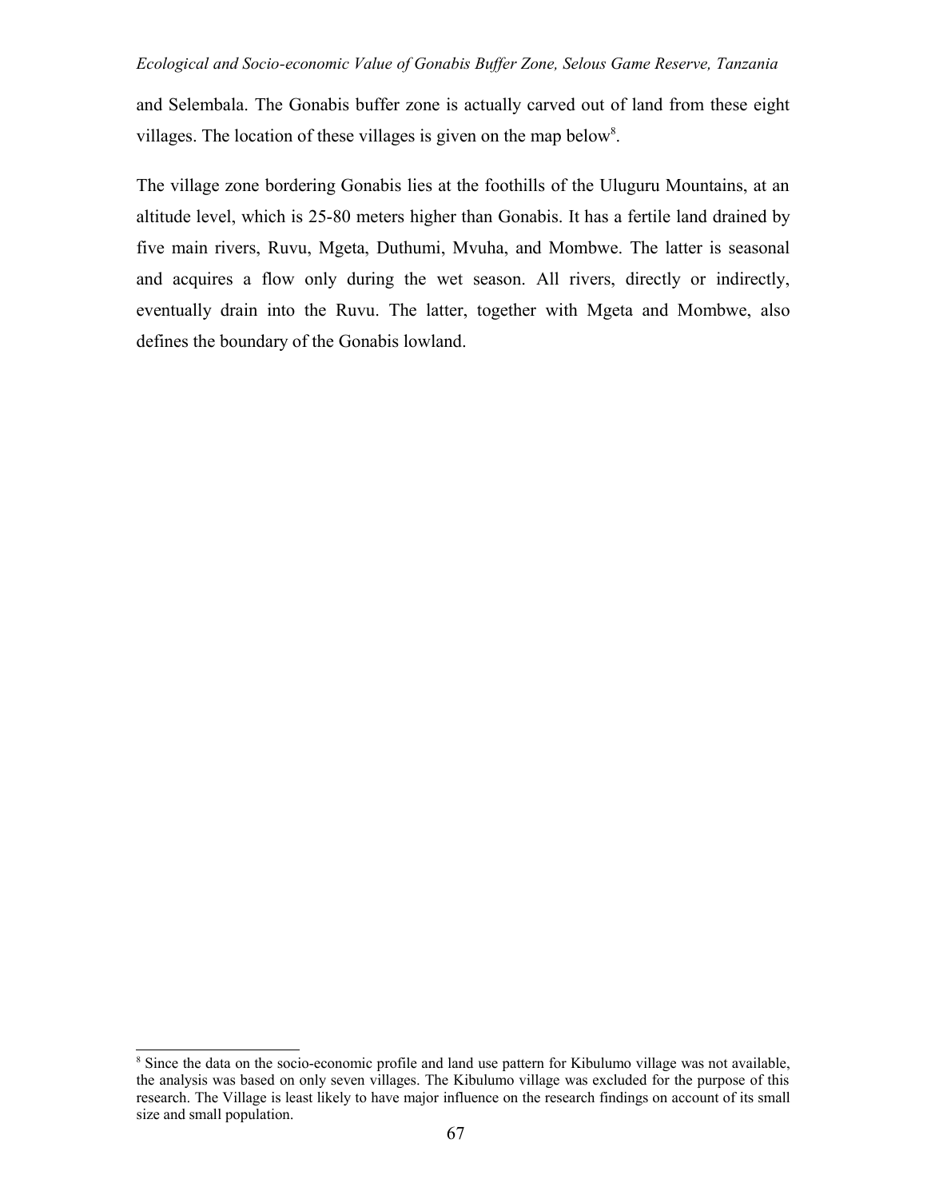and Selembala. The Gonabis buffer zone is actually carved out of land from these eight villages. The location of these villages is given on the map below[8].

The village zone bordering Gonabis lies at the foothills of the Uluguru Mountains, at an altitude level, which is 25-80 meters higher than Gonabis. It has a fertile land drained by five main rivers, Ruvu, Mgeta, Duthumi, Mvuha, and Mombwe. The latter is seasonal and acquires a flow only during the wet season. All rivers, directly or indirectly, eventually drain into the Ruvu. The latter, together with Mgeta and Mombwe, also defines the boundary of the Gonabis lowland.

[8] Since the data on the socio-economic profile and land use pattern for Kibulumo village was not available, the analysis was based on only seven villages. The Kibulumo village was excluded for the purpose of this research. The Village is least likely to have major influence on the research findings on account of its small size and small population.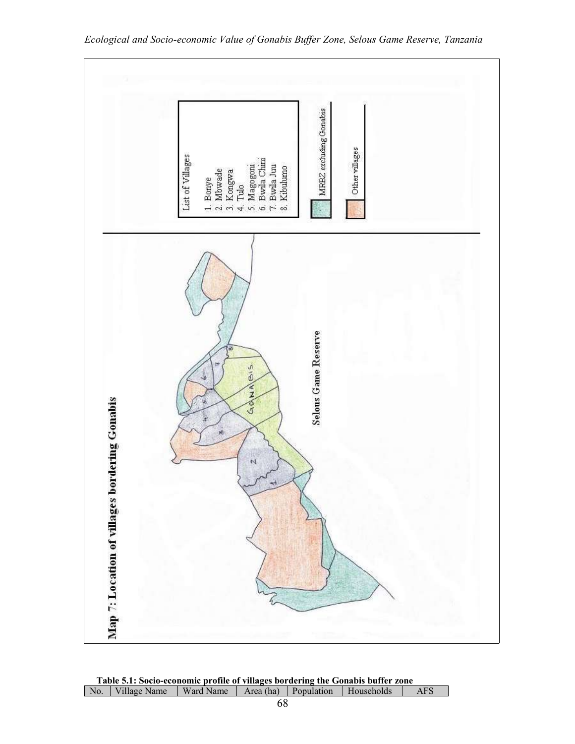Map 7: Location of villages bordering Gonabis

List of Villages

1. Bonye
2. Mbwade
3. Kongwa
4. Tulo
5. Magogoni
6. Bwila Chini
7. Bwila Juu
8. Kibulumo

MRBZ excluding Gonabis

Other villages

GONABIS

Selous Game Reserve

**Table 5.1: Socio-economic profile of villages bordering the Gonabis buffer zone**

| No. | Village Name | Ward Name | Area (ha) | Population | Households | AFS |
|---|---|---|---|---|---|---|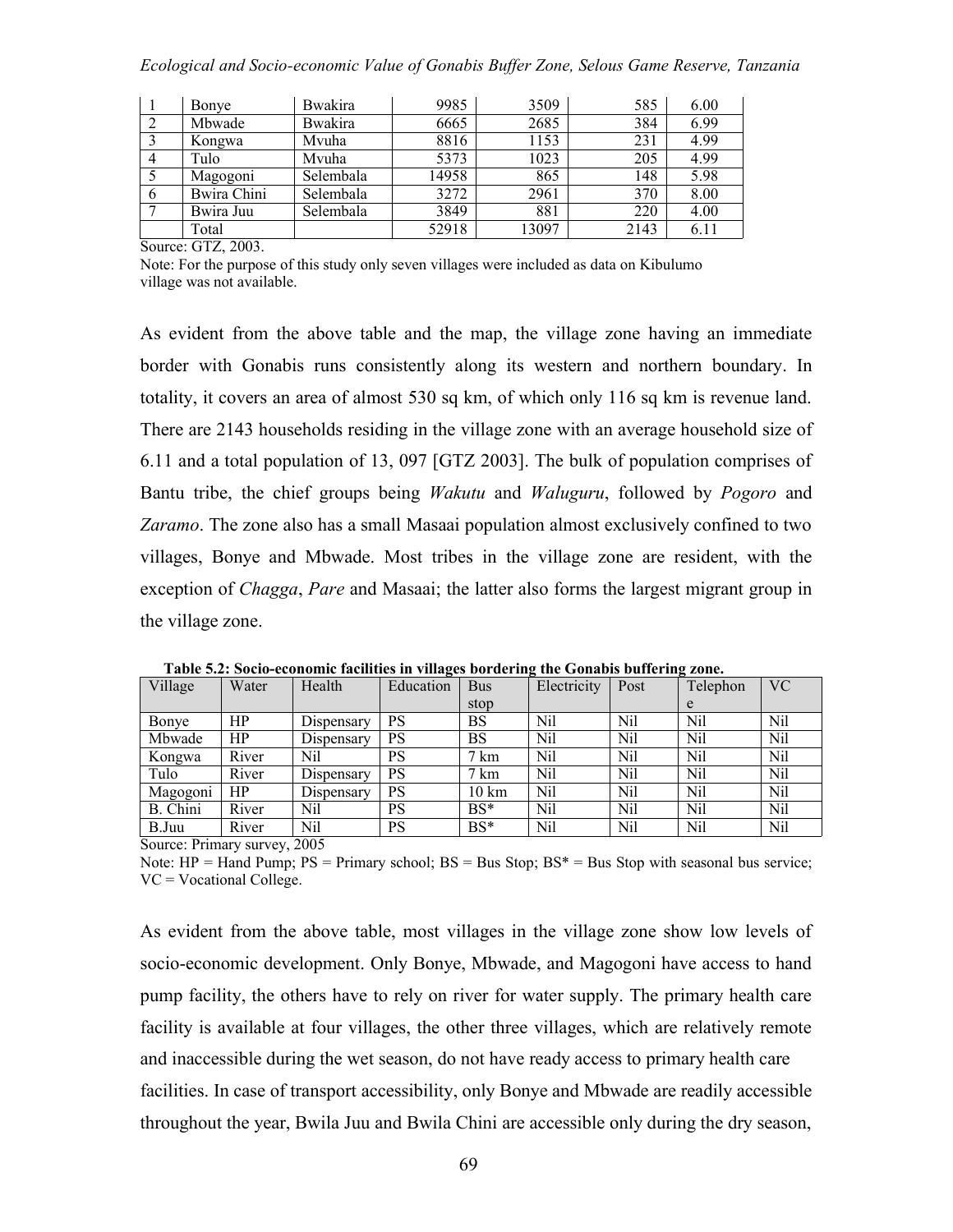| 1 | Bonye | Bwakira | 9985 | 3509 | 585 | 6.00 |
|---|---|---|---|---|---|---|
| 2 | Mbwade | Bwakira | 6665 | 2685 | 384 | 6.99 |
| 3 | Kongwa | Mvuha | 8816 | 1153 | 231 | 4.99 |
| 4 | Tulo | Mvuha | 5373 | 1023 | 205 | 4.99 |
| 5 | Magogoni | Selembala | 14958 | 865 | 148 | 5.98 |
| 6 | Bwira Chini | Selembala | 3272 | 2961 | 370 | 8.00 |
| 7 | Bwira Juu | Selembala | 3849 | 881 | 220 | 4.00 |
| | Total | | 52918 | 13097 | 2143 | 6.11 |

Source: GTZ, 2003.

Note: For the purpose of this study only seven villages were included as data on Kibulumo village was not available.

As evident from the above table and the map, the village zone having an immediate border with Gonabis runs consistently along its western and northern boundary. In totality, it covers an area of almost 530 sq km, of which only 116 sq km is revenue land. There are 2143 households residing in the village zone with an average household size of 6.11 and a total population of 13, 097 [GTZ 2003]. The bulk of population comprises of Bantu tribe, the chief groups being *Wakutu* and *Waluguru*, followed by *Pogoro* and *Zaramo*. The zone also has a small Masaai population almost exclusively confined to two villages, Bonye and Mbwade. Most tribes in the village zone are resident, with the exception of *Chagga*, *Pare* and Masaai; the latter also forms the largest migrant group in the village zone.

**Table 5.2: Socio-economic facilities in villages bordering the Gonabis buffering zone.**

| Village | Water | Health | Education | Bus stop | Electricity | Post | Telephone | VC |
|---|---|---|---|---|---|---|---|---|
| Bonye | HP | Dispensary | PS | BS | Nil | Nil | Nil | Nil |
| Mbwade | HP | Dispensary | PS | BS | Nil | Nil | Nil | Nil |
| Kongwa | River | Nil | PS | 7 km | Nil | Nil | Nil | Nil |
| Tulo | River | Dispensary | PS | 7 km | Nil | Nil | Nil | Nil |
| Magogoni | HP | Dispensary | PS | 10 km | Nil | Nil | Nil | Nil |
| B. Chini | River | Nil | PS | BS* | Nil | Nil | Nil | Nil |
| B.Juu | River | Nil | PS | BS* | Nil | Nil | Nil | Nil |

Source: Primary survey, 2005

Note: HP = Hand Pump; PS = Primary school; BS = Bus Stop; BS* = Bus Stop with seasonal bus service; VC = Vocational College.

As evident from the above table, most villages in the village zone show low levels of socio-economic development. Only Bonye, Mbwade, and Magogoni have access to hand pump facility, the others have to rely on river for water supply. The primary health care facility is available at four villages, the other three villages, which are relatively remote and inaccessible during the wet season, do not have ready access to primary health care facilities. In case of transport accessibility, only Bonye and Mbwade are readily accessible throughout the year, Bwila Juu and Bwila Chini are accessible only during the dry season,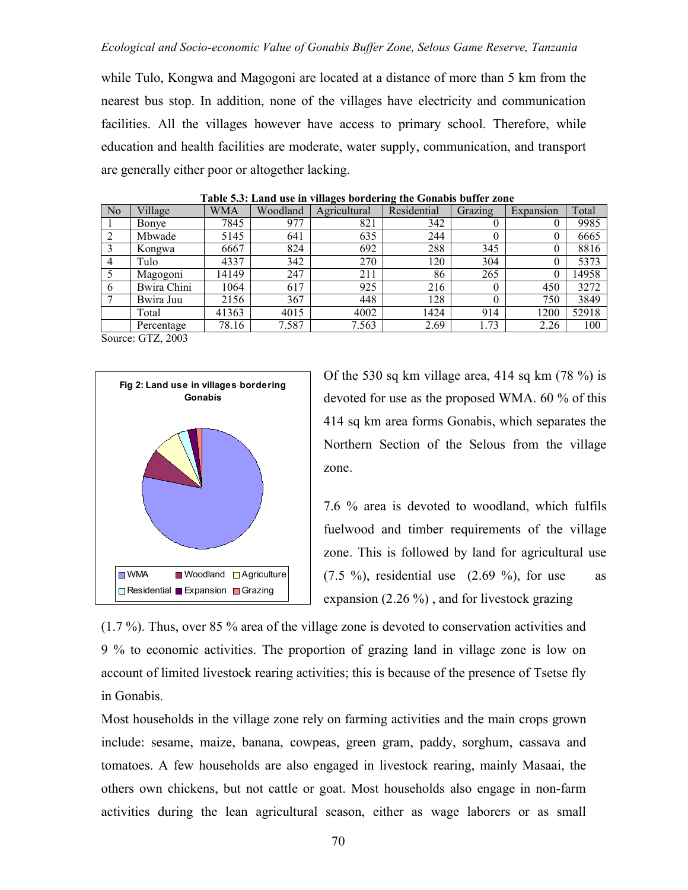while Tulo, Kongwa and Magogoni are located at a distance of more than 5 km from the nearest bus stop. In addition, none of the villages have electricity and communication facilities. All the villages however have access to primary school. Therefore, while education and health facilities are moderate, water supply, communication, and transport are generally either poor or altogether lacking.

**Table 5.3: Land use in villages bordering the Gonabis buffer zone**

| No | Village | WMA | Woodland | Agricultural | Residential | Grazing | Expansion | Total |
|---|---|---|---|---|---|---|---|---|
| 1 | Bonye | 7845 | 977 | 821 | 342 | 0 | 0 | 9985 |
| 2 | Mbwade | 5145 | 641 | 635 | 244 | 0 | 0 | 6665 |
| 3 | Kongwa | 6667 | 824 | 692 | 288 | 345 | 0 | 8816 |
| 4 | Tulo | 4337 | 342 | 270 | 120 | 304 | 0 | 5373 |
| 5 | Magogoni | 14149 | 247 | 211 | 86 | 265 | 0 | 14958 |
| 6 | Bwira Chini | 1064 | 617 | 925 | 216 | 0 | 450 | 3272 |
| 7 | Bwira Juu | 2156 | 367 | 448 | 128 | 0 | 750 | 3849 |
| | Total | 41363 | 4015 | 4002 | 1424 | 914 | 1200 | 52918 |
| | Percentage | 78.16 | 7.587 | 7.563 | 2.69 | 1.73 | 2.26 | 100 |

Source: GTZ, 2003

**Fig 2: Land use in villages bordering Gonabis**

WMA, Woodland, Agriculture, Residential, Expansion, Grazing

Of the 530 sq km village area, 414 sq km (78 %) is devoted for use as the proposed WMA. 60 % of this 414 sq km area forms Gonabis, which separates the Northern Section of the Selous from the village zone.

7.6 % area is devoted to woodland, which fulfils fuelwood and timber requirements of the village zone. This is followed by land for agricultural use (7.5 %), residential use (2.69 %), for use as expansion (2.26 %) , and for livestock grazing (1.7 %). Thus, over 85 % area of the village zone is devoted to conservation activities and 9 % to economic activities. The proportion of grazing land in village zone is low on account of limited livestock rearing activities; this is because of the presence of Tsetse fly in Gonabis.

Most households in the village zone rely on farming activities and the main crops grown include: sesame, maize, banana, cowpeas, green gram, paddy, sorghum, cassava and tomatoes. A few households are also engaged in livestock rearing, mainly Masaai, the others own chickens, but not cattle or goat. Most households also engage in non-farm activities during the lean agricultural season, either as wage laborers or as small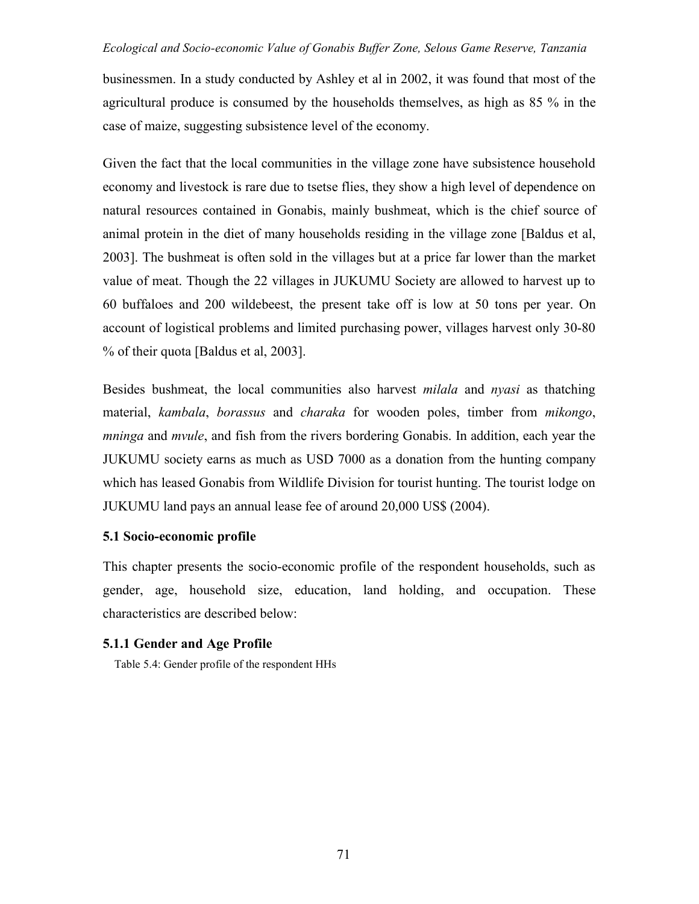businessmen. In a study conducted by Ashley et al in 2002, it was found that most of the agricultural produce is consumed by the households themselves, as high as 85 % in the case of maize, suggesting subsistence level of the economy.

Given the fact that the local communities in the village zone have subsistence household economy and livestock is rare due to tsetse flies, they show a high level of dependence on natural resources contained in Gonabis, mainly bushmeat, which is the chief source of animal protein in the diet of many households residing in the village zone [Baldus et al, 2003]. The bushmeat is often sold in the villages but at a price far lower than the market value of meat. Though the 22 villages in JUKUMU Society are allowed to harvest up to 60 buffaloes and 200 wildebeest, the present take off is low at 50 tons per year. On account of logistical problems and limited purchasing power, villages harvest only 30-80 % of their quota [Baldus et al, 2003].

Besides bushmeat, the local communities also harvest *milala* and *nyasi* as thatching material, *kambala*, *borassus* and *charaka* for wooden poles, timber from *mikongo*, *mninga* and *mvule*, and fish from the rivers bordering Gonabis. In addition, each year the JUKUMU society earns as much as USD 7000 as a donation from the hunting company which has leased Gonabis from Wildlife Division for tourist hunting. The tourist lodge on JUKUMU land pays an annual lease fee of around 20,000 US$ (2004).

### 5.1 Socio-economic profile

This chapter presents the socio-economic profile of the respondent households, such as gender, age, household size, education, land holding, and occupation. These characteristics are described below:

#### 5.1.1 Gender and Age Profile

Table 5.4: Gender profile of the respondent HHs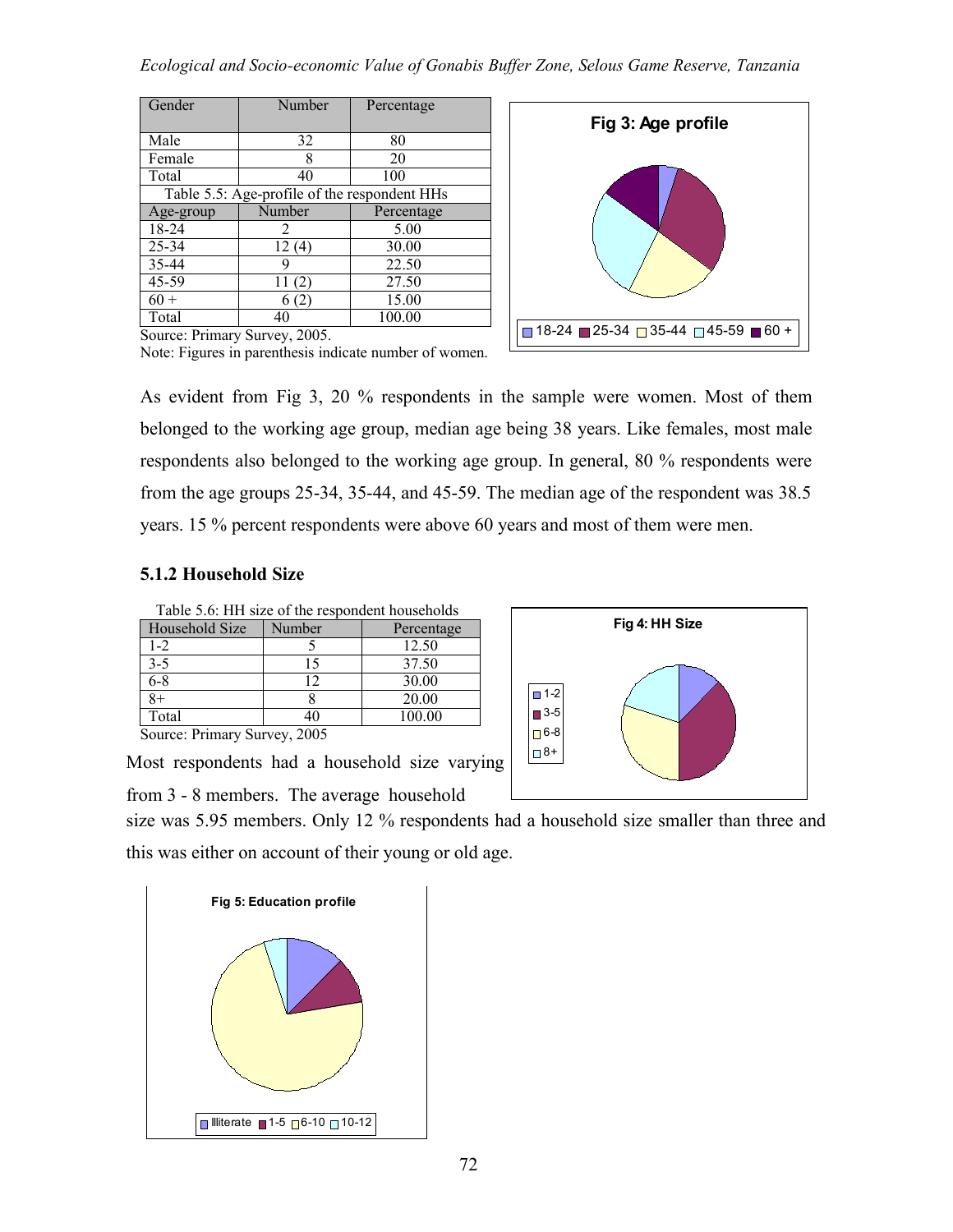| Gender | Number | Percentage |
|---|---|---|
| Male | 32 | 80 |
| Female | 8 | 20 |
| Total | 40 | 100 |

Table 5.5: Age-profile of the respondent HHs

| Age-group | Number | Percentage |
|---|---|---|
| 18-24 | 2 | 5.00 |
| 25-34 | 12 (4) | 30.00 |
| 35-44 | 9 | 22.50 |
| 45-59 | 11 (2) | 27.50 |
| 60 + | 6 (2) | 15.00 |
| Total | 40 | 100.00 |

Source: Primary Survey, 2005.

Note: Figures in parenthesis indicate number of women.

Fig 3: Age profile

As evident from Fig 3, 20 % respondents in the sample were women. Most of them belonged to the working age group, median age being 38 years. Like females, most male respondents also belonged to the working age group. In general, 80 % respondents were from the age groups 25-34, 35-44, and 45-59. The median age of the respondent was 38.5 years. 15 % percent respondents were above 60 years and most of them were men.

### 5.1.2 Household Size

Table 5.6: HH size of the respondent households

| Household Size | Number | Percentage |
|---|---|---|
| 1-2 | 5 | 12.50 |
| 3-5 | 15 | 37.50 |
| 6-8 | 12 | 30.00 |
| 8+ | 8 | 20.00 |
| Total | 40 | 100.00 |

Source: Primary Survey, 2005

Fig 4: HH Size

Most respondents had a household size varying from 3 - 8 members. The average household size was 5.95 members. Only 12 % respondents had a household size smaller than three and this was either on account of their young or old age.

Fig 5: Education profile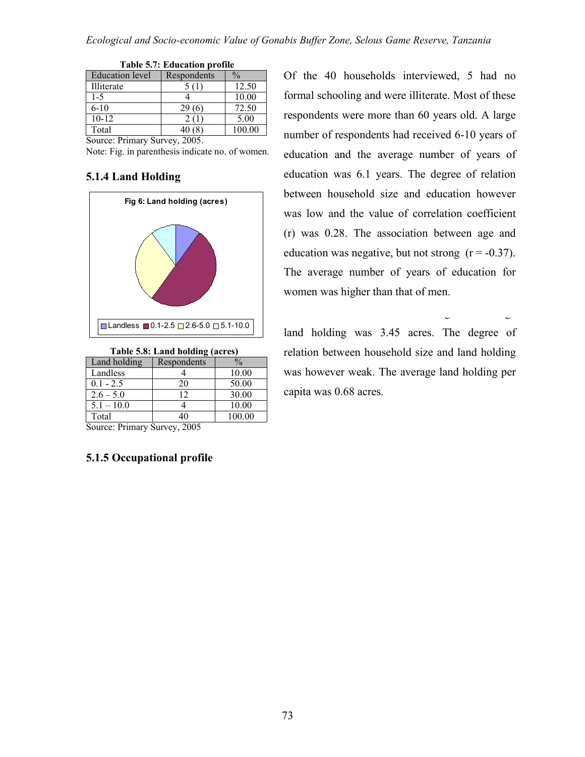**Table 5.7: Education profile**

| Education level | Respondents | % |
|---|---|---|
| Illiterate | 5 (1) | 12.50 |
| 1-5 | 4 | 10.00 |
| 6-10 | 29 (6) | 72.50 |
| 10-12 | 2 (1) | 5.00 |
| Total | 40 (8) | 100.00 |

Source: Primary Survey, 2005.
Note: Fig. in parenthesis indicate no. of women.

Of the 40 households interviewed, 5 had no formal schooling and were illiterate. Most of these respondents were more than 60 years old. A large number of respondents had received 6-10 years of education and the average number of years of education was 6.1 years. The degree of relation between household size and education however was low and the value of correlation coefficient (r) was 0.28. The association between age and education was negative, but not strong ($r = -0.37$). The average number of years of education for women was higher than that of men.

### 5.1.4 Land Holding

**Fig 6: Land holding (acres)**

Landless | 0.1-2.5 | 2.6-5.0 | 5.1-10.0

**Table 5.8: Land holding (acres)**

| Land holding | Respondents | % |
|---|---|---|
| Landless | 4 | 10.00 |
| 0.1 - 2.5 | 20 | 50.00 |
| 2.6 – 5.0 | 12 | 30.00 |
| 5.1 – 10.0 | 4 | 10.00 |
| Total | 40 | 100.00 |

Source: Primary Survey, 2005

land holding was 3.45 acres. The degree of relation between household size and land holding was however weak. The average land holding per capita was 0.68 acres.

### 5.1.5 Occupational profile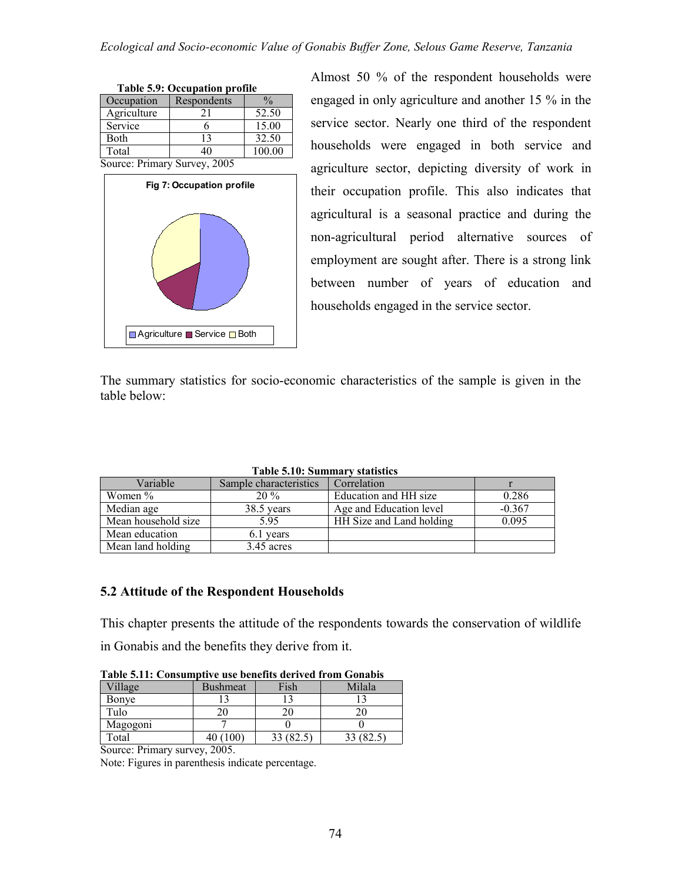**Table 5.9: Occupation profile**

| Occupation | Respondents | % |
|---|---|---|
| Agriculture | 21 | 52.50 |
| Service | 6 | 15.00 |
| Both | 13 | 32.50 |
| Total | 40 | 100.00 |

Source: Primary Survey, 2005

**Fig 7: Occupation profile**

Agriculture Service Both

Almost 50 % of the respondent households were engaged in only agriculture and another 15 % in the service sector. Nearly one third of the respondent households were engaged in both service and agriculture sector, depicting diversity of work in their occupation profile. This also indicates that agricultural is a seasonal practice and during the non-agricultural period alternative sources of employment are sought after. There is a strong link between number of years of education and households engaged in the service sector.

The summary statistics for socio-economic characteristics of the sample is given in the table below:

**Table 5.10: Summary statistics**

| Variable | Sample characteristics | Correlation | r |
|---|---|---|---|
| Women % | 20 % | Education and HH size | 0.286 |
| Median age | 38.5 years | Age and Education level | -0.367 |
| Mean household size | 5.95 | HH Size and Land holding | 0.095 |
| Mean education | 6.1 years | | |
| Mean land holding | 3.45 acres | | |

## 5.2 Attitude of the Respondent Households

This chapter presents the attitude of the respondents towards the conservation of wildlife in Gonabis and the benefits they derive from it.

**Table 5.11: Consumptive use benefits derived from Gonabis**

| Village | Bushmeat | Fish | Milala |
|---|---|---|---|
| Bonye | 13 | 13 | 13 |
| Tulo | 20 | 20 | 20 |
| Magogoni | 7 | 0 | 0 |
| Total | 40 (100) | 33 (82.5) | 33 (82.5) |

Source: Primary survey, 2005.

Note: Figures in parenthesis indicate percentage.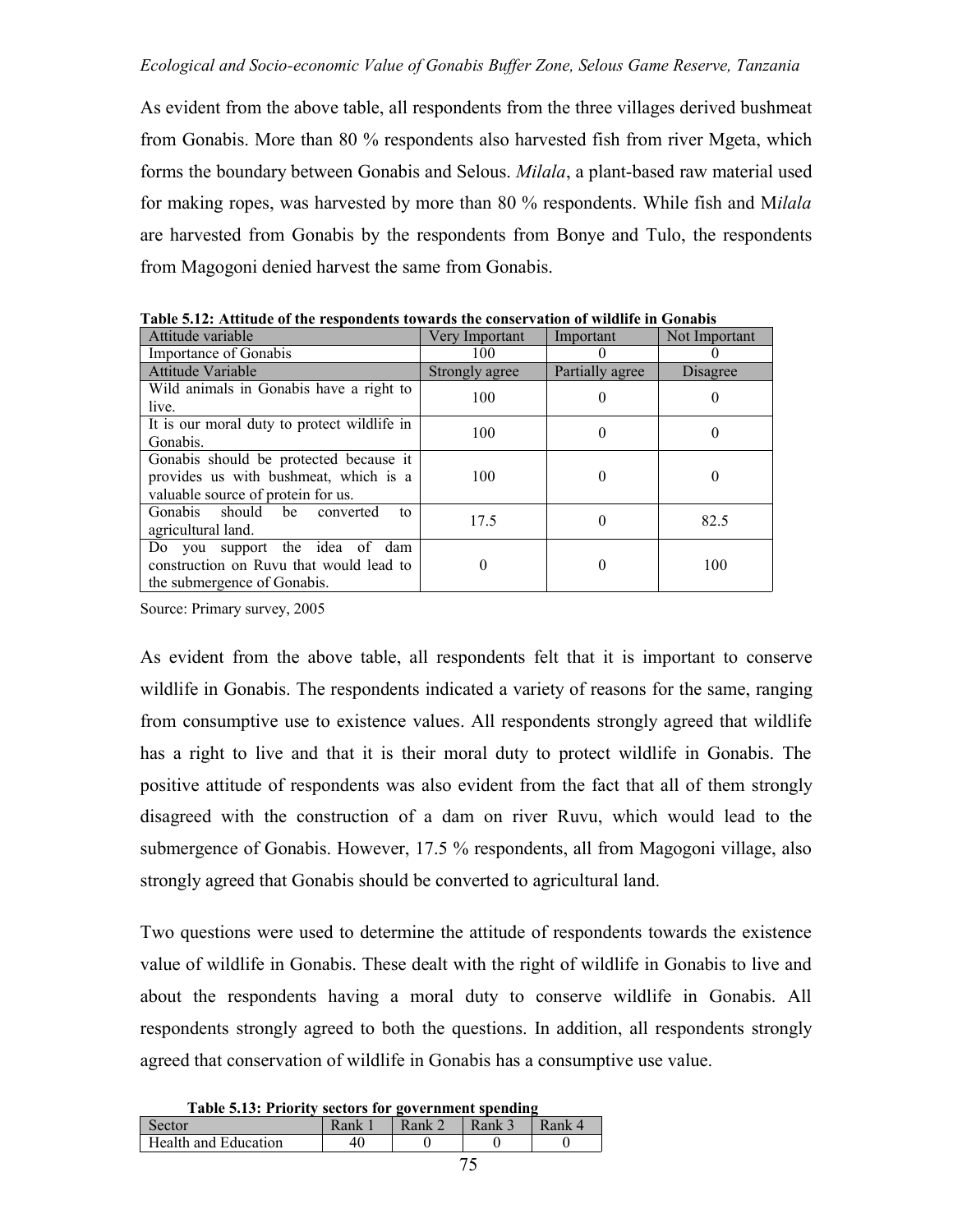As evident from the above table, all respondents from the three villages derived bushmeat from Gonabis. More than 80 % respondents also harvested fish from river Mgeta, which forms the boundary between Gonabis and Selous. *Milala*, a plant-based raw material used for making ropes, was harvested by more than 80 % respondents. While fish and M*ilala* are harvested from Gonabis by the respondents from Bonye and Tulo, the respondents from Magogoni denied harvest the same from Gonabis.

**Table 5.12: Attitude of the respondents towards the conservation of wildlife in Gonabis**

| Attitude variable | Very Important | Important | Not Important |
|---|---|---|---|
| Importance of Gonabis | 100 | 0 | 0 |
| Attitude Variable | Strongly agree | Partially agree | Disagree |
| Wild animals in Gonabis have a right to live. | 100 | 0 | 0 |
| It is our moral duty to protect wildlife in Gonabis. | 100 | 0 | 0 |
| Gonabis should be protected because it provides us with bushmeat, which is a valuable source of protein for us. | 100 | 0 | 0 |
| Gonabis should be converted to agricultural land. | 17.5 | 0 | 82.5 |
| Do you support the idea of dam construction on Ruvu that would lead to the submergence of Gonabis. | 0 | 0 | 100 |

Source: Primary survey, 2005

As evident from the above table, all respondents felt that it is important to conserve wildlife in Gonabis. The respondents indicated a variety of reasons for the same, ranging from consumptive use to existence values. All respondents strongly agreed that wildlife has a right to live and that it is their moral duty to protect wildlife in Gonabis. The positive attitude of respondents was also evident from the fact that all of them strongly disagreed with the construction of a dam on river Ruvu, which would lead to the submergence of Gonabis. However, 17.5 % respondents, all from Magogoni village, also strongly agreed that Gonabis should be converted to agricultural land.

Two questions were used to determine the attitude of respondents towards the existence value of wildlife in Gonabis. These dealt with the right of wildlife in Gonabis to live and about the respondents having a moral duty to conserve wildlife in Gonabis. All respondents strongly agreed to both the questions. In addition, all respondents strongly agreed that conservation of wildlife in Gonabis has a consumptive use value.

**Table 5.13: Priority sectors for government spending**

| Sector | Rank 1 | Rank 2 | Rank 3 | Rank 4 |
|---|---|---|---|---|
| Health and Education | 40 | 0 | 0 | 0 |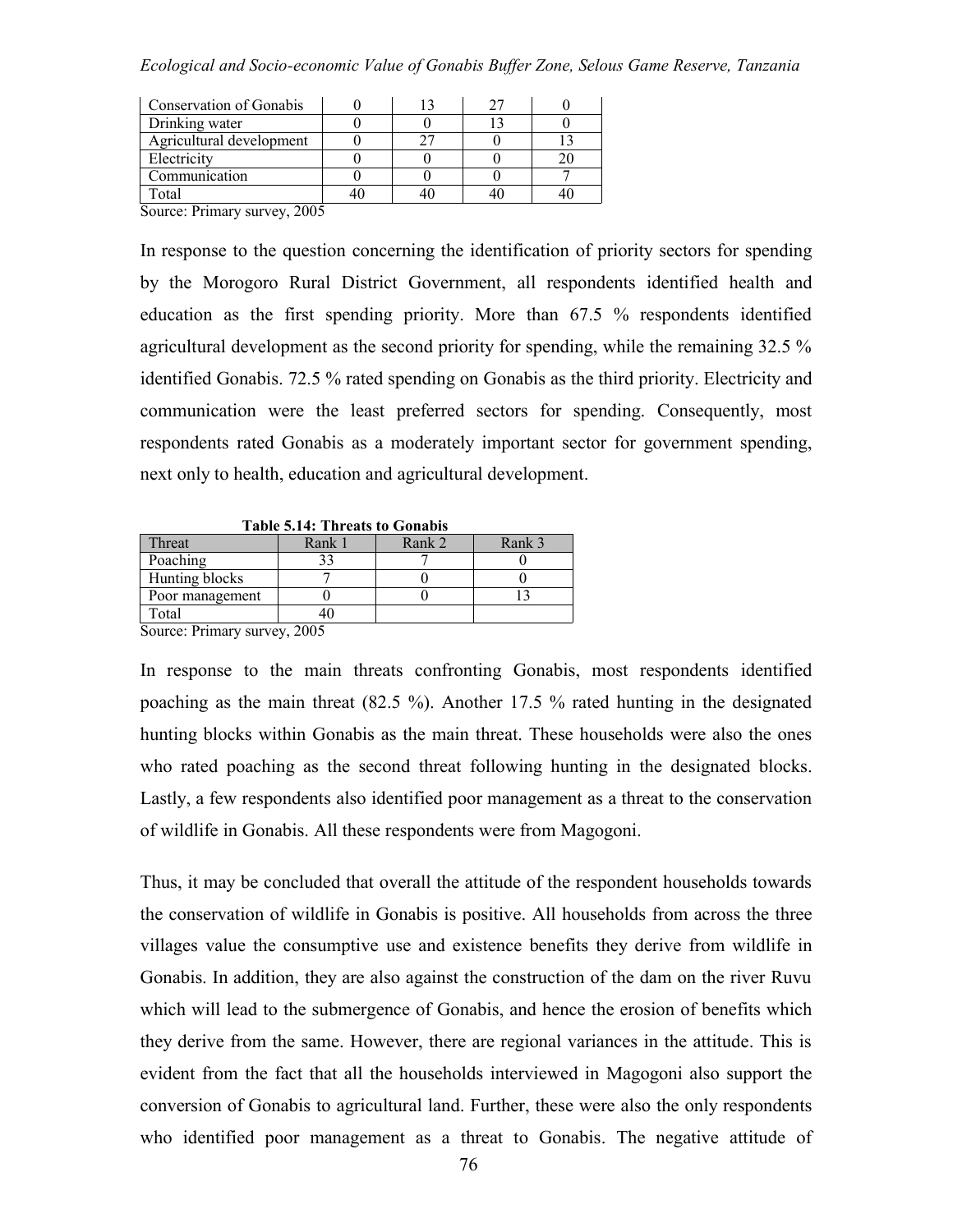| Conservation of Gonabis | 0 | 13 | 27 | 0 |
|---|---|---|---|---|
| Drinking water | 0 | 0 | 13 | 0 |
| Agricultural development | 0 | 27 | 0 | 13 |
| Electricity | 0 | 0 | 0 | 20 |
| Communication | 0 | 0 | 0 | 7 |
| Total | 40 | 40 | 40 | 40 |

Source: Primary survey, 2005

In response to the question concerning the identification of priority sectors for spending by the Morogoro Rural District Government, all respondents identified health and education as the first spending priority. More than 67.5 % respondents identified agricultural development as the second priority for spending, while the remaining 32.5 % identified Gonabis. 72.5 % rated spending on Gonabis as the third priority. Electricity and communication were the least preferred sectors for spending. Consequently, most respondents rated Gonabis as a moderately important sector for government spending, next only to health, education and agricultural development.

**Table 5.14: Threats to Gonabis**

| Threat | Rank 1 | Rank 2 | Rank 3 |
|---|---|---|---|
| Poaching | 33 | 7 | 0 |
| Hunting blocks | 7 | 0 | 0 |
| Poor management | 0 | 0 | 13 |
| Total | 40 | | |

Source: Primary survey, 2005

In response to the main threats confronting Gonabis, most respondents identified poaching as the main threat (82.5 %). Another 17.5 % rated hunting in the designated hunting blocks within Gonabis as the main threat. These households were also the ones who rated poaching as the second threat following hunting in the designated blocks. Lastly, a few respondents also identified poor management as a threat to the conservation of wildlife in Gonabis. All these respondents were from Magogoni.

Thus, it may be concluded that overall the attitude of the respondent households towards the conservation of wildlife in Gonabis is positive. All households from across the three villages value the consumptive use and existence benefits they derive from wildlife in Gonabis. In addition, they are also against the construction of the dam on the river Ruvu which will lead to the submergence of Gonabis, and hence the erosion of benefits which they derive from the same. However, there are regional variances in the attitude. This is evident from the fact that all the households interviewed in Magogoni also support the conversion of Gonabis to agricultural land. Further, these were also the only respondents who identified poor management as a threat to Gonabis. The negative attitude of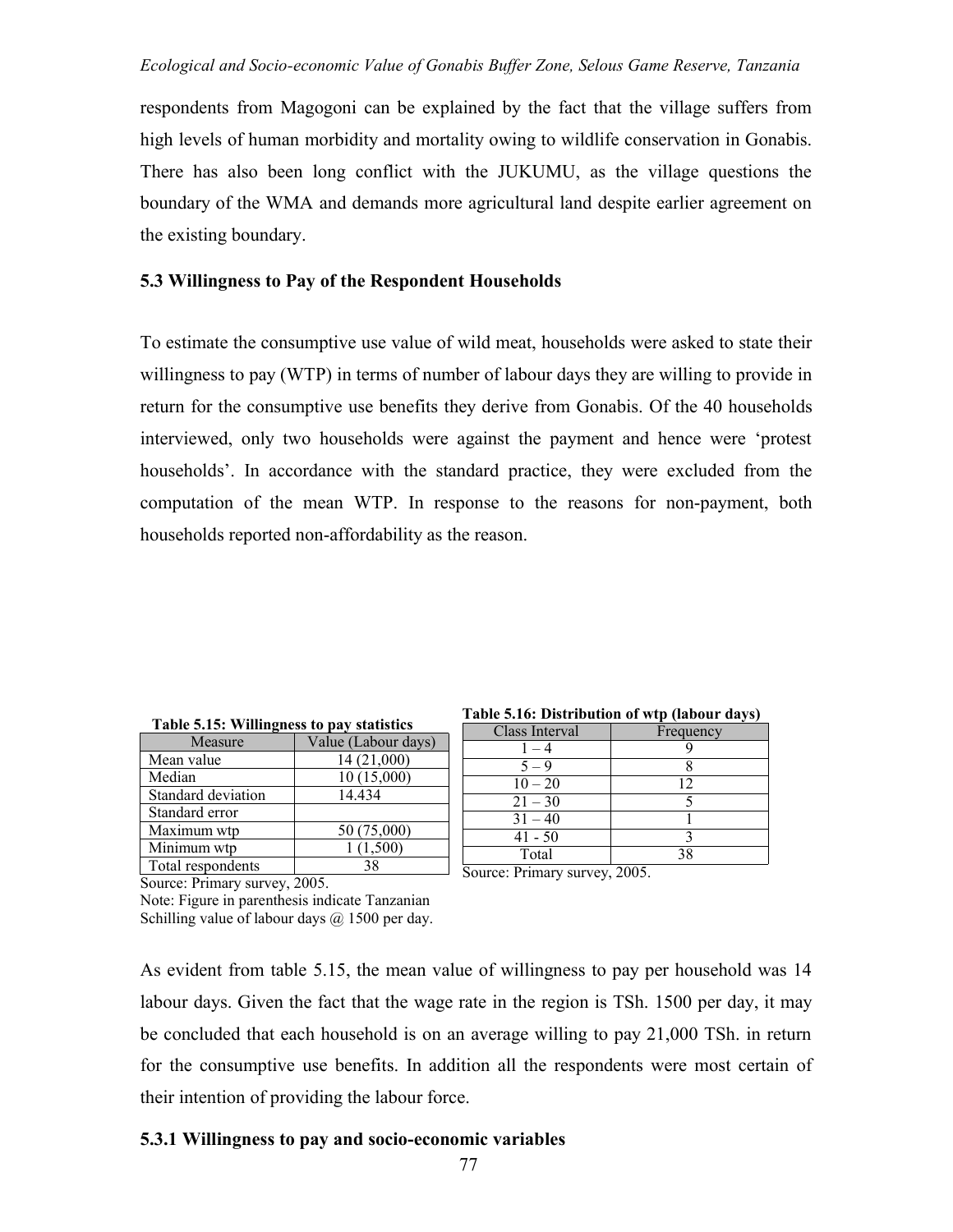respondents from Magogoni can be explained by the fact that the village suffers from high levels of human morbidity and mortality owing to wildlife conservation in Gonabis. There has also been long conflict with the JUKUMU, as the village questions the boundary of the WMA and demands more agricultural land despite earlier agreement on the existing boundary.

### 5.3 Willingness to Pay of the Respondent Households

To estimate the consumptive use value of wild meat, households were asked to state their willingness to pay (WTP) in terms of number of labour days they are willing to provide in return for the consumptive use benefits they derive from Gonabis. Of the 40 households interviewed, only two households were against the payment and hence were 'protest households'. In accordance with the standard practice, they were excluded from the computation of the mean WTP. In response to the reasons for non-payment, both households reported non-affordability as the reason.

**Table 5.15: Willingness to pay statistics**

| Measure | Value (Labour days) |
| --- | --- |
| Mean value | 14 (21,000) |
| Median | 10 (15,000) |
| Standard deviation | 14.434 |
| Standard error | |
| Maximum wtp | 50 (75,000) |
| Minimum wtp | 1 (1,500) |
| Total respondents | 38 |

Source: Primary survey, 2005.

Note: Figure in parenthesis indicate Tanzanian Schilling value of labour days @ 1500 per day.

**Table 5.16: Distribution of wtp (labour days)**

| Class Interval | Frequency |
| --- | --- |
| 1 – 4 | 9 |
| 5 – 9 | 8 |
| 10 – 20 | 12 |
| 21 – 30 | 5 |
| 31 – 40 | 1 |
| 41 - 50 | 3 |
| Total | 38 |

Source: Primary survey, 2005.

As evident from table 5.15, the mean value of willingness to pay per household was 14 labour days. Given the fact that the wage rate in the region is TSh. 1500 per day, it may be concluded that each household is on an average willing to pay 21,000 TSh. in return for the consumptive use benefits. In addition all the respondents were most certain of their intention of providing the labour force.

#### 5.3.1 Willingness to pay and socio-economic variables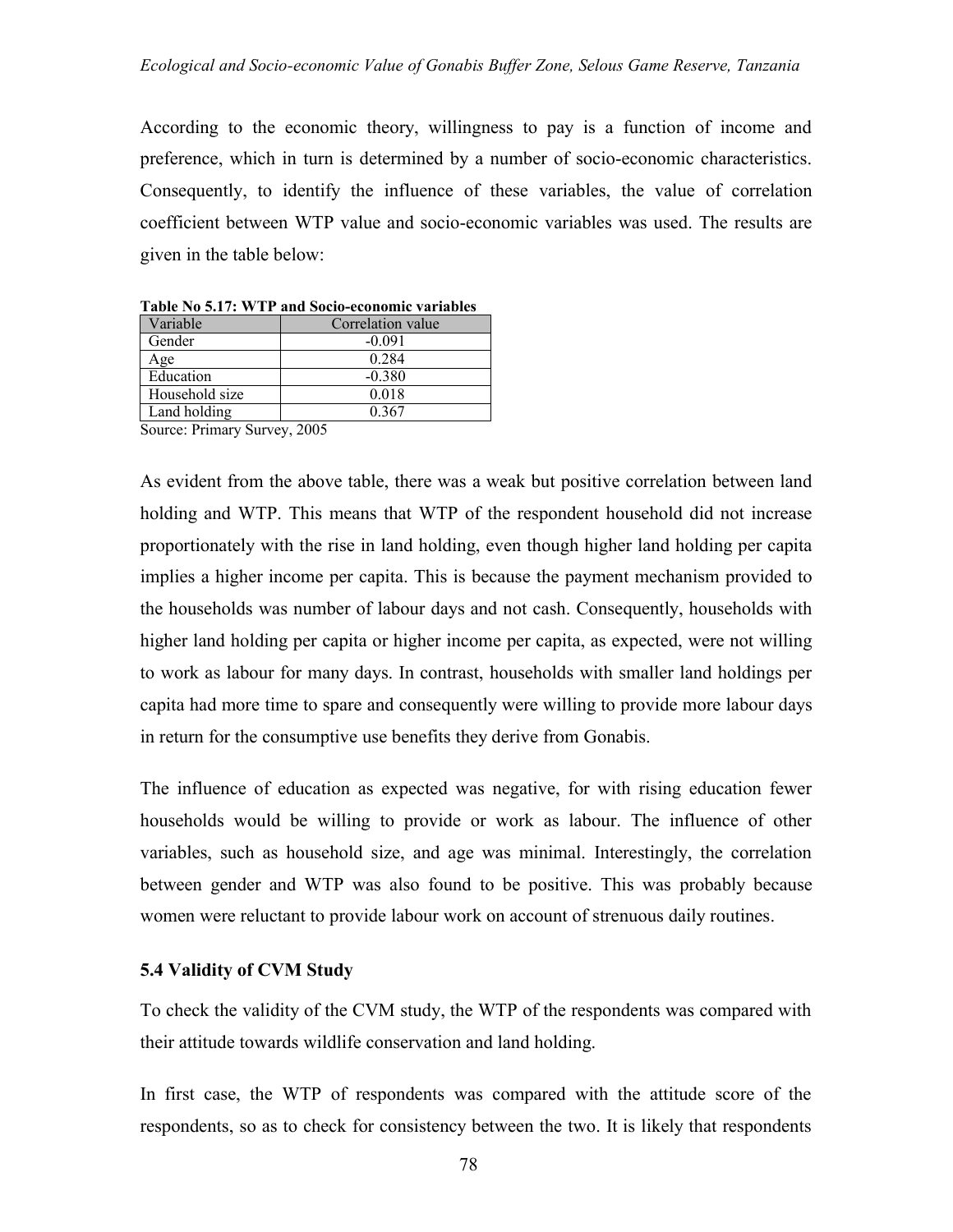According to the economic theory, willingness to pay is a function of income and preference, which in turn is determined by a number of socio-economic characteristics. Consequently, to identify the influence of these variables, the value of correlation coefficient between WTP value and socio-economic variables was used. The results are given in the table below:

**Table No 5.17: WTP and Socio-economic variables**

| Variable | Correlation value |
|---|---|
| Gender | -0.091 |
| Age | 0.284 |
| Education | -0.380 |
| Household size | 0.018 |
| Land holding | 0.367 |

Source: Primary Survey, 2005

As evident from the above table, there was a weak but positive correlation between land holding and WTP. This means that WTP of the respondent household did not increase proportionately with the rise in land holding, even though higher land holding per capita implies a higher income per capita. This is because the payment mechanism provided to the households was number of labour days and not cash. Consequently, households with higher land holding per capita or higher income per capita, as expected, were not willing to work as labour for many days. In contrast, households with smaller land holdings per capita had more time to spare and consequently were willing to provide more labour days in return for the consumptive use benefits they derive from Gonabis.

The influence of education as expected was negative, for with rising education fewer households would be willing to provide or work as labour. The influence of other variables, such as household size, and age was minimal. Interestingly, the correlation between gender and WTP was also found to be positive. This was probably because women were reluctant to provide labour work on account of strenuous daily routines.

### 5.4 Validity of CVM Study

To check the validity of the CVM study, the WTP of the respondents was compared with their attitude towards wildlife conservation and land holding.

In first case, the WTP of respondents was compared with the attitude score of the respondents, so as to check for consistency between the two. It is likely that respondents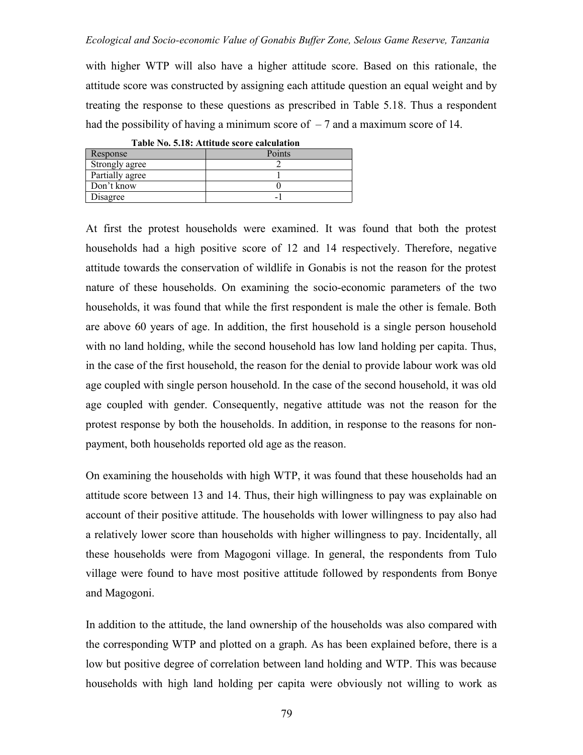with higher WTP will also have a higher attitude score. Based on this rationale, the attitude score was constructed by assigning each attitude question an equal weight and by treating the response to these questions as prescribed in Table 5.18. Thus a respondent had the possibility of having a minimum score of – 7 and a maximum score of 14.

**Table No. 5.18: Attitude score calculation**

| Response | Points |
|---|---|
| Strongly agree | 2 |
| Partially agree | 1 |
| Don't know | 0 |
| Disagree | -1 |

At first the protest households were examined. It was found that both the protest households had a high positive score of 12 and 14 respectively. Therefore, negative attitude towards the conservation of wildlife in Gonabis is not the reason for the protest nature of these households. On examining the socio-economic parameters of the two households, it was found that while the first respondent is male the other is female. Both are above 60 years of age. In addition, the first household is a single person household with no land holding, while the second household has low land holding per capita. Thus, in the case of the first household, the reason for the denial to provide labour work was old age coupled with single person household. In the case of the second household, it was old age coupled with gender. Consequently, negative attitude was not the reason for the protest response by both the households. In addition, in response to the reasons for non-payment, both households reported old age as the reason.

On examining the households with high WTP, it was found that these households had an attitude score between 13 and 14. Thus, their high willingness to pay was explainable on account of their positive attitude. The households with lower willingness to pay also had a relatively lower score than households with higher willingness to pay. Incidentally, all these households were from Magogoni village. In general, the respondents from Tulo village were found to have most positive attitude followed by respondents from Bonye and Magogoni.

In addition to the attitude, the land ownership of the households was also compared with the corresponding WTP and plotted on a graph. As has been explained before, there is a low but positive degree of correlation between land holding and WTP. This was because households with high land holding per capita were obviously not willing to work as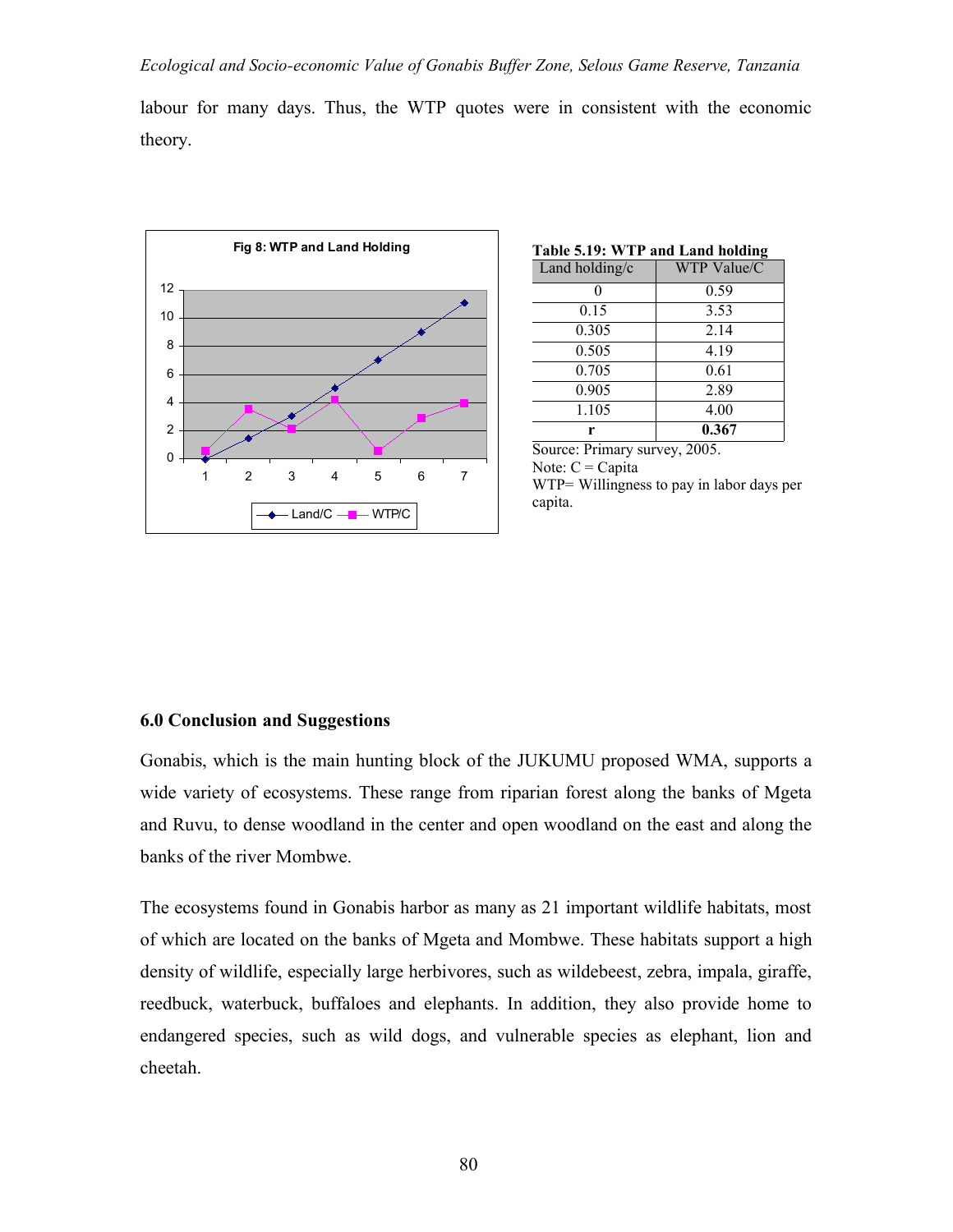labour for many days. Thus, the WTP quotes were in consistent with the economic theory.

Fig 8: WTP and Land Holding

**Table 5.19: WTP and Land holding**

| Land holding/c | WTP Value/C |
|---|---|
| 0 | 0.59 |
| 0.15 | 3.53 |
| 0.305 | 2.14 |
| 0.505 | 4.19 |
| 0.705 | 0.61 |
| 0.905 | 2.89 |
| 1.105 | 4.00 |
| **r** | **0.367** |

Source: Primary survey, 2005.
Note: C = Capita
WTP= Willingness to pay in labor days per capita.

## 6.0 Conclusion and Suggestions

Gonabis, which is the main hunting block of the JUKUMU proposed WMA, supports a wide variety of ecosystems. These range from riparian forest along the banks of Mgeta and Ruvu, to dense woodland in the center and open woodland on the east and along the banks of the river Mombwe.

The ecosystems found in Gonabis harbor as many as 21 important wildlife habitats, most of which are located on the banks of Mgeta and Mombwe. These habitats support a high density of wildlife, especially large herbivores, such as wildebeest, zebra, impala, giraffe, reedbuck, waterbuck, buffaloes and elephants. In addition, they also provide home to endangered species, such as wild dogs, and vulnerable species as elephant, lion and cheetah.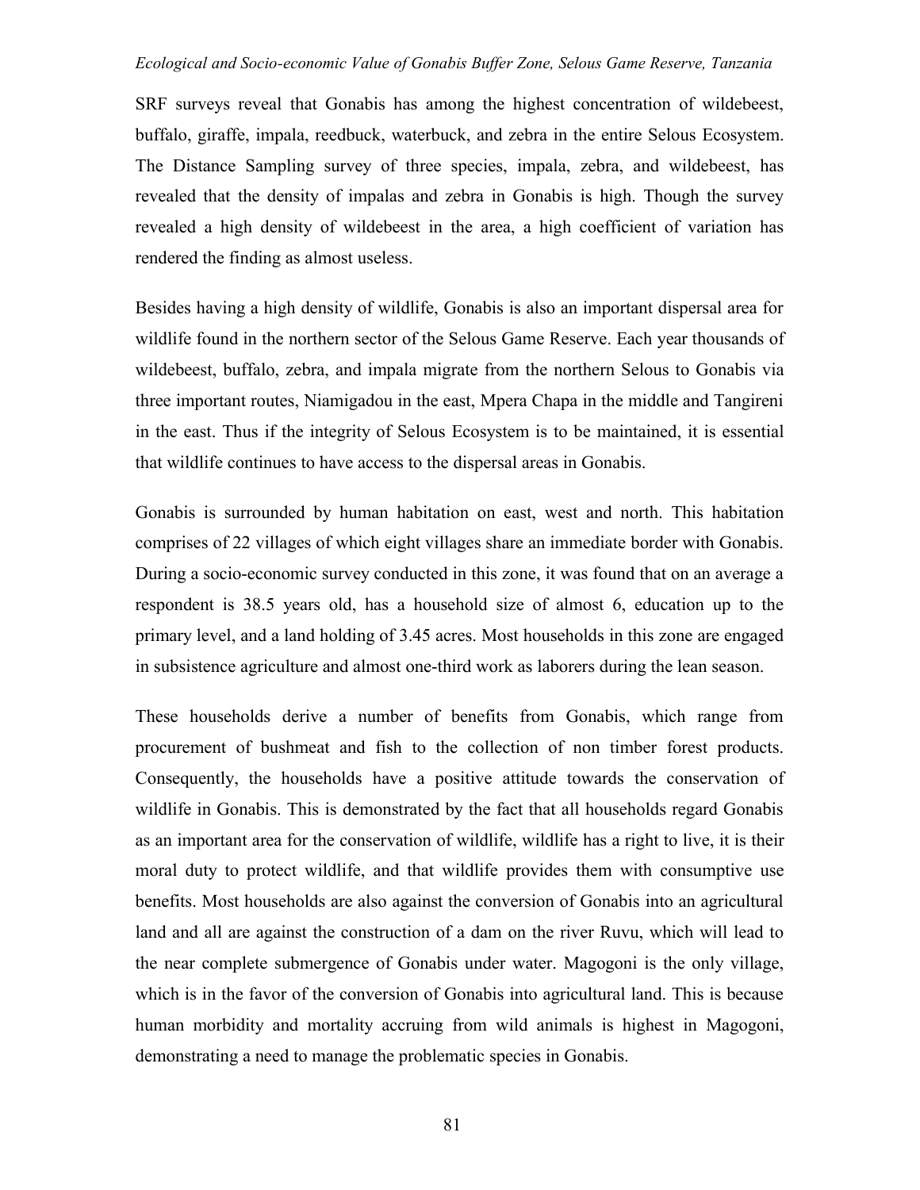SRF surveys reveal that Gonabis has among the highest concentration of wildebeest, buffalo, giraffe, impala, reedbuck, waterbuck, and zebra in the entire Selous Ecosystem. The Distance Sampling survey of three species, impala, zebra, and wildebeest, has revealed that the density of impalas and zebra in Gonabis is high. Though the survey revealed a high density of wildebeest in the area, a high coefficient of variation has rendered the finding as almost useless.

Besides having a high density of wildlife, Gonabis is also an important dispersal area for wildlife found in the northern sector of the Selous Game Reserve. Each year thousands of wildebeest, buffalo, zebra, and impala migrate from the northern Selous to Gonabis via three important routes, Niamigadou in the east, Mpera Chapa in the middle and Tangireni in the east. Thus if the integrity of Selous Ecosystem is to be maintained, it is essential that wildlife continues to have access to the dispersal areas in Gonabis.

Gonabis is surrounded by human habitation on east, west and north. This habitation comprises of 22 villages of which eight villages share an immediate border with Gonabis. During a socio-economic survey conducted in this zone, it was found that on an average a respondent is 38.5 years old, has a household size of almost 6, education up to the primary level, and a land holding of 3.45 acres. Most households in this zone are engaged in subsistence agriculture and almost one-third work as laborers during the lean season.

These households derive a number of benefits from Gonabis, which range from procurement of bushmeat and fish to the collection of non timber forest products. Consequently, the households have a positive attitude towards the conservation of wildlife in Gonabis. This is demonstrated by the fact that all households regard Gonabis as an important area for the conservation of wildlife, wildlife has a right to live, it is their moral duty to protect wildlife, and that wildlife provides them with consumptive use benefits. Most households are also against the conversion of Gonabis into an agricultural land and all are against the construction of a dam on the river Ruvu, which will lead to the near complete submergence of Gonabis under water. Magogoni is the only village, which is in the favor of the conversion of Gonabis into agricultural land. This is because human morbidity and mortality accruing from wild animals is highest in Magogoni, demonstrating a need to manage the problematic species in Gonabis.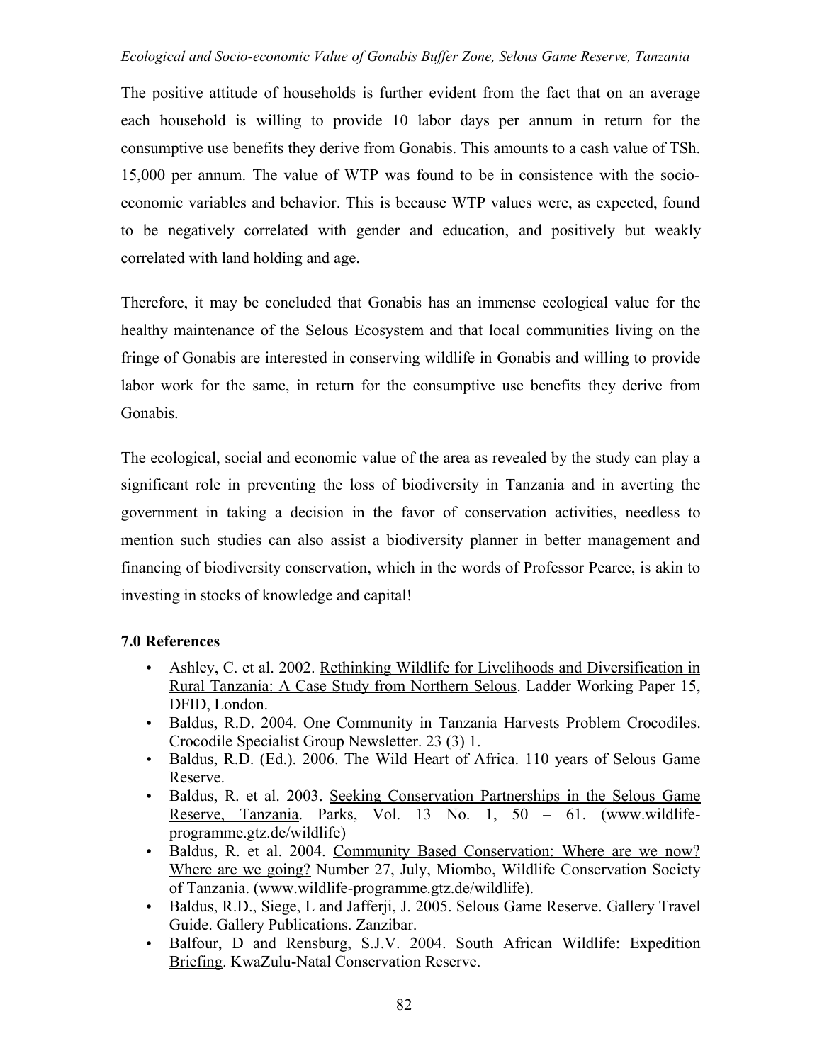The positive attitude of households is further evident from the fact that on an average each household is willing to provide 10 labor days per annum in return for the consumptive use benefits they derive from Gonabis. This amounts to a cash value of TSh. 15,000 per annum. The value of WTP was found to be in consistence with the socio-economic variables and behavior. This is because WTP values were, as expected, found to be negatively correlated with gender and education, and positively but weakly correlated with land holding and age.

Therefore, it may be concluded that Gonabis has an immense ecological value for the healthy maintenance of the Selous Ecosystem and that local communities living on the fringe of Gonabis are interested in conserving wildlife in Gonabis and willing to provide labor work for the same, in return for the consumptive use benefits they derive from Gonabis.

The ecological, social and economic value of the area as revealed by the study can play a significant role in preventing the loss of biodiversity in Tanzania and in averting the government in taking a decision in the favor of conservation activities, needless to mention such studies can also assist a biodiversity planner in better management and financing of biodiversity conservation, which in the words of Professor Pearce, is akin to investing in stocks of knowledge and capital!

## 7.0 References

- Ashley, C. et al. 2002. Rethinking Wildlife for Livelihoods and Diversification in Rural Tanzania: A Case Study from Northern Selous. Ladder Working Paper 15, DFID, London.
- Baldus, R.D. 2004. One Community in Tanzania Harvests Problem Crocodiles. Crocodile Specialist Group Newsletter. 23 (3) 1.
- Baldus, R.D. (Ed.). 2006. The Wild Heart of Africa. 110 years of Selous Game Reserve.
- Baldus, R. et al. 2003. Seeking Conservation Partnerships in the Selous Game Reserve, Tanzania. Parks, Vol. 13 No. 1, 50 – 61. (www.wildlife-programme.gtz.de/wildlife)
- Baldus, R. et al. 2004. Community Based Conservation: Where are we now? Where are we going? Number 27, July, Miombo, Wildlife Conservation Society of Tanzania. (www.wildlife-programme.gtz.de/wildlife).
- Baldus, R.D., Siege, L and Jafferji, J. 2005. Selous Game Reserve. Gallery Travel Guide. Gallery Publications. Zanzibar.
- Balfour, D and Rensburg, S.J.V. 2004. South African Wildlife: Expedition Briefing. KwaZulu-Natal Conservation Reserve.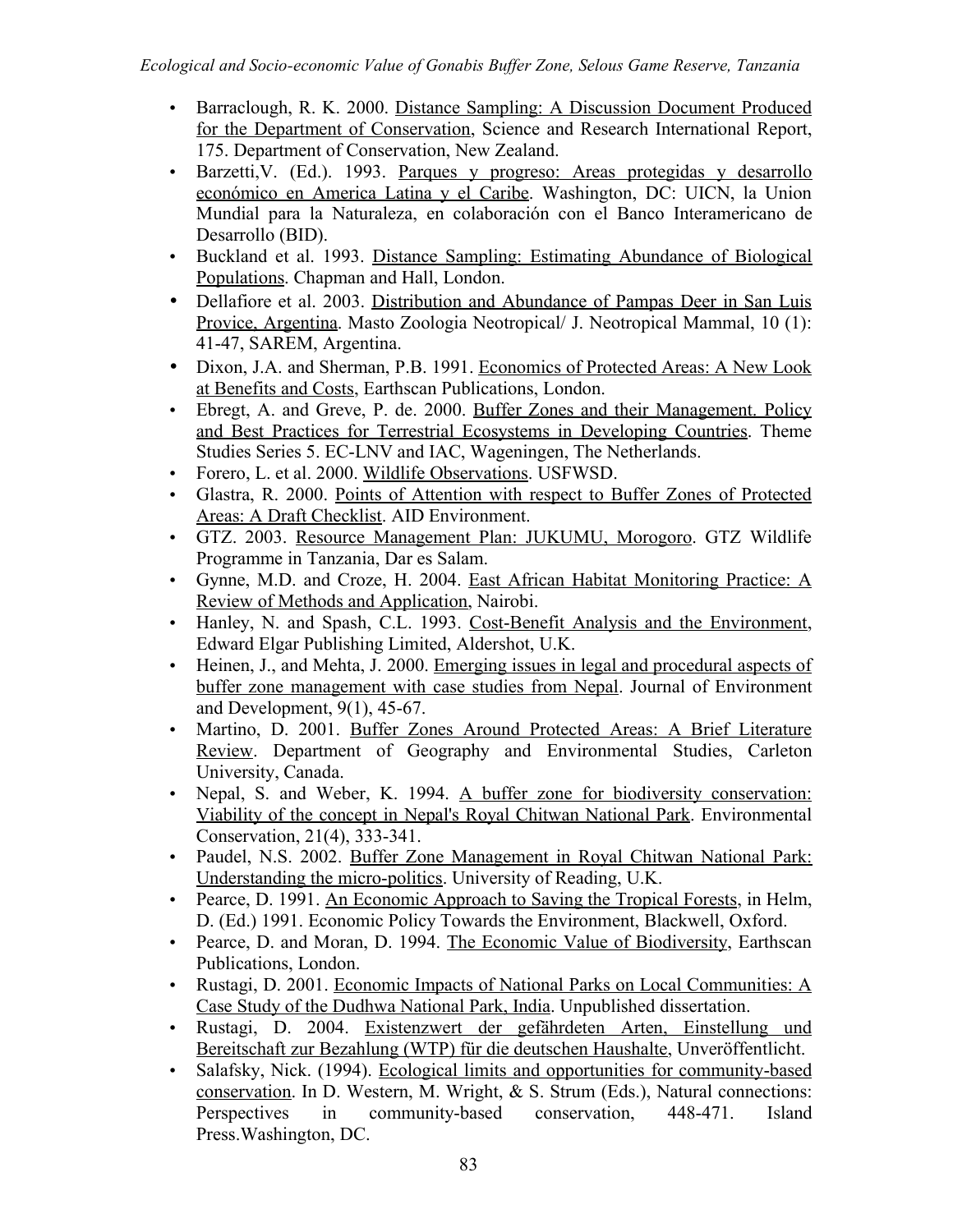- Barraclough, R. K. 2000. Distance Sampling: A Discussion Document Produced for the Department of Conservation, Science and Research International Report, 175. Department of Conservation, New Zealand.
- Barzetti,V. (Ed.). 1993. Parques y progreso: Areas protegidas y desarrollo económico en America Latina y el Caribe. Washington, DC: UICN, la Union Mundial para la Naturaleza, en colaboración con el Banco Interamericano de Desarrollo (BID).
- Buckland et al. 1993. Distance Sampling: Estimating Abundance of Biological Populations. Chapman and Hall, London.
- Dellafiore et al. 2003. Distribution and Abundance of Pampas Deer in San Luis Provice, Argentina. Masto Zoologia Neotropical/ J. Neotropical Mammal, 10 (1): 41-47, SAREM, Argentina.
- Dixon, J.A. and Sherman, P.B. 1991. Economics of Protected Areas: A New Look at Benefits and Costs, Earthscan Publications, London.
- Ebregt, A. and Greve, P. de. 2000. Buffer Zones and their Management. Policy and Best Practices for Terrestrial Ecosystems in Developing Countries. Theme Studies Series 5. EC-LNV and IAC, Wageningen, The Netherlands.
- Forero, L. et al. 2000. Wildlife Observations. USFWSD.
- Glastra, R. 2000. Points of Attention with respect to Buffer Zones of Protected Areas: A Draft Checklist. AID Environment.
- GTZ. 2003. Resource Management Plan: JUKUMU, Morogoro. GTZ Wildlife Programme in Tanzania, Dar es Salam.
- Gynne, M.D. and Croze, H. 2004. East African Habitat Monitoring Practice: A Review of Methods and Application, Nairobi.
- Hanley, N. and Spash, C.L. 1993. Cost-Benefit Analysis and the Environment, Edward Elgar Publishing Limited, Aldershot, U.K.
- Heinen, J., and Mehta, J. 2000. Emerging issues in legal and procedural aspects of buffer zone management with case studies from Nepal. Journal of Environment and Development, 9(1), 45-67.
- Martino, D. 2001. Buffer Zones Around Protected Areas: A Brief Literature Review. Department of Geography and Environmental Studies, Carleton University, Canada.
- Nepal, S. and Weber, K. 1994. A buffer zone for biodiversity conservation: Viability of the concept in Nepal's Royal Chitwan National Park. Environmental Conservation, 21(4), 333-341.
- Paudel, N.S. 2002. Buffer Zone Management in Royal Chitwan National Park: Understanding the micro-politics. University of Reading, U.K.
- Pearce, D. 1991. An Economic Approach to Saving the Tropical Forests, in Helm, D. (Ed.) 1991. Economic Policy Towards the Environment, Blackwell, Oxford.
- Pearce, D. and Moran, D. 1994. The Economic Value of Biodiversity, Earthscan Publications, London.
- Rustagi, D. 2001. Economic Impacts of National Parks on Local Communities: A Case Study of the Dudhwa National Park, India. Unpublished dissertation.
- Rustagi, D. 2004. Existenzwert der gefährdeten Arten, Einstellung und Bereitschaft zur Bezahlung (WTP) für die deutschen Haushalte, Unveröffentlicht.
- Salafsky, Nick. (1994). Ecological limits and opportunities for community-based conservation. In D. Western, M. Wright, & S. Strum (Eds.), Natural connections: Perspectives in community-based conservation, 448-471. Island Press.Washington, DC.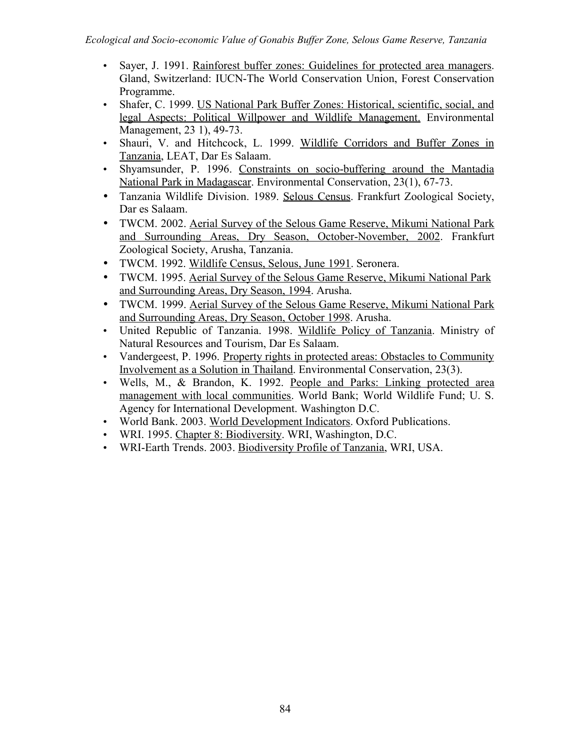- Sayer, J. 1991. Rainforest buffer zones: Guidelines for protected area managers. Gland, Switzerland: IUCN-The World Conservation Union, Forest Conservation Programme.
- Shafer, C. 1999. US National Park Buffer Zones: Historical, scientific, social, and legal Aspects: Political Willpower and Wildlife Management. Environmental Management, 23 1), 49-73.
- Shauri, V. and Hitchcock, L. 1999. Wildlife Corridors and Buffer Zones in Tanzania, LEAT, Dar Es Salaam.
- Shyamsunder, P. 1996. Constraints on socio-buffering around the Mantadia National Park in Madagascar. Environmental Conservation, 23(1), 67-73.
- Tanzania Wildlife Division. 1989. Selous Census. Frankfurt Zoological Society, Dar es Salaam.
- TWCM. 2002. Aerial Survey of the Selous Game Reserve, Mikumi National Park and Surrounding Areas, Dry Season, October-November, 2002. Frankfurt Zoological Society, Arusha, Tanzania.
- TWCM. 1992. Wildlife Census, Selous, June 1991. Seronera.
- TWCM. 1995. Aerial Survey of the Selous Game Reserve, Mikumi National Park and Surrounding Areas, Dry Season, 1994. Arusha.
- TWCM. 1999. Aerial Survey of the Selous Game Reserve, Mikumi National Park and Surrounding Areas, Dry Season, October 1998. Arusha.
- United Republic of Tanzania. 1998. Wildlife Policy of Tanzania. Ministry of Natural Resources and Tourism, Dar Es Salaam.
- Vandergeest, P. 1996. Property rights in protected areas: Obstacles to Community Involvement as a Solution in Thailand. Environmental Conservation, 23(3).
- Wells, M., & Brandon, K. 1992. People and Parks: Linking protected area management with local communities. World Bank; World Wildlife Fund; U. S. Agency for International Development. Washington D.C.
- World Bank. 2003. World Development Indicators. Oxford Publications.
- WRI. 1995. Chapter 8: Biodiversity. WRI, Washington, D.C.
- WRI-Earth Trends. 2003. Biodiversity Profile of Tanzania, WRI, USA.